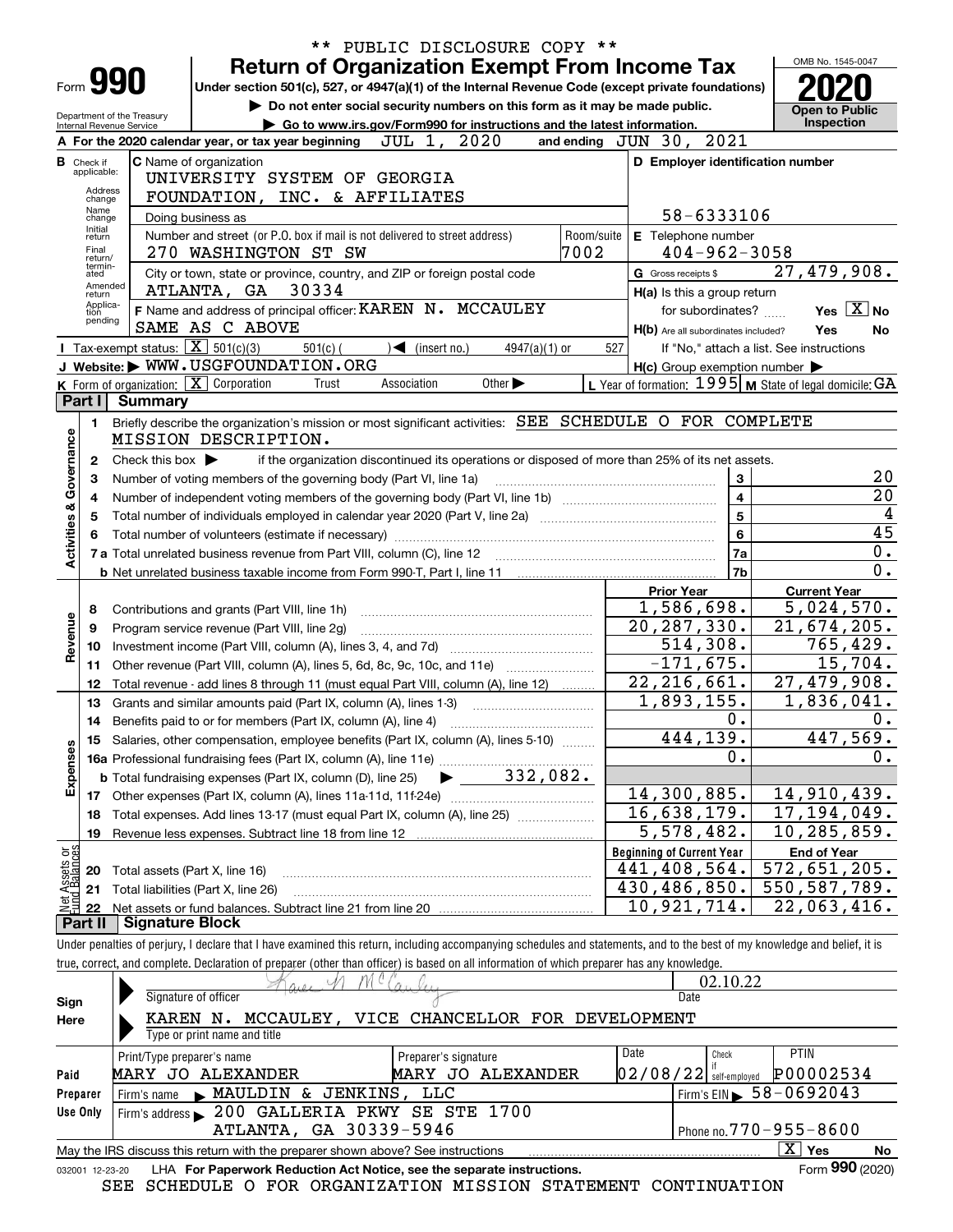** PUBLIC DISCLOSURE COPY **

# Form 990 — Return of Organization Exempt From Income Tax

Under section 501(c), 527, or 4947(a)(1) of the Internal Revenue Code (except private foundations)

▶ Do not enter social security numbers on this form as it may be made public.

▶ Go to www.irs.gov/Form990 for instructions and the latest information.

Department of the Treasury
Internal Revenue Service

OMB No. 1545-0047

**2020**

**Open to Public Inspection**

**A** For the 2020 calendar year, or tax year beginning JUL 1, 2020 and ending JUN 30, 2021

**B** Check if applicable: Address change; Name change; Initial return; Final return/terminated; Amended return; Application pending

**C** Name of organization: UNIVERSITY SYSTEM OF GEORGIA FOUNDATION, INC. & AFFILIATES

Doing business as

Number and street (or P.O. box if mail is not delivered to street address): 270 WASHINGTON ST SW — Room/suite: 7002

City or town, state or province, country, and ZIP or foreign postal code: ATLANTA, GA 30334

**D** Employer identification number: 58-6333106

**E** Telephone number: 404-962-3058

**G** Gross receipts $ 27,479,908.

**F** Name and address of principal officer: KAREN N. MCCAULEY, SAME AS C ABOVE

**H(a)** Is this a group return for subordinates? Yes [ ] No [X]

**H(b)** Are all subordinates included? Yes No — If "No," attach a list. See instructions

**H(c)** Group exemption number ▶

**I** Tax-exempt status: [X] 501(c)(3) [ ] 501(c) ( ) ◀ (insert no.) [ ] 4947(a)(1) or [ ] 527

**J** Website: ▶ WWW.USGFOUNDATION.ORG

**K** Form of organization: [X] Corporation [ ] Trust [ ] Association [ ] Other ▶

**L** Year of formation: 1995 **M** State of legal domicile: GA

## Part I Summary

**Activities & Governance**

1. Briefly describe the organization's mission or most significant activities: SEE SCHEDULE O FOR COMPLETE MISSION DESCRIPTION.
2. Check this box ▶ [ ] if the organization discontinued its operations or disposed of more than 25% of its net assets.

| | | Line | |
|---|---|---|---|
| 3 | Number of voting members of the governing body (Part VI, line 1a) | 3 | 20 |
| 4 | Number of independent voting members of the governing body (Part VI, line 1b) | 4 | 20 |
| 5 | Total number of individuals employed in calendar year 2020 (Part V, line 2a) | 5 | 4 |
| 6 | Total number of volunteers (estimate if necessary) | 6 | 45 |
| 7a | Total unrelated business revenue from Part VIII, column (C), line 12 | 7a | 0. |
| b | Net unrelated business taxable income from Form 990-T, Part I, line 11 | 7b | 0. |

| | | | Prior Year | Current Year |
|---|---|---|---|---|
| **Revenue** | 8 | Contributions and grants (Part VIII, line 1h) | 1,586,698. | 5,024,570. |
| | 9 | Program service revenue (Part VIII, line 2g) | 20,287,330. | 21,674,205. |
| | 10 | Investment income (Part VIII, column (A), lines 3, 4, and 7d) | 514,308. | 765,429. |
| | 11 | Other revenue (Part VIII, column (A), lines 5, 6d, 8c, 9c, 10c, and 11e) | -171,675. | 15,704. |
| | 12 | Total revenue - add lines 8 through 11 (must equal Part VIII, column (A), line 12) | 22,216,661. | 27,479,908. |
| **Expenses** | 13 | Grants and similar amounts paid (Part IX, column (A), lines 1-3) | 1,893,155. | 1,836,041. |
| | 14 | Benefits paid to or for members (Part IX, column (A), line 4) | 0. | 0. |
| | 15 | Salaries, other compensation, employee benefits (Part IX, column (A), lines 5-10) | 444,139. | 447,569. |
| | 16a | Professional fundraising fees (Part IX, column (A), line 11e) | 0. | 0. |
| | b | Total fundraising expenses (Part IX, column (D), line 25) ▶ 332,082. | | |
| | 17 | Other expenses (Part IX, column (A), lines 11a-11d, 11f-24e) | 14,300,885. | 14,910,439. |
| | 18 | Total expenses. Add lines 13-17 (must equal Part IX, column (A), line 25) | 16,638,179. | 17,194,049. |
| | 19 | Revenue less expenses. Subtract line 18 from line 12 | 5,578,482. | 10,285,859. |

| | | | Beginning of Current Year | End of Year |
|---|---|---|---|---|
| **Net Assets or Fund Balances** | 20 | Total assets (Part X, line 16) | 441,408,564. | 572,651,205. |
| | 21 | Total liabilities (Part X, line 26) | 430,486,850. | 550,587,789. |
| | 22 | Net assets or fund balances. Subtract line 21 from line 20 | 10,921,714. | 22,063,416. |

## Part II Signature Block

Under penalties of perjury, I declare that I have examined this return, including accompanying schedules and statements, and to the best of my knowledge and belief, it is true, correct, and complete. Declaration of preparer (other than officer) is based on all information of which preparer has any knowledge.

**Sign Here**

Signature of officer: Karen N. McCauley — Date: 02.10.22

KAREN N. MCCAULEY, VICE CHANCELLOR FOR DEVELOPMENT
Type or print name and title

**Paid Preparer Use Only**

| Print/Type preparer's name | Preparer's signature | Date | Check if self-employed | PTIN |
|---|---|---|---|---|
| MARY JO ALEXANDER | MARY JO ALEXANDER | 02/08/22 | | P00002534 |

Firm's name ▶ MAULDIN & JENKINS, LLC — Firm's EIN ▶ 58-0692043

Firm's address ▶ 200 GALLERIA PKWY SE STE 1700, ATLANTA, GA 30339-5946 — Phone no. 770-955-8600

May the IRS discuss this return with the preparer shown above? See instructions [X] Yes [ ] No

032001 12-23-20 LHA For Paperwork Reduction Act Notice, see the separate instructions. Form **990** (2020)

SEE SCHEDULE O FOR ORGANIZATION MISSION STATEMENT CONTINUATION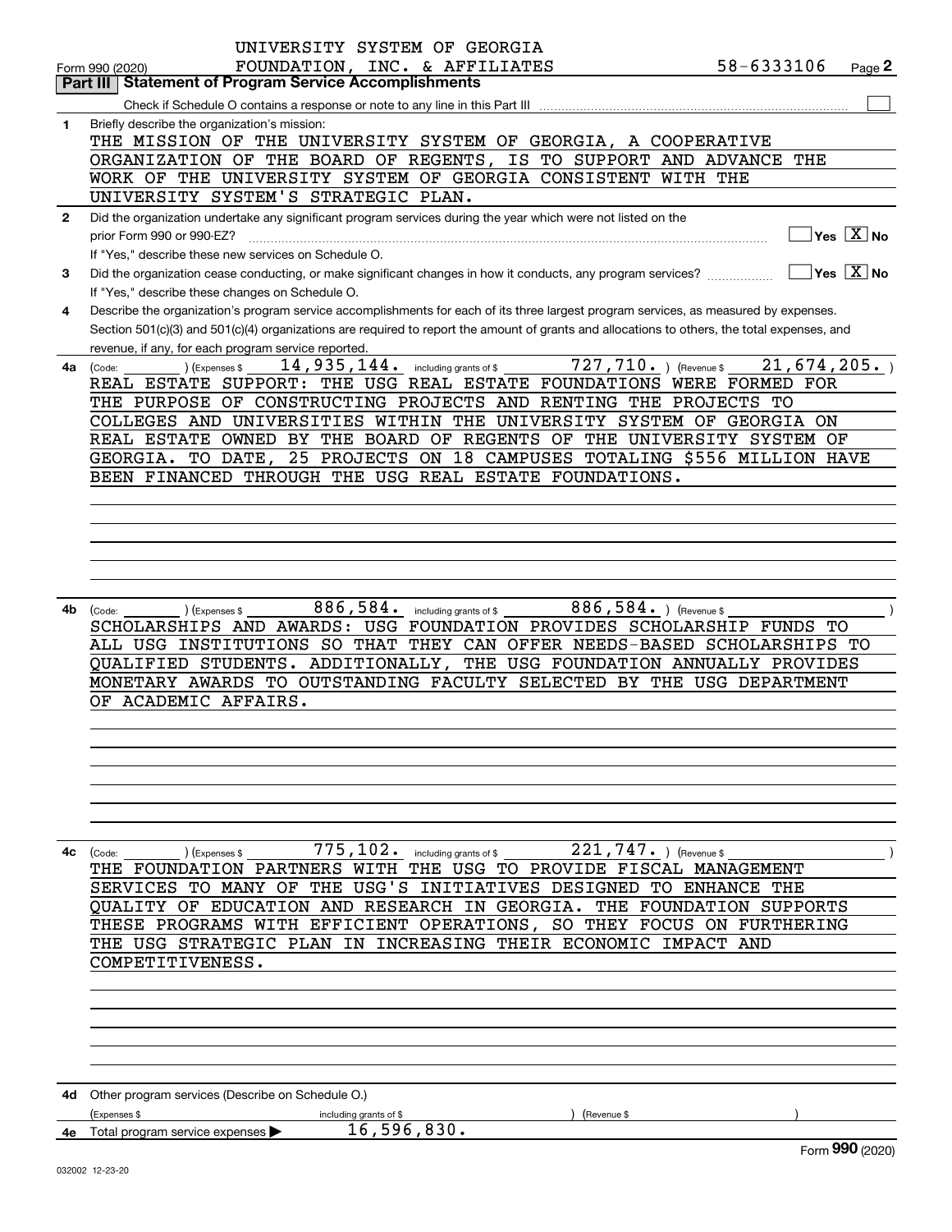UNIVERSITY SYSTEM OF GEORGIA FOUNDATION, INC. & AFFILIATES 58-6333106

Form 990 (2020)

## Part III Statement of Program Service Accomplishments

Check if Schedule O contains a response or note to any line in this Part III ☐

**1** Briefly describe the organization's mission:

THE MISSION OF THE UNIVERSITY SYSTEM OF GEORGIA, A COOPERATIVE ORGANIZATION OF THE BOARD OF REGENTS, IS TO SUPPORT AND ADVANCE THE WORK OF THE UNIVERSITY SYSTEM OF GEORGIA CONSISTENT WITH THE UNIVERSITY SYSTEM'S STRATEGIC PLAN.

**2** Did the organization undertake any significant program services during the year which were not listed on the prior Form 990 or 990-EZ? ☐ Yes ☒ No

If "Yes," describe these new services on Schedule O.

**3** Did the organization cease conducting, or make significant changes in how it conducts, any program services? ☐ Yes ☒ No

If "Yes," describe these changes on Schedule O.

**4** Describe the organization's program service accomplishments for each of its three largest program services, as measured by expenses. Section 501(c)(3) and 501(c)(4) organizations are required to report the amount of grants and allocations to others, the total expenses, and revenue, if any, for each program service reported.

**4a** (Code: ) (Expenses $ 14,935,144. including grants of $ 727,710. ) (Revenue $ 21,674,205. )

REAL ESTATE SUPPORT: THE USG REAL ESTATE FOUNDATIONS WERE FORMED FOR THE PURPOSE OF CONSTRUCTING PROJECTS AND RENTING THE PROJECTS TO COLLEGES AND UNIVERSITIES WITHIN THE UNIVERSITY SYSTEM OF GEORGIA ON REAL ESTATE OWNED BY THE BOARD OF REGENTS OF THE UNIVERSITY SYSTEM OF GEORGIA. TO DATE, 25 PROJECTS ON 18 CAMPUSES TOTALING $556 MILLION HAVE BEEN FINANCED THROUGH THE USG REAL ESTATE FOUNDATIONS.

**4b** (Code: ) (Expenses $ 886,584. including grants of $ 886,584. ) (Revenue $ )

SCHOLARSHIPS AND AWARDS: USG FOUNDATION PROVIDES SCHOLARSHIP FUNDS TO ALL USG INSTITUTIONS SO THAT THEY CAN OFFER NEEDS-BASED SCHOLARSHIPS TO QUALIFIED STUDENTS. ADDITIONALLY, THE USG FOUNDATION ANNUALLY PROVIDES MONETARY AWARDS TO OUTSTANDING FACULTY SELECTED BY THE USG DEPARTMENT OF ACADEMIC AFFAIRS.

**4c** (Code: ) (Expenses $ 775,102. including grants of $ 221,747. ) (Revenue $ )

THE FOUNDATION PARTNERS WITH THE USG TO PROVIDE FISCAL MANAGEMENT SERVICES TO MANY OF THE USG'S INITIATIVES DESIGNED TO ENHANCE THE QUALITY OF EDUCATION AND RESEARCH IN GEORGIA. THE FOUNDATION SUPPORTS THESE PROGRAMS WITH EFFICIENT OPERATIONS, SO THEY FOCUS ON FURTHERING THE USG STRATEGIC PLAN IN INCREASING THEIR ECONOMIC IMPACT AND COMPETITIVENESS.

**4d** Other program services (Describe on Schedule O.)

(Expenses $ including grants of $ ) (Revenue $ )

**4e** Total program service expenses ▶ 16,596,830.

Form **990** (2020)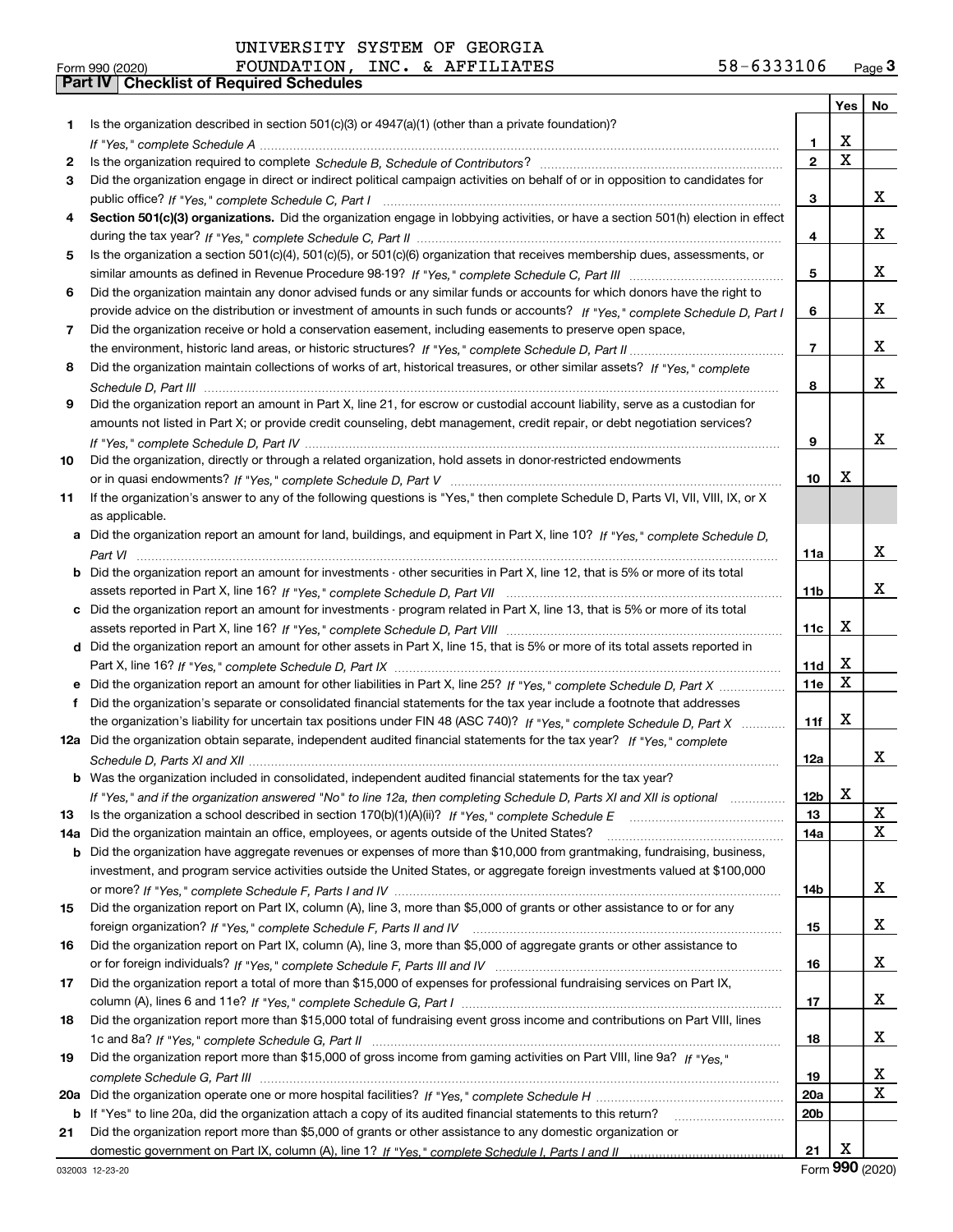UNIVERSITY SYSTEM OF GEORGIA
Form 990 (2020) FOUNDATION, INC. & AFFILIATES 58-6333106 Page **3**

**Part IV | Checklist of Required Schedules**

| | | | Yes | No |
|---|---|---|---|---|
| 1 | Is the organization described in section 501(c)(3) or 4947(a)(1) (other than a private foundation)? *If "Yes," complete Schedule A* | 1 | X | |
| 2 | Is the organization required to complete *Schedule B, Schedule of Contributors*? | 2 | X | |
| 3 | Did the organization engage in direct or indirect political campaign activities on behalf of or in opposition to candidates for public office? *If "Yes," complete Schedule C, Part I* | 3 | | X |
| 4 | **Section 501(c)(3) organizations.** Did the organization engage in lobbying activities, or have a section 501(h) election in effect during the tax year? *If "Yes," complete Schedule C, Part II* | 4 | | X |
| 5 | Is the organization a section 501(c)(4), 501(c)(5), or 501(c)(6) organization that receives membership dues, assessments, or similar amounts as defined in Revenue Procedure 98-19? *If "Yes," complete Schedule C, Part III* | 5 | | X |
| 6 | Did the organization maintain any donor advised funds or any similar funds or accounts for which donors have the right to provide advice on the distribution or investment of amounts in such funds or accounts? *If "Yes," complete Schedule D, Part I* | 6 | | X |
| 7 | Did the organization receive or hold a conservation easement, including easements to preserve open space, the environment, historic land areas, or historic structures? *If "Yes," complete Schedule D, Part II* | 7 | | X |
| 8 | Did the organization maintain collections of works of art, historical treasures, or other similar assets? *If "Yes," complete Schedule D, Part III* | 8 | | X |
| 9 | Did the organization report an amount in Part X, line 21, for escrow or custodial account liability, serve as a custodian for amounts not listed in Part X; or provide credit counseling, debt management, credit repair, or debt negotiation services? *If "Yes," complete Schedule D, Part IV* | 9 | | X |
| 10 | Did the organization, directly or through a related organization, hold assets in donor-restricted endowments or in quasi endowments? *If "Yes," complete Schedule D, Part V* | 10 | X | |
| 11 | If the organization's answer to any of the following questions is "Yes," then complete Schedule D, Parts VI, VII, VIII, IX, or X as applicable. | | | |
| a | Did the organization report an amount for land, buildings, and equipment in Part X, line 10? *If "Yes," complete Schedule D, Part VI* | 11a | | X |
| b | Did the organization report an amount for investments - other securities in Part X, line 12, that is 5% or more of its total assets reported in Part X, line 16? *If "Yes," complete Schedule D, Part VII* | 11b | | X |
| c | Did the organization report an amount for investments - program related in Part X, line 13, that is 5% or more of its total assets reported in Part X, line 16? *If "Yes," complete Schedule D, Part VIII* | 11c | X | |
| d | Did the organization report an amount for other assets in Part X, line 15, that is 5% or more of its total assets reported in Part X, line 16? *If "Yes," complete Schedule D, Part IX* | 11d | X | |
| e | Did the organization report an amount for other liabilities in Part X, line 25? *If "Yes," complete Schedule D, Part X* | 11e | X | |
| f | Did the organization's separate or consolidated financial statements for the tax year include a footnote that addresses the organization's liability for uncertain tax positions under FIN 48 (ASC 740)? *If "Yes," complete Schedule D, Part X* | 11f | X | |
| 12a | Did the organization obtain separate, independent audited financial statements for the tax year? *If "Yes," complete Schedule D, Parts XI and XII* | 12a | | X |
| b | Was the organization included in consolidated, independent audited financial statements for the tax year? *If "Yes," and if the organization answered "No" to line 12a, then completing Schedule D, Parts XI and XII is optional* | 12b | X | |
| 13 | Is the organization a school described in section 170(b)(1)(A)(ii)? *If "Yes," complete Schedule E* | 13 | | X |
| 14a | Did the organization maintain an office, employees, or agents outside of the United States? | 14a | | X |
| b | Did the organization have aggregate revenues or expenses of more than $10,000 from grantmaking, fundraising, business, investment, and program service activities outside the United States, or aggregate foreign investments valued at $100,000 or more? *If "Yes," complete Schedule F, Parts I and IV* | 14b | | X |
| 15 | Did the organization report on Part IX, column (A), line 3, more than $5,000 of grants or other assistance to or for any foreign organization? *If "Yes," complete Schedule F, Parts II and IV* | 15 | | X |
| 16 | Did the organization report on Part IX, column (A), line 3, more than $5,000 of aggregate grants or other assistance to or for foreign individuals? *If "Yes," complete Schedule F, Parts III and IV* | 16 | | X |
| 17 | Did the organization report a total of more than $15,000 of expenses for professional fundraising services on Part IX, column (A), lines 6 and 11e? *If "Yes," complete Schedule G, Part I* | 17 | | X |
| 18 | Did the organization report more than $15,000 total of fundraising event gross income and contributions on Part VIII, lines 1c and 8a? *If "Yes," complete Schedule G, Part II* | 18 | | X |
| 19 | Did the organization report more than $15,000 of gross income from gaming activities on Part VIII, line 9a? *If "Yes," complete Schedule G, Part III* | 19 | | X |
| 20a | Did the organization operate one or more hospital facilities? *If "Yes," complete Schedule H* | 20a | | X |
| b | If "Yes" to line 20a, did the organization attach a copy of its audited financial statements to this return? | 20b | | |
| 21 | Did the organization report more than $5,000 of grants or other assistance to any domestic organization or domestic government on Part IX, column (A), line 1? *If "Yes," complete Schedule I, Parts I and II* | 21 | X | |

032003 12-23-20 Form **990** (2020)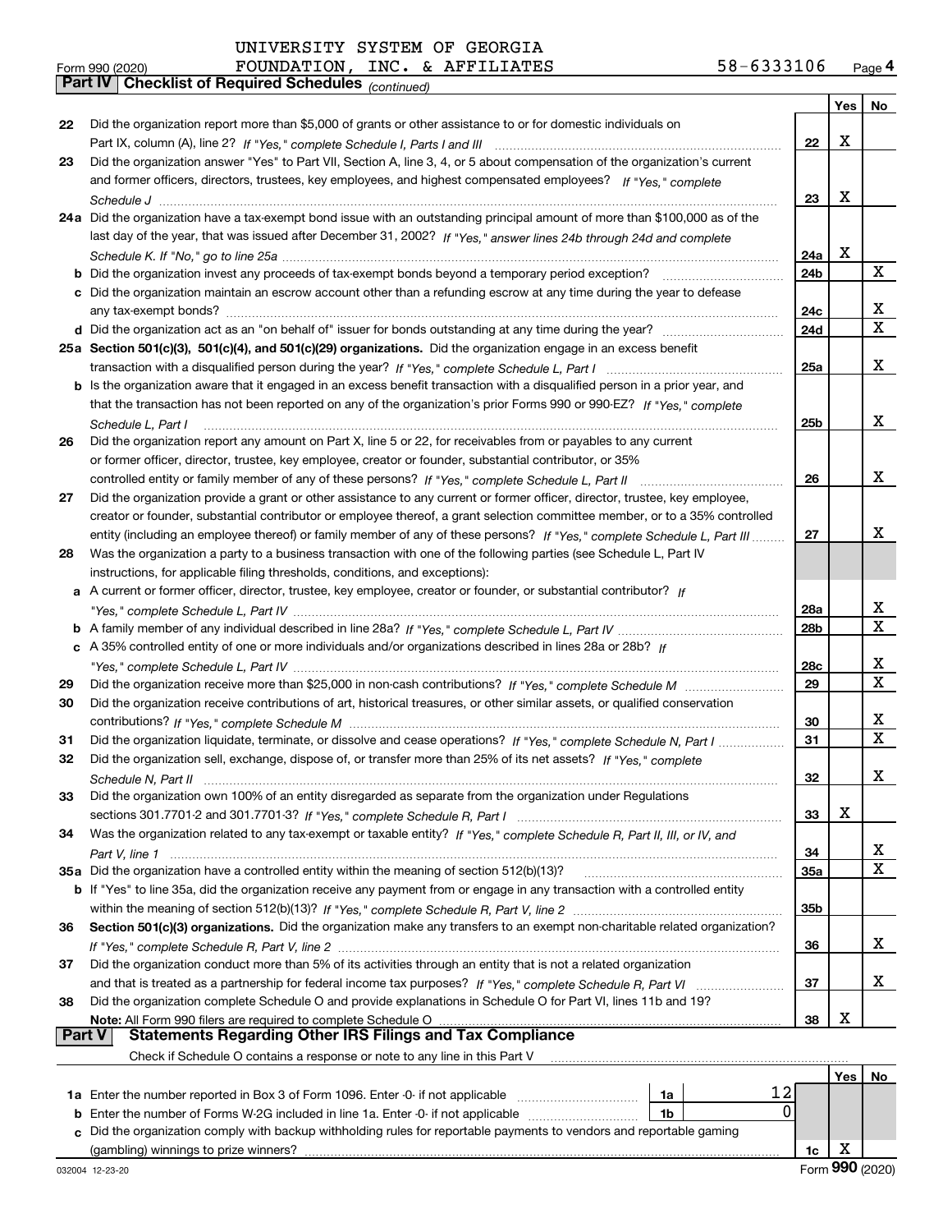UNIVERSITY SYSTEM OF GEORGIA
FOUNDATION, INC. & AFFILIATES 58-6333106

Form 990 (2020) Page 4

**Part IV | Checklist of Required Schedules** *(continued)*

| | | | Yes | No |
|---|---|---|---|---|
| 22 | Did the organization report more than $5,000 of grants or other assistance to or for domestic individuals on Part IX, column (A), line 2? *If "Yes," complete Schedule I, Parts I and III* | 22 | X | |
| 23 | Did the organization answer "Yes" to Part VII, Section A, line 3, 4, or 5 about compensation of the organization's current and former officers, directors, trustees, key employees, and highest compensated employees? *If "Yes," complete Schedule J* | 23 | X | |
| 24a | Did the organization have a tax-exempt bond issue with an outstanding principal amount of more than $100,000 as of the last day of the year, that was issued after December 31, 2002? *If "Yes," answer lines 24b through 24d and complete Schedule K. If "No," go to line 25a* | 24a | X | |
| b | Did the organization invest any proceeds of tax-exempt bonds beyond a temporary period exception? | 24b | | X |
| c | Did the organization maintain an escrow account other than a refunding escrow at any time during the year to defease any tax-exempt bonds? | 24c | | X |
| d | Did the organization act as an "on behalf of" issuer for bonds outstanding at any time during the year? | 24d | | X |
| 25a | **Section 501(c)(3), 501(c)(4), and 501(c)(29) organizations.** Did the organization engage in an excess benefit transaction with a disqualified person during the year? *If "Yes," complete Schedule L, Part I* | 25a | | X |
| b | Is the organization aware that it engaged in an excess benefit transaction with a disqualified person in a prior year, and that the transaction has not been reported on any of the organization's prior Forms 990 or 990-EZ? *If "Yes," complete Schedule L, Part I* | 25b | | X |
| 26 | Did the organization report any amount on Part X, line 5 or 22, for receivables from or payables to any current or former officer, director, trustee, key employee, creator or founder, substantial contributor, or 35% controlled entity or family member of any of these persons? *If "Yes," complete Schedule L, Part II* | 26 | | X |
| 27 | Did the organization provide a grant or other assistance to any current or former officer, director, trustee, key employee, creator or founder, substantial contributor or employee thereof, a grant selection committee member, or to a 35% controlled entity (including an employee thereof) or family member of any of these persons? *If "Yes," complete Schedule L, Part III* | 27 | | X |
| 28 | Was the organization a party to a business transaction with one of the following parties (see Schedule L, Part IV instructions, for applicable filing thresholds, conditions, and exceptions): | | | |
| a | A current or former officer, director, trustee, key employee, creator or founder, or substantial contributor? *If "Yes," complete Schedule L, Part IV* | 28a | | X |
| b | A family member of any individual described in line 28a? *If "Yes," complete Schedule L, Part IV* | 28b | | X |
| c | A 35% controlled entity of one or more individuals and/or organizations described in lines 28a or 28b? *If "Yes," complete Schedule L, Part IV* | 28c | | X |
| 29 | Did the organization receive more than $25,000 in non-cash contributions? *If "Yes," complete Schedule M* | 29 | | X |
| 30 | Did the organization receive contributions of art, historical treasures, or other similar assets, or qualified conservation contributions? *If "Yes," complete Schedule M* | 30 | | X |
| 31 | Did the organization liquidate, terminate, or dissolve and cease operations? *If "Yes," complete Schedule N, Part I* | 31 | | X |
| 32 | Did the organization sell, exchange, dispose of, or transfer more than 25% of its net assets? *If "Yes," complete Schedule N, Part II* | 32 | | X |
| 33 | Did the organization own 100% of an entity disregarded as separate from the organization under Regulations sections 301.7701-2 and 301.7701-3? *If "Yes," complete Schedule R, Part I* | 33 | X | |
| 34 | Was the organization related to any tax-exempt or taxable entity? *If "Yes," complete Schedule R, Part II, III, or IV, and Part V, line 1* | 34 | | X |
| 35a | Did the organization have a controlled entity within the meaning of section 512(b)(13)? | 35a | | X |
| b | If "Yes" to line 35a, did the organization receive any payment from or engage in any transaction with a controlled entity within the meaning of section 512(b)(13)? *If "Yes," complete Schedule R, Part V, line 2* | 35b | | |
| 36 | **Section 501(c)(3) organizations.** Did the organization make any transfers to an exempt non-charitable related organization? *If "Yes," complete Schedule R, Part V, line 2* | 36 | | X |
| 37 | Did the organization conduct more than 5% of its activities through an entity that is not a related organization and that is treated as a partnership for federal income tax purposes? *If "Yes," complete Schedule R, Part VI* | 37 | | X |
| 38 | Did the organization complete Schedule O and provide explanations in Schedule O for Part VI, lines 11b and 19? **Note:** All Form 990 filers are required to complete Schedule O | 38 | X | |

**Part V | Statements Regarding Other IRS Filings and Tax Compliance**

Check if Schedule O contains a response or note to any line in this Part V

| | | | | | Yes | No |
|---|---|---|---|---|---|---|
| 1a | Enter the number reported in Box 3 of Form 1096. Enter -0- if not applicable | 1a | 12 | | | |
| b | Enter the number of Forms W-2G included in line 1a. Enter -0- if not applicable | 1b | 0 | | | |
| c | Did the organization comply with backup withholding rules for reportable payments to vendors and reportable gaming (gambling) winnings to prize winners? | | | 1c | X | |

032004 12-23-20 Form **990** (2020)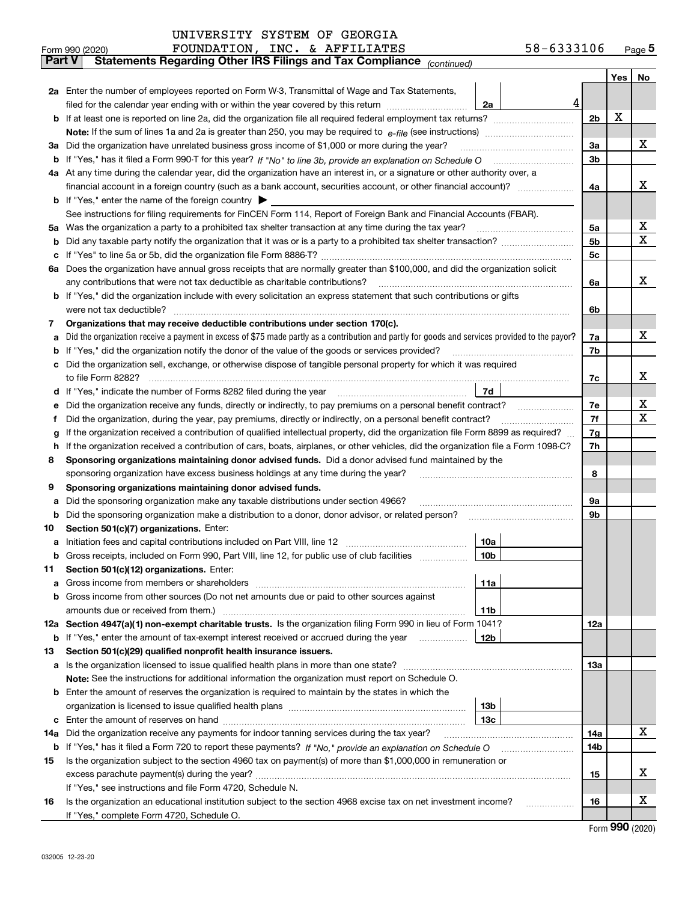UNIVERSITY SYSTEM OF GEORGIA
FOUNDATION, INC. & AFFILIATES 58-6333106

Form 990 (2020) Page 5

**Part V Statements Regarding Other IRS Filings and Tax Compliance** *(continued)*

| | | | | | Yes | No |
|---|---|---|---|---|---|---|
| **2a** | Enter the number of employees reported on Form W-3, Transmittal of Wage and Tax Statements, filed for the calendar year ending with or within the year covered by this return | 2a | 4 | | | |
| **b** | If at least one is reported on line 2a, did the organization file all required federal employment tax returns? | | | 2b | X | |
| | **Note:** If the sum of lines 1a and 2a is greater than 250, you may be required to *e-file* (see instructions) | | | | | |
| **3a** | Did the organization have unrelated business gross income of $1,000 or more during the year? | | | 3a | | X |
| **b** | If "Yes," has it filed a Form 990-T for this year? *If "No" to line 3b, provide an explanation on Schedule O* | | | 3b | | |
| **4a** | At any time during the calendar year, did the organization have an interest in, or a signature or other authority over, a financial account in a foreign country (such as a bank account, securities account, or other financial account)? | | | 4a | | X |
| **b** | If "Yes," enter the name of the foreign country ▶ | | | | | |
| | See instructions for filing requirements for FinCEN Form 114, Report of Foreign Bank and Financial Accounts (FBAR). | | | | | |
| **5a** | Was the organization a party to a prohibited tax shelter transaction at any time during the tax year? | | | 5a | | X |
| **b** | Did any taxable party notify the organization that it was or is a party to a prohibited tax shelter transaction? | | | 5b | | X |
| **c** | If "Yes" to line 5a or 5b, did the organization file Form 8886-T? | | | 5c | | |
| **6a** | Does the organization have annual gross receipts that are normally greater than $100,000, and did the organization solicit any contributions that were not tax deductible as charitable contributions? | | | 6a | | X |
| **b** | If "Yes," did the organization include with every solicitation an express statement that such contributions or gifts were not tax deductible? | | | 6b | | |
| **7** | **Organizations that may receive deductible contributions under section 170(c).** | | | | | |
| **a** | Did the organization receive a payment in excess of $75 made partly as a contribution and partly for goods and services provided to the payor? | | | 7a | | X |
| **b** | If "Yes," did the organization notify the donor of the value of the goods or services provided? | | | 7b | | |
| **c** | Did the organization sell, exchange, or otherwise dispose of tangible personal property for which it was required to file Form 8282? | | | 7c | | X |
| **d** | If "Yes," indicate the number of Forms 8282 filed during the year | 7d | | | | |
| **e** | Did the organization receive any funds, directly or indirectly, to pay premiums on a personal benefit contract? | | | 7e | | X |
| **f** | Did the organization, during the year, pay premiums, directly or indirectly, on a personal benefit contract? | | | 7f | | X |
| **g** | If the organization received a contribution of qualified intellectual property, did the organization file Form 8899 as required? | | | 7g | | |
| **h** | If the organization received a contribution of cars, boats, airplanes, or other vehicles, did the organization file a Form 1098-C? | | | 7h | | |
| **8** | **Sponsoring organizations maintaining donor advised funds.** Did a donor advised fund maintained by the sponsoring organization have excess business holdings at any time during the year? | | | 8 | | |
| **9** | **Sponsoring organizations maintaining donor advised funds.** | | | | | |
| **a** | Did the sponsoring organization make any taxable distributions under section 4966? | | | 9a | | |
| **b** | Did the sponsoring organization make a distribution to a donor, donor advisor, or related person? | | | 9b | | |
| **10** | **Section 501(c)(7) organizations.** Enter: | | | | | |
| **a** | Initiation fees and capital contributions included on Part VIII, line 12 | 10a | | | | |
| **b** | Gross receipts, included on Form 990, Part VIII, line 12, for public use of club facilities | 10b | | | | |
| **11** | **Section 501(c)(12) organizations.** Enter: | | | | | |
| **a** | Gross income from members or shareholders | 11a | | | | |
| **b** | Gross income from other sources (Do not net amounts due or paid to other sources against amounts due or received from them.) | 11b | | | | |
| **12a** | **Section 4947(a)(1) non-exempt charitable trusts.** Is the organization filing Form 990 in lieu of Form 1041? | | | 12a | | |
| **b** | If "Yes," enter the amount of tax-exempt interest received or accrued during the year | 12b | | | | |
| **13** | **Section 501(c)(29) qualified nonprofit health insurance issuers.** | | | | | |
| **a** | Is the organization licensed to issue qualified health plans in more than one state? | | | 13a | | |
| | **Note:** See the instructions for additional information the organization must report on Schedule O. | | | | | |
| **b** | Enter the amount of reserves the organization is required to maintain by the states in which the organization is licensed to issue qualified health plans | 13b | | | | |
| **c** | Enter the amount of reserves on hand | 13c | | | | |
| **14a** | Did the organization receive any payments for indoor tanning services during the tax year? | | | 14a | | X |
| **b** | If "Yes," has it filed a Form 720 to report these payments? *If "No," provide an explanation on Schedule O* | | | 14b | | |
| **15** | Is the organization subject to the section 4960 tax on payment(s) of more than $1,000,000 in remuneration or excess parachute payment(s) during the year? | | | 15 | | X |
| | If "Yes," see instructions and file Form 4720, Schedule N. | | | | | |
| **16** | Is the organization an educational institution subject to the section 4968 excise tax on net investment income? | | | 16 | | X |
| | If "Yes," complete Form 4720, Schedule O. | | | | | |

Form **990** (2020)

032005 12-23-20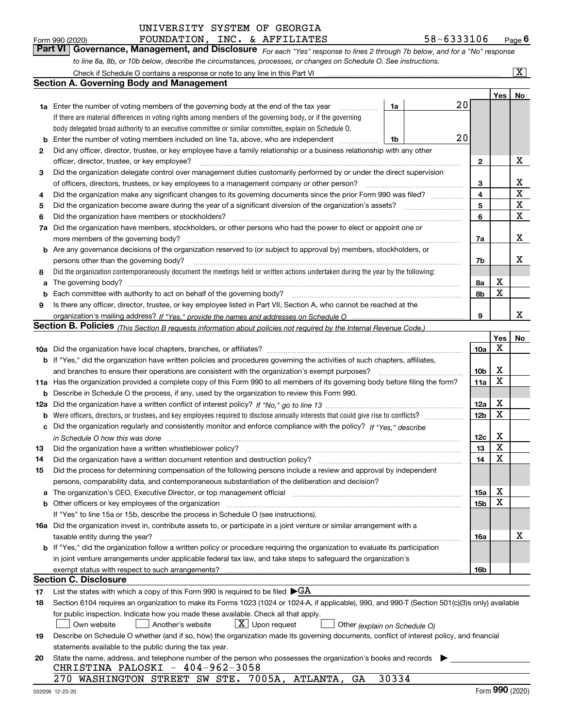UNIVERSITY SYSTEM OF GEORGIA
Form 990 (2020) FOUNDATION, INC. & AFFILIATES 58-6333106 Page 6

## Part VI Governance, Management, and Disclosure

*For each "Yes" response to lines 2 through 7b below, and for a "No" response to line 8a, 8b, or 10b below, describe the circumstances, processes, or changes on Schedule O. See instructions.*

Check if Schedule O contains a response or note to any line in this Part VI ..... [X]

### Section A. Governing Body and Management

| | | | | Yes | No |
|---|---|---|---|---|---|
| **1a** | Enter the number of voting members of the governing body at the end of the tax year ..... If there are material differences in voting rights among members of the governing body, or if the governing body delegated broad authority to an executive committee or similar committee, explain on Schedule O. | 1a 20 | | | |
| **b** | Enter the number of voting members included on line 1a, above, who are independent ..... | 1b 20 | | | |
| **2** | Did any officer, director, trustee, or key employee have a family relationship or a business relationship with any other officer, director, trustee, or key employee? | | 2 | | X |
| **3** | Did the organization delegate control over management duties customarily performed by or under the direct supervision of officers, directors, trustees, or key employees to a management company or other person? | | 3 | | X |
| **4** | Did the organization make any significant changes to its governing documents since the prior Form 990 was filed? | | 4 | | X |
| **5** | Did the organization become aware during the year of a significant diversion of the organization's assets? | | 5 | | X |
| **6** | Did the organization have members or stockholders? | | 6 | | X |
| **7a** | Did the organization have members, stockholders, or other persons who had the power to elect or appoint one or more members of the governing body? | | 7a | | X |
| **b** | Are any governance decisions of the organization reserved to (or subject to approval by) members, stockholders, or persons other than the governing body? | | 7b | | X |
| **8** | Did the organization contemporaneously document the meetings held or written actions undertaken during the year by the following: | | | | |
| **a** | The governing body? | | 8a | X | |
| **b** | Each committee with authority to act on behalf of the governing body? | | 8b | X | |
| **9** | Is there any officer, director, trustee, or key employee listed in Part VII, Section A, who cannot be reached at the organization's mailing address? *If "Yes," provide the names and addresses on Schedule O* | | 9 | | X |

### Section B. Policies *(This Section B requests information about policies not required by the Internal Revenue Code.)*

| | | | Yes | No |
|---|---|---|---|---|
| **10a** | Did the organization have local chapters, branches, or affiliates? | 10a | X | |
| **b** | If "Yes," did the organization have written policies and procedures governing the activities of such chapters, affiliates, and branches to ensure their operations are consistent with the organization's exempt purposes? | 10b | X | |
| **11a** | Has the organization provided a complete copy of this Form 990 to all members of its governing body before filing the form? | 11a | X | |
| **b** | Describe in Schedule O the process, if any, used by the organization to review this Form 990. | | | |
| **12a** | Did the organization have a written conflict of interest policy? *If "No," go to line 13* | 12a | X | |
| **b** | Were officers, directors, or trustees, and key employees required to disclose annually interests that could give rise to conflicts? | 12b | X | |
| **c** | Did the organization regularly and consistently monitor and enforce compliance with the policy? *If "Yes," describe in Schedule O how this was done* | 12c | X | |
| **13** | Did the organization have a written whistleblower policy? | 13 | X | |
| **14** | Did the organization have a written document retention and destruction policy? | 14 | X | |
| **15** | Did the process for determining compensation of the following persons include a review and approval by independent persons, comparability data, and contemporaneous substantiation of the deliberation and decision? | | | |
| **a** | The organization's CEO, Executive Director, or top management official | 15a | X | |
| **b** | Other officers or key employees of the organization | 15b | X | |
| | If "Yes" to line 15a or 15b, describe the process in Schedule O (see instructions). | | | |
| **16a** | Did the organization invest in, contribute assets to, or participate in a joint venture or similar arrangement with a taxable entity during the year? | 16a | | X |
| **b** | If "Yes," did the organization follow a written policy or procedure requiring the organization to evaluate its participation in joint venture arrangements under applicable federal tax law, and take steps to safeguard the organization's exempt status with respect to such arrangements? | 16b | | |

### Section C. Disclosure

**17** List the states with which a copy of this Form 990 is required to be filed ▶GA

**18** Section 6104 requires an organization to make its Forms 1023 (1024 or 1024-A, if applicable), 990, and 990-T (Section 501(c)(3)s only) available for public inspection. Indicate how you made these available. Check all that apply.

[ ] Own website [ ] Another's website [X] Upon request [ ] Other *(explain on Schedule O)*

**19** Describe on Schedule O whether (and if so, how) the organization made its governing documents, conflict of interest policy, and financial statements available to the public during the tax year.

**20** State the name, address, and telephone number of the person who possesses the organization's books and records ▶

CHRISTINA PALOSKI - 404-962-3058
270 WASHINGTON STREET SW STE. 7005A, ATLANTA, GA 30334

032006 12-23-20 Form **990** (2020)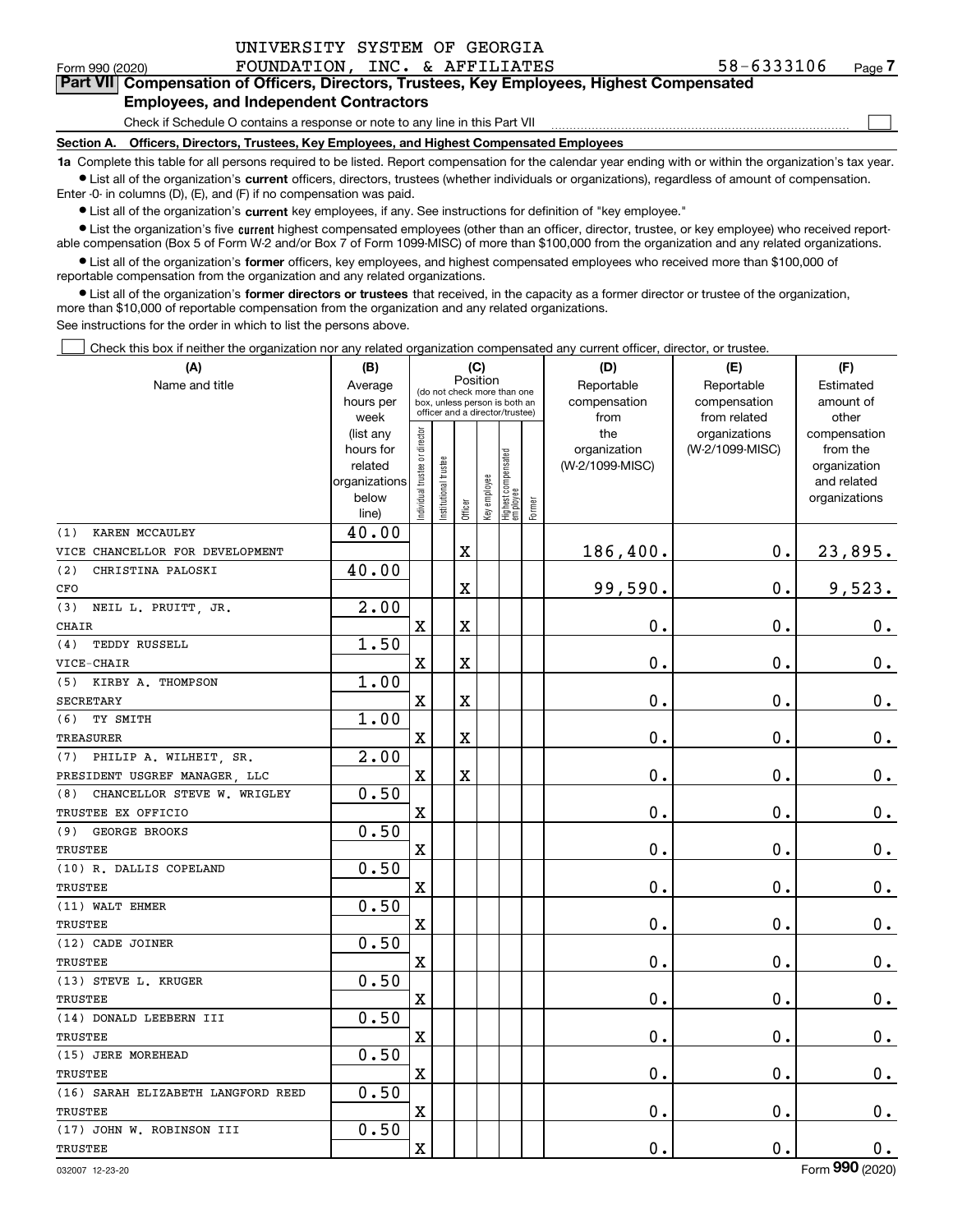UNIVERSITY SYSTEM OF GEORGIA
Form 990 (2020) FOUNDATION, INC. & AFFILIATES 58-6333106 Page 7

**Part VII Compensation of Officers, Directors, Trustees, Key Employees, Highest Compensated Employees, and Independent Contractors**

Check if Schedule O contains a response or note to any line in this Part VII ☐

**Section A. Officers, Directors, Trustees, Key Employees, and Highest Compensated Employees**

**1a** Complete this table for all persons required to be listed. Report compensation for the calendar year ending with or within the organization's tax year.

• List all of the organization's **current** officers, directors, trustees (whether individuals or organizations), regardless of amount of compensation. Enter -0- in columns (D), (E), and (F) if no compensation was paid.

• List all of the organization's **current** key employees, if any. See instructions for definition of "key employee."

• List the organization's five **current** highest compensated employees (other than an officer, director, trustee, or key employee) who received reportable compensation (Box 5 of Form W-2 and/or Box 7 of Form 1099-MISC) of more than $100,000 from the organization and any related organizations.

• List all of the organization's **former** officers, key employees, and highest compensated employees who received more than $100,000 of reportable compensation from the organization and any related organizations.

• List all of the organization's **former directors or trustees** that received, in the capacity as a former director or trustee of the organization, more than $10,000 of reportable compensation from the organization and any related organizations.

See instructions for the order in which to list the persons above.

☐ Check this box if neither the organization nor any related organization compensated any current officer, director, or trustee.

| (A) Name and title | (B) Average hours per week (list any hours for related organizations below line) | (C) Position: Individual trustee or director | Institutional trustee | Officer | Key employee | Highest compensated employee | Former | (D) Reportable compensation from the organization (W-2/1099-MISC) | (E) Reportable compensation from related organizations (W-2/1099-MISC) | (F) Estimated amount of other compensation from the organization and related organizations |
|---|---|---|---|---|---|---|---|---|---|---|
| (1) KAREN MCCAULEY<br>VICE CHANCELLOR FOR DEVELOPMENT | 40.00 | | | X | | | | 186,400. | 0. | 23,895. |
| (2) CHRISTINA PALOSKI<br>CFO | 40.00 | | | X | | | | 99,590. | 0. | 9,523. |
| (3) NEIL L. PRUITT, JR.<br>CHAIR | 2.00 | X | | X | | | | 0. | 0. | 0. |
| (4) TEDDY RUSSELL<br>VICE-CHAIR | 1.50 | X | | X | | | | 0. | 0. | 0. |
| (5) KIRBY A. THOMPSON<br>SECRETARY | 1.00 | X | | X | | | | 0. | 0. | 0. |
| (6) TY SMITH<br>TREASURER | 1.00 | X | | X | | | | 0. | 0. | 0. |
| (7) PHILIP A. WILHEIT, SR.<br>PRESIDENT USGREF MANAGER, LLC | 2.00 | X | | X | | | | 0. | 0. | 0. |
| (8) CHANCELLOR STEVE W. WRIGLEY<br>TRUSTEE EX OFFICIO | 0.50 | X | | | | | | 0. | 0. | 0. |
| (9) GEORGE BROOKS<br>TRUSTEE | 0.50 | X | | | | | | 0. | 0. | 0. |
| (10) R. DALLIS COPELAND<br>TRUSTEE | 0.50 | X | | | | | | 0. | 0. | 0. |
| (11) WALT EHMER<br>TRUSTEE | 0.50 | X | | | | | | 0. | 0. | 0. |
| (12) CADE JOINER<br>TRUSTEE | 0.50 | X | | | | | | 0. | 0. | 0. |
| (13) STEVE L. KRUGER<br>TRUSTEE | 0.50 | X | | | | | | 0. | 0. | 0. |
| (14) DONALD LEEBERN III<br>TRUSTEE | 0.50 | X | | | | | | 0. | 0. | 0. |
| (15) JERE MOREHEAD<br>TRUSTEE | 0.50 | X | | | | | | 0. | 0. | 0. |
| (16) SARAH ELIZABETH LANGFORD REED<br>TRUSTEE | 0.50 | X | | | | | | 0. | 0. | 0. |
| (17) JOHN W. ROBINSON III<br>TRUSTEE | 0.50 | X | | | | | | 0. | 0. | 0. |

032007 12-23-20 Form 990 (2020)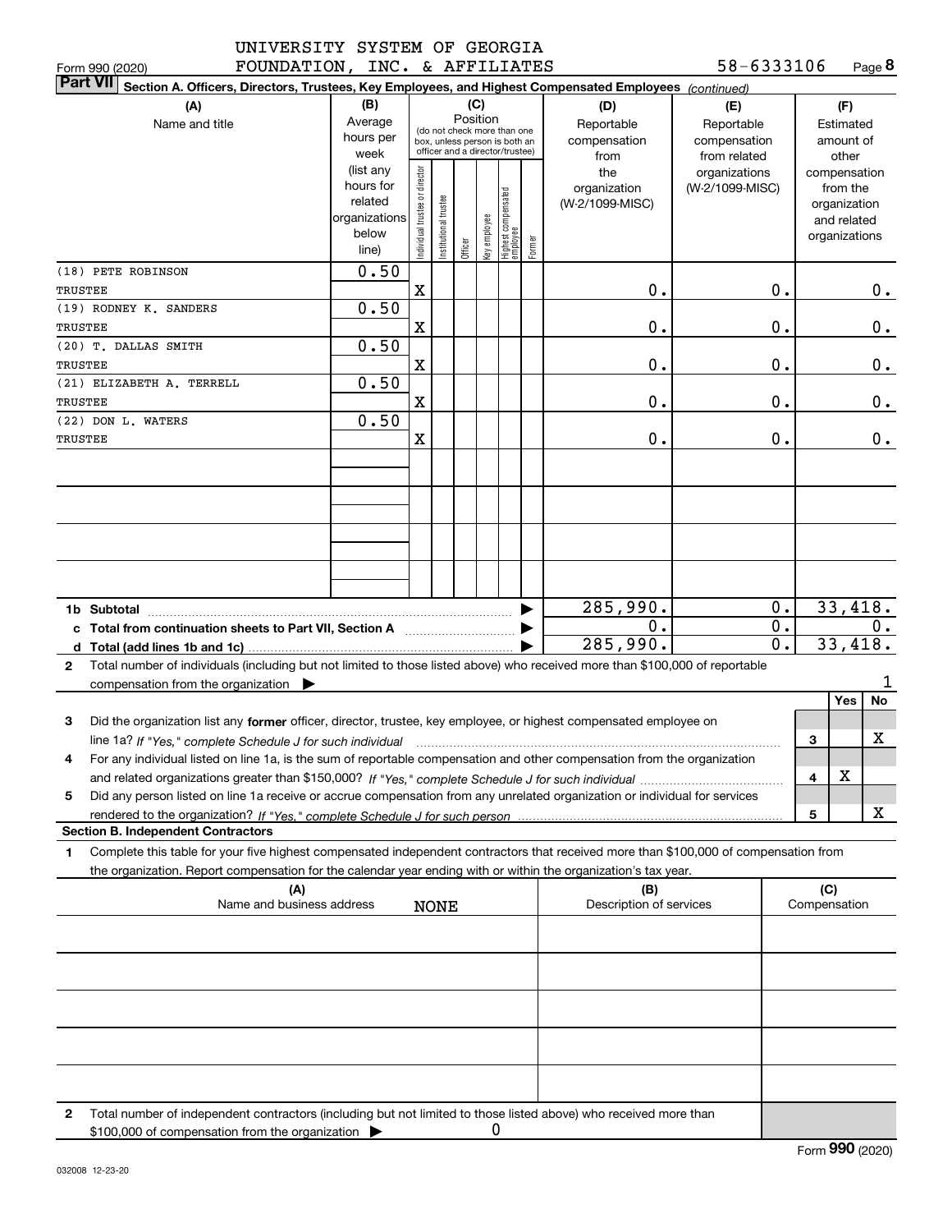UNIVERSITY SYSTEM OF GEORGIA FOUNDATION, INC. & AFFILIATES 58-6333106

Form 990 (2020) Page 8

**Part VII** Section A. Officers, Directors, Trustees, Key Employees, and Highest Compensated Employees *(continued)*

| (A) Name and title | (B) Average hours per week (list any hours for related organizations below line) | Individual trustee or director | Institutional trustee | Officer | Key employee | Highest compensated employee | Former | (D) Reportable compensation from the organization (W-2/1099-MISC) | (E) Reportable compensation from related organizations (W-2/1099-MISC) | (F) Estimated amount of other compensation from the organization and related organizations |
|---|---|---|---|---|---|---|---|---|---|---|
| (18) PETE ROBINSON<br>TRUSTEE | 0.50 | X | | | | | | 0. | 0. | 0. |
| (19) RODNEY K. SANDERS<br>TRUSTEE | 0.50 | X | | | | | | 0. | 0. | 0. |
| (20) T. DALLAS SMITH<br>TRUSTEE | 0.50 | X | | | | | | 0. | 0. | 0. |
| (21) ELIZABETH A. TERRELL<br>TRUSTEE | 0.50 | X | | | | | | 0. | 0. | 0. |
| (22) DON L. WATERS<br>TRUSTEE | 0.50 | X | | | | | | 0. | 0. | 0. |

(C) Position (do not check more than one box, unless person is both an officer and a director/trustee)

| | (D) | (E) | (F) |
|---|---|---|---|
| 1b Subtotal | 285,990. | 0. | 33,418. |
| c Total from continuation sheets to Part VII, Section A | 0. | 0. | 0. |
| d Total (add lines 1b and 1c) | 285,990. | 0. | 33,418. |

2 Total number of individuals (including but not limited to those listed above) who received more than $100,000 of reportable compensation from the organization ▶ 1

| | | Yes | No |
|---|---|---|---|
| 3 Did the organization list any **former** officer, director, trustee, key employee, or highest compensated employee on line 1a? *If "Yes," complete Schedule J for such individual* | 3 | | X |
| 4 For any individual listed on line 1a, is the sum of reportable compensation and other compensation from the organization and related organizations greater than $150,000? *If "Yes," complete Schedule J for such individual* | 4 | X | |
| 5 Did any person listed on line 1a receive or accrue compensation from any unrelated organization or individual for services rendered to the organization? *If "Yes," complete Schedule J for such person* | 5 | | X |

**Section B. Independent Contractors**

1 Complete this table for your five highest compensated independent contractors that received more than $100,000 of compensation from the organization. Report compensation for the calendar year ending with or within the organization's tax year.

| (A) Name and business address | (B) Description of services | (C) Compensation |
|---|---|---|
| NONE | | |

2 Total number of independent contractors (including but not limited to those listed above) who received more than $100,000 of compensation from the organization ▶ 0

Form **990** (2020)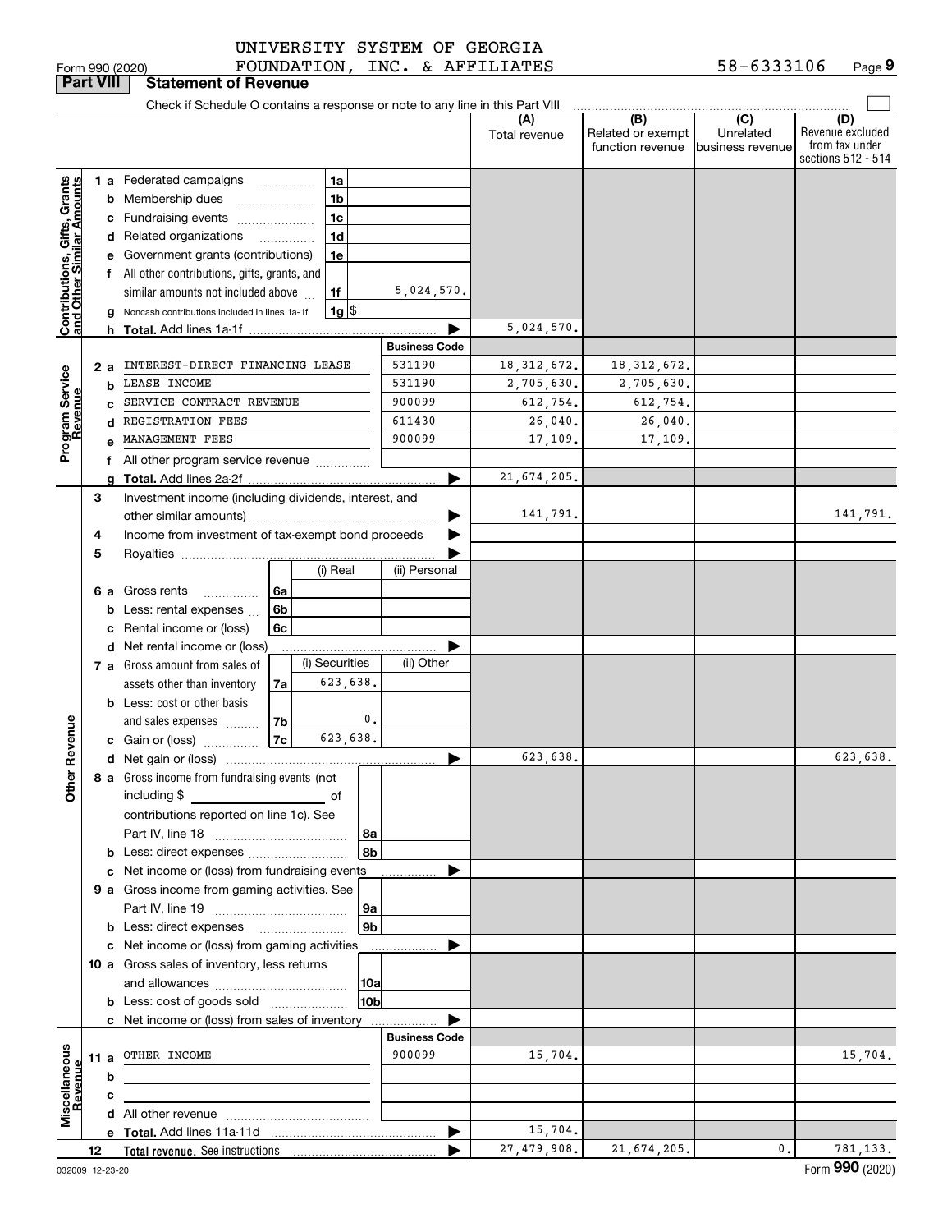UNIVERSITY SYSTEM OF GEORGIA FOUNDATION, INC. & AFFILIATES 58-6333106

Form 990 (2020) Page 9

## Part VIII Statement of Revenue

Check if Schedule O contains a response or note to any line in this Part VIII

| | | | | (A) Total revenue | (B) Related or exempt function revenue | (C) Unrelated business revenue | (D) Revenue excluded from tax under sections 512 - 514 |
|---|---|---|---|---|---|---|---|
| **Contributions, Gifts, Grants and Other Similar Amounts** | 1a Federated campaigns | 1a | | | | | |
| | b Membership dues | 1b | | | | | |
| | c Fundraising events | 1c | | | | | |
| | d Related organizations | 1d | | | | | |
| | e Government grants (contributions) | 1e | | | | | |
| | f All other contributions, gifts, grants, and similar amounts not included above | 1f | 5,024,570. | | | | |
| | g Noncash contributions included in lines 1a-1f | 1g $ | | | | | |
| | h **Total.** Add lines 1a-1f | | | 5,024,570. | | | |
| **Program Service Revenue** | | | **Business Code** | | | | |
| | 2a INTEREST-DIRECT FINANCING LEASE | | 531190 | 18,312,672. | 18,312,672. | | |
| | b LEASE INCOME | | 531190 | 2,705,630. | 2,705,630. | | |
| | c SERVICE CONTRACT REVENUE | | 900099 | 612,754. | 612,754. | | |
| | d REGISTRATION FEES | | 611430 | 26,040. | 26,040. | | |
| | e MANAGEMENT FEES | | 900099 | 17,109. | 17,109. | | |
| | f All other program service revenue | | | | | | |
| | g **Total.** Add lines 2a-2f | | | 21,674,205. | | | |
| **Other Revenue** | 3 Investment income (including dividends, interest, and other similar amounts) | | | 141,791. | | | 141,791. |
| | 4 Income from investment of tax-exempt bond proceeds | | | | | | |
| | 5 Royalties | | | | | | |
| | | (i) Real | (ii) Personal | | | | |
| | 6a Gross rents 6a | | | | | | |
| | b Less: rental expenses 6b | | | | | | |
| | c Rental income or (loss) 6c | | | | | | |
| | d Net rental income or (loss) | | | | | | |
| | | (i) Securities | (ii) Other | | | | |
| | 7a Gross amount from sales of assets other than inventory 7a | 623,638. | | | | | |
| | b Less: cost or other basis and sales expenses 7b | 0. | | | | | |
| | c Gain or (loss) 7c | 623,638. | | | | | |
| | d Net gain or (loss) | | | 623,638. | | | 623,638. |
| | 8a Gross income from fundraising events (not including $ of contributions reported on line 1c). See Part IV, line 18 | 8a | | | | | |
| | b Less: direct expenses | 8b | | | | | |
| | c Net income or (loss) from fundraising events | | | | | | |
| | 9a Gross income from gaming activities. See Part IV, line 19 | 9a | | | | | |
| | b Less: direct expenses | 9b | | | | | |
| | c Net income or (loss) from gaming activities | | | | | | |
| | 10a Gross sales of inventory, less returns and allowances | 10a | | | | | |
| | b Less: cost of goods sold | 10b | | | | | |
| | c Net income or (loss) from sales of inventory | | | | | | |
| **Miscellaneous Revenue** | | | **Business Code** | | | | |
| | 11a OTHER INCOME | | 900099 | 15,704. | | | 15,704. |
| | b | | | | | | |
| | c | | | | | | |
| | d All other revenue | | | | | | |
| | e **Total.** Add lines 11a-11d | | | 15,704. | | | |
| | 12 **Total revenue.** See instructions | | | 27,479,908. | 21,674,205. | 0. | 781,133. |

032009 12-23-20 Form **990** (2020)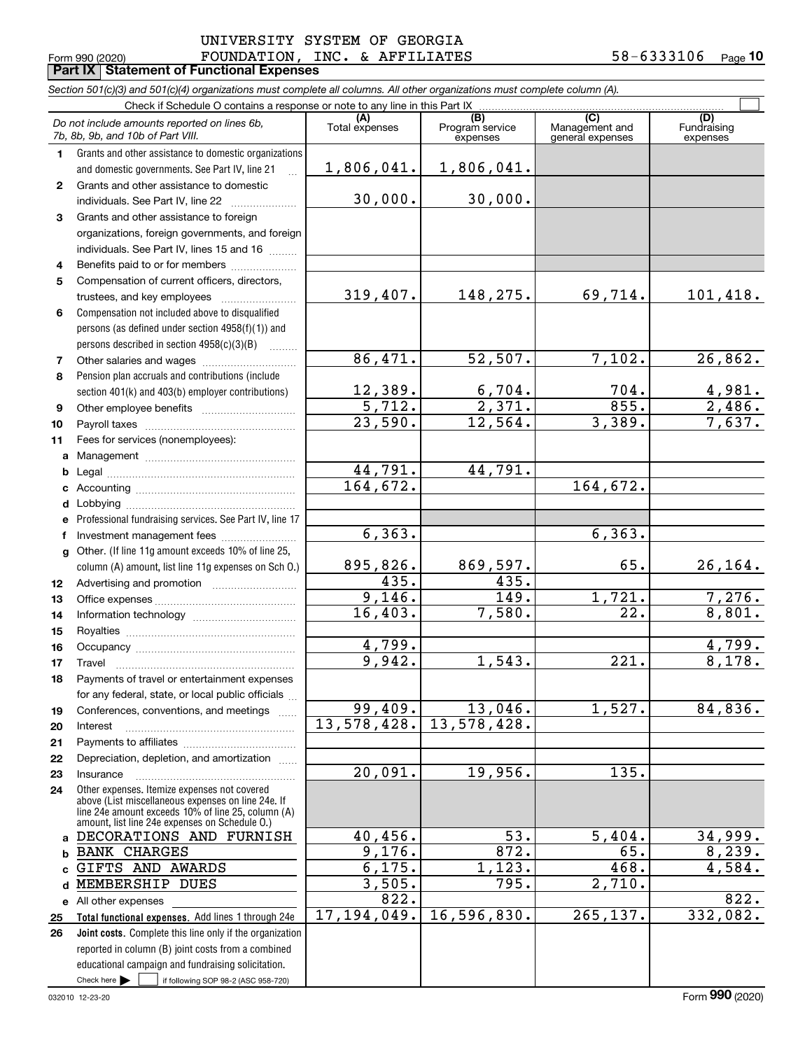UNIVERSITY SYSTEM OF GEORGIA
Form 990 (2020) FOUNDATION, INC. & AFFILIATES 58-6333106 Page 10

**Part IX Statement of Functional Expenses**

*Section 501(c)(3) and 501(c)(4) organizations must complete all columns. All other organizations must complete column (A).*

Check if Schedule O contains a response or note to any line in this Part IX

| | *Do not include amounts reported on lines 6b, 7b, 8b, 9b, and 10b of Part VIII.* | (A) Total expenses | (B) Program service expenses | (C) Management and general expenses | (D) Fundraising expenses |
|---|---|---|---|---|---|
| 1 | Grants and other assistance to domestic organizations and domestic governments. See Part IV, line 21 | 1,806,041. | 1,806,041. | | |
| 2 | Grants and other assistance to domestic individuals. See Part IV, line 22 | 30,000. | 30,000. | | |
| 3 | Grants and other assistance to foreign organizations, foreign governments, and foreign individuals. See Part IV, lines 15 and 16 | | | | |
| 4 | Benefits paid to or for members | | | | |
| 5 | Compensation of current officers, directors, trustees, and key employees | 319,407. | 148,275. | 69,714. | 101,418. |
| 6 | Compensation not included above to disqualified persons (as defined under section 4958(f)(1)) and persons described in section 4958(c)(3)(B) | | | | |
| 7 | Other salaries and wages | 86,471. | 52,507. | 7,102. | 26,862. |
| 8 | Pension plan accruals and contributions (include section 401(k) and 403(b) employer contributions) | 12,389. | 6,704. | 704. | 4,981. |
| 9 | Other employee benefits | 5,712. | 2,371. | 855. | 2,486. |
| 10 | Payroll taxes | 23,590. | 12,564. | 3,389. | 7,637. |
| 11 | Fees for services (nonemployees): | | | | |
| a | Management | | | | |
| b | Legal | 44,791. | 44,791. | | |
| c | Accounting | 164,672. | | 164,672. | |
| d | Lobbying | | | | |
| e | Professional fundraising services. See Part IV, line 17 | | | | |
| f | Investment management fees | 6,363. | | 6,363. | |
| g | Other. (If line 11g amount exceeds 10% of line 25, column (A) amount, list line 11g expenses on Sch O.) | 895,826. | 869,597. | 65. | 26,164. |
| 12 | Advertising and promotion | 435. | 435. | | |
| 13 | Office expenses | 9,146. | 149. | 1,721. | 7,276. |
| 14 | Information technology | 16,403. | 7,580. | 22. | 8,801. |
| 15 | Royalties | | | | |
| 16 | Occupancy | 4,799. | | | 4,799. |
| 17 | Travel | 9,942. | 1,543. | 221. | 8,178. |
| 18 | Payments of travel or entertainment expenses for any federal, state, or local public officials | | | | |
| 19 | Conferences, conventions, and meetings | 99,409. | 13,046. | 1,527. | 84,836. |
| 20 | Interest | 13,578,428. | 13,578,428. | | |
| 21 | Payments to affiliates | | | | |
| 22 | Depreciation, depletion, and amortization | | | | |
| 23 | Insurance | 20,091. | 19,956. | 135. | |
| 24 | Other expenses. Itemize expenses not covered above (List miscellaneous expenses on line 24e. If line 24e amount exceeds 10% of line 25, column (A) amount, list line 24e expenses on Schedule O.) | | | | |
| a | DECORATIONS AND FURNISH | 40,456. | 53. | 5,404. | 34,999. |
| b | BANK CHARGES | 9,176. | 872. | 65. | 8,239. |
| c | GIFTS AND AWARDS | 6,175. | 1,123. | 468. | 4,584. |
| d | MEMBERSHIP DUES | 3,505. | 795. | 2,710. | |
| e | All other expenses | 822. | | | 822. |
| 25 | **Total functional expenses.** Add lines 1 through 24e | 17,194,049. | 16,596,830. | 265,137. | 332,082. |
| 26 | **Joint costs.** Complete this line only if the organization reported in column (B) joint costs from a combined educational campaign and fundraising solicitation. Check here ☐ if following SOP 98-2 (ASC 958-720) | | | | |

032010 12-23-20 Form 990 (2020)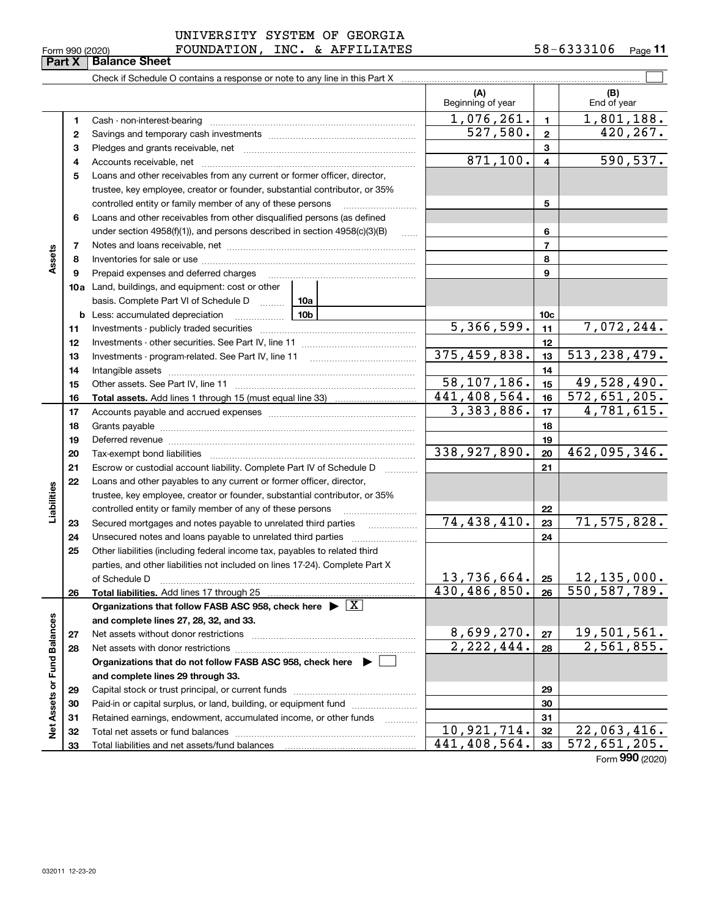UNIVERSITY SYSTEM OF GEORGIA
FOUNDATION, INC. & AFFILIATES

Form 990 (2020) 58-6333106 Page 11

## Part X Balance Sheet

Check if Schedule O contains a response or note to any line in this Part X ☐

| | | | (A) Beginning of year | | (B) End of year |
|---|---|---|---|---|---|
| **Assets** | 1 | Cash - non-interest-bearing | 1,076,261. | 1 | 1,801,188. |
| | 2 | Savings and temporary cash investments | 527,580. | 2 | 420,267. |
| | 3 | Pledges and grants receivable, net | | 3 | |
| | 4 | Accounts receivable, net | 871,100. | 4 | 590,537. |
| | 5 | Loans and other receivables from any current or former officer, director, trustee, key employee, creator or founder, substantial contributor, or 35% controlled entity or family member of any of these persons | | 5 | |
| | 6 | Loans and other receivables from other disqualified persons (as defined under section 4958(f)(1)), and persons described in section 4958(c)(3)(B) | | 6 | |
| | 7 | Notes and loans receivable, net | | 7 | |
| | 8 | Inventories for sale or use | | 8 | |
| | 9 | Prepaid expenses and deferred charges | | 9 | |
| | 10a | Land, buildings, and equipment: cost or other basis. Complete Part VI of Schedule D — 10a | | | |
| | b | Less: accumulated depreciation — 10b | | 10c | |
| | 11 | Investments - publicly traded securities | 5,366,599. | 11 | 7,072,244. |
| | 12 | Investments - other securities. See Part IV, line 11 | | 12 | |
| | 13 | Investments - program-related. See Part IV, line 11 | 375,459,838. | 13 | 513,238,479. |
| | 14 | Intangible assets | | 14 | |
| | 15 | Other assets. See Part IV, line 11 | 58,107,186. | 15 | 49,528,490. |
| | 16 | **Total assets.** Add lines 1 through 15 (must equal line 33) | 441,408,564. | 16 | 572,651,205. |
| **Liabilities** | 17 | Accounts payable and accrued expenses | 3,383,886. | 17 | 4,781,615. |
| | 18 | Grants payable | | 18 | |
| | 19 | Deferred revenue | | 19 | |
| | 20 | Tax-exempt bond liabilities | 338,927,890. | 20 | 462,095,346. |
| | 21 | Escrow or custodial account liability. Complete Part IV of Schedule D | | 21 | |
| | 22 | Loans and other payables to any current or former officer, director, trustee, key employee, creator or founder, substantial contributor, or 35% controlled entity or family member of any of these persons | | 22 | |
| | 23 | Secured mortgages and notes payable to unrelated third parties | 74,438,410. | 23 | 71,575,828. |
| | 24 | Unsecured notes and loans payable to unrelated third parties | | 24 | |
| | 25 | Other liabilities (including federal income tax, payables to related third parties, and other liabilities not included on lines 17-24). Complete Part X of Schedule D | 13,736,664. | 25 | 12,135,000. |
| | 26 | **Total liabilities.** Add lines 17 through 25 | 430,486,850. | 26 | 550,587,789. |
| **Net Assets or Fund Balances** | | **Organizations that follow FASB ASC 958, check here ▶ ☒ and complete lines 27, 28, 32, and 33.** | | | |
| | 27 | Net assets without donor restrictions | 8,699,270. | 27 | 19,501,561. |
| | 28 | Net assets with donor restrictions | 2,222,444. | 28 | 2,561,855. |
| | | **Organizations that do not follow FASB ASC 958, check here ▶ ☐ and complete lines 29 through 33.** | | | |
| | 29 | Capital stock or trust principal, or current funds | | 29 | |
| | 30 | Paid-in or capital surplus, or land, building, or equipment fund | | 30 | |
| | 31 | Retained earnings, endowment, accumulated income, or other funds | | 31 | |
| | 32 | Total net assets or fund balances | 10,921,714. | 32 | 22,063,416. |
| | 33 | Total liabilities and net assets/fund balances | 441,408,564. | 33 | 572,651,205. |

Form **990** (2020)

032011 12-23-20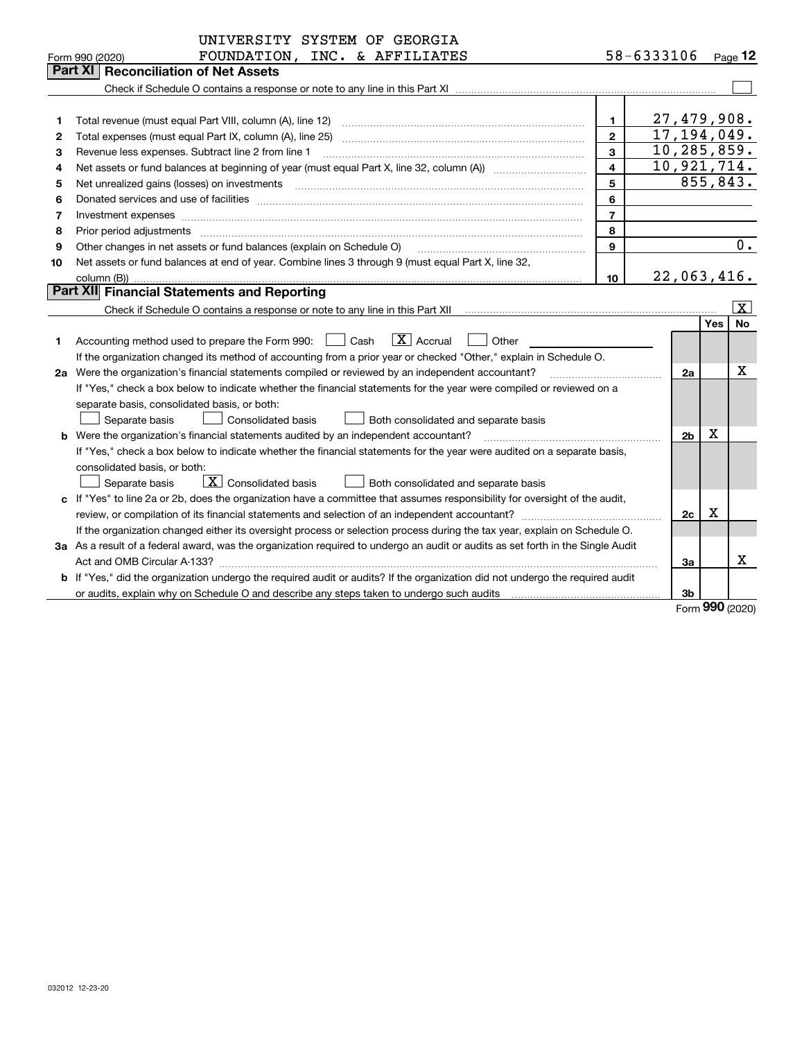UNIVERSITY SYSTEM OF GEORGIA FOUNDATION, INC. & AFFILIATES 58-6333106

Form 990 (2020) Page 12

## Part XI Reconciliation of Net Assets

Check if Schedule O contains a response or note to any line in this Part XI ☐

| | | | |
|---|---|---|---|
| 1 | Total revenue (must equal Part VIII, column (A), line 12) | 1 | 27,479,908. |
| 2 | Total expenses (must equal Part IX, column (A), line 25) | 2 | 17,194,049. |
| 3 | Revenue less expenses. Subtract line 2 from line 1 | 3 | 10,285,859. |
| 4 | Net assets or fund balances at beginning of year (must equal Part X, line 32, column (A)) | 4 | 10,921,714. |
| 5 | Net unrealized gains (losses) on investments | 5 | 855,843. |
| 6 | Donated services and use of facilities | 6 | |
| 7 | Investment expenses | 7 | |
| 8 | Prior period adjustments | 8 | |
| 9 | Other changes in net assets or fund balances (explain on Schedule O) | 9 | 0. |
| 10 | Net assets or fund balances at end of year. Combine lines 3 through 9 (must equal Part X, line 32, column (B)) | 10 | 22,063,416. |

## Part XII Financial Statements and Reporting

Check if Schedule O contains a response or note to any line in this Part XII ☒

| | | | Yes | No |
|---|---|---|---|---|
| 1 | Accounting method used to prepare the Form 990: ☐ Cash ☒ Accrual ☐ Other<br>If the organization changed its method of accounting from a prior year or checked "Other," explain in Schedule O. | | | |
| 2a | Were the organization's financial statements compiled or reviewed by an independent accountant?<br>If "Yes," check a box below to indicate whether the financial statements for the year were compiled or reviewed on a separate basis, consolidated basis, or both:<br>☐ Separate basis ☐ Consolidated basis ☐ Both consolidated and separate basis | 2a | | X |
| b | Were the organization's financial statements audited by an independent accountant?<br>If "Yes," check a box below to indicate whether the financial statements for the year were audited on a separate basis, consolidated basis, or both:<br>☐ Separate basis ☒ Consolidated basis ☐ Both consolidated and separate basis | 2b | X | |
| c | If "Yes" to line 2a or 2b, does the organization have a committee that assumes responsibility for oversight of the audit, review, or compilation of its financial statements and selection of an independent accountant?<br>If the organization changed either its oversight process or selection process during the tax year, explain on Schedule O. | 2c | X | |
| 3a | As a result of a federal award, was the organization required to undergo an audit or audits as set forth in the Single Audit Act and OMB Circular A-133? | 3a | | X |
| b | If "Yes," did the organization undergo the required audit or audits? If the organization did not undergo the required audit or audits, explain why on Schedule O and describe any steps taken to undergo such audits | 3b | | |

Form 990 (2020)

032012 12-23-20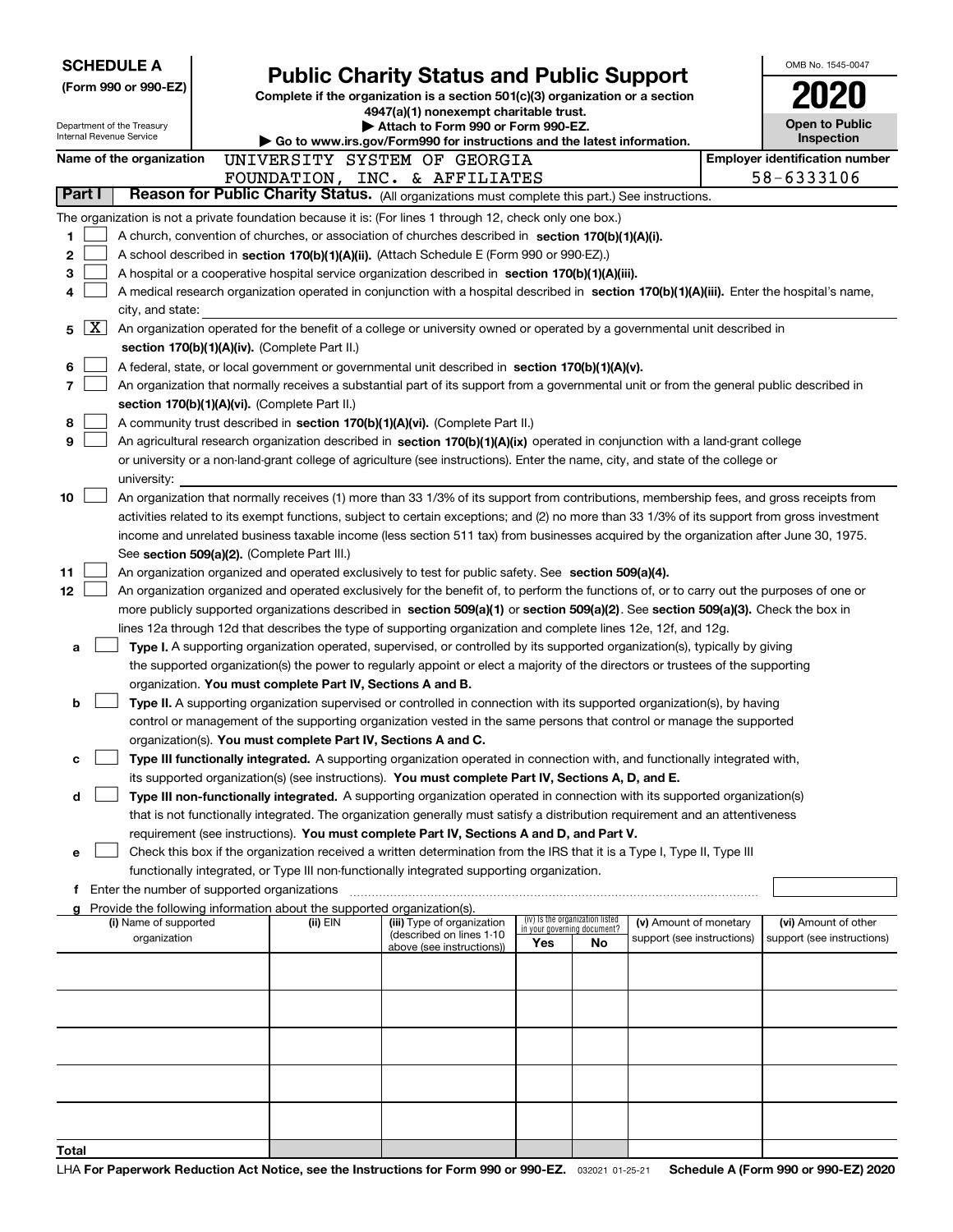**SCHEDULE A**
**(Form 990 or 990-EZ)**

Department of the Treasury
Internal Revenue Service

# Public Charity Status and Public Support

**Complete if the organization is a section 501(c)(3) organization or a section 4947(a)(1) nonexempt charitable trust.**
**▶ Attach to Form 990 or Form 990-EZ.**
**▶ Go to www.irs.gov/Form990 for instructions and the latest information.**

OMB No. 1545-0047
**2020**
**Open to Public Inspection**

**Name of the organization** UNIVERSITY SYSTEM OF GEORGIA FOUNDATION, INC. & AFFILIATES

**Employer identification number** 58-6333106

**Part I** **Reason for Public Charity Status.** (All organizations must complete this part.) See instructions.

The organization is not a private foundation because it is: (For lines 1 through 12, check only one box.)

1 [ ] A church, convention of churches, or association of churches described in **section 170(b)(1)(A)(i).**

2 [ ] A school described in **section 170(b)(1)(A)(ii).** (Attach Schedule E (Form 990 or 990-EZ).)

3 [ ] A hospital or a cooperative hospital service organization described in **section 170(b)(1)(A)(iii).**

4 [ ] A medical research organization operated in conjunction with a hospital described in **section 170(b)(1)(A)(iii).** Enter the hospital's name, city, and state:

5 [X] An organization operated for the benefit of a college or university owned or operated by a governmental unit described in **section 170(b)(1)(A)(iv).** (Complete Part II.)

6 [ ] A federal, state, or local government or governmental unit described in **section 170(b)(1)(A)(v).**

7 [ ] An organization that normally receives a substantial part of its support from a governmental unit or from the general public described in **section 170(b)(1)(A)(vi).** (Complete Part II.)

8 [ ] A community trust described in **section 170(b)(1)(A)(vi).** (Complete Part II.)

9 [ ] An agricultural research organization described in **section 170(b)(1)(A)(ix)** operated in conjunction with a land-grant college or university or a non-land-grant college of agriculture (see instructions). Enter the name, city, and state of the college or university:

10 [ ] An organization that normally receives (1) more than 33 1/3% of its support from contributions, membership fees, and gross receipts from activities related to its exempt functions, subject to certain exceptions; and (2) no more than 33 1/3% of its support from gross investment income and unrelated business taxable income (less section 511 tax) from businesses acquired by the organization after June 30, 1975. See **section 509(a)(2).** (Complete Part III.)

11 [ ] An organization organized and operated exclusively to test for public safety. See **section 509(a)(4).**

12 [ ] An organization organized and operated exclusively for the benefit of, to perform the functions of, or to carry out the purposes of one or more publicly supported organizations described in **section 509(a)(1)** or **section 509(a)(2)**. See **section 509(a)(3).** Check the box in lines 12a through 12d that describes the type of supporting organization and complete lines 12e, 12f, and 12g.

a [ ] **Type I.** A supporting organization operated, supervised, or controlled by its supported organization(s), typically by giving the supported organization(s) the power to regularly appoint or elect a majority of the directors or trustees of the supporting organization. **You must complete Part IV, Sections A and B.**

b [ ] **Type II.** A supporting organization supervised or controlled in connection with its supported organization(s), by having control or management of the supporting organization vested in the same persons that control or manage the supported organization(s). **You must complete Part IV, Sections A and C.**

c [ ] **Type III functionally integrated.** A supporting organization operated in connection with, and functionally integrated with, its supported organization(s) (see instructions). **You must complete Part IV, Sections A, D, and E.**

d [ ] **Type III non-functionally integrated.** A supporting organization operated in connection with its supported organization(s) that is not functionally integrated. The organization generally must satisfy a distribution requirement and an attentiveness requirement (see instructions). **You must complete Part IV, Sections A and D, and Part V.**

e [ ] Check this box if the organization received a written determination from the IRS that it is a Type I, Type II, Type III functionally integrated, or Type III non-functionally integrated supporting organization.

f Enter the number of supported organizations

g Provide the following information about the supported organization(s).

| (i) Name of supported organization | (ii) EIN | (iii) Type of organization (described on lines 1-10 above (see instructions)) | (iv) Is the organization listed in your governing document? Yes | No | (v) Amount of monetary support (see instructions) | (vi) Amount of other support (see instructions) |
|---|---|---|---|---|---|---|
| | | | | | | |
| | | | | | | |
| | | | | | | |
| | | | | | | |
| | | | | | | |
| **Total** | | | | | | |

LHA **For Paperwork Reduction Act Notice, see the Instructions for Form 990 or 990-EZ.** 032021 01-25-21 **Schedule A (Form 990 or 990-EZ) 2020**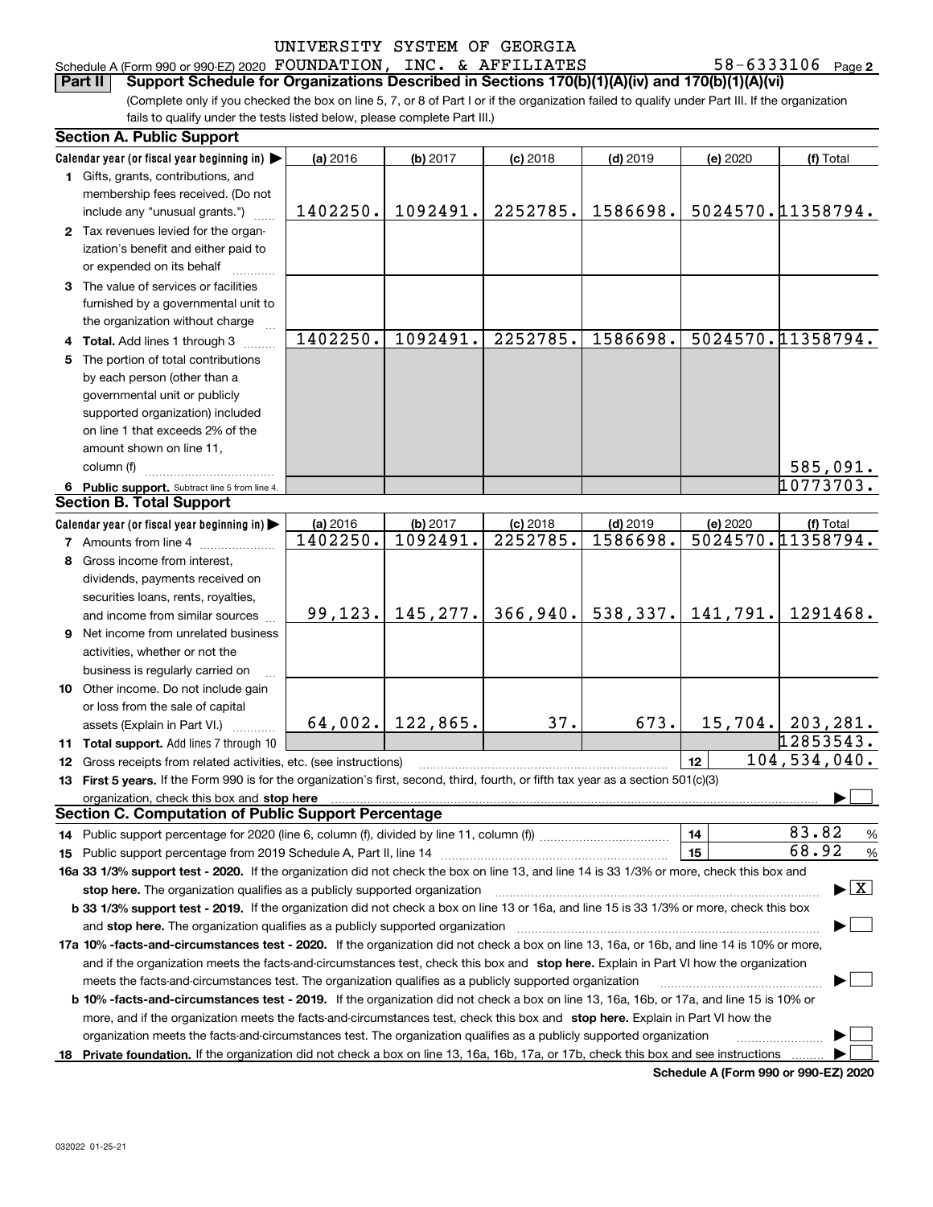UNIVERSITY SYSTEM OF GEORGIA

Schedule A (Form 990 or 990-EZ) 2020 FOUNDATION, INC. & AFFILIATES 58-6333106 Page 2

**Part II Support Schedule for Organizations Described in Sections 170(b)(1)(A)(iv) and 170(b)(1)(A)(vi)**

(Complete only if you checked the box on line 5, 7, or 8 of Part I or if the organization failed to qualify under Part III. If the organization fails to qualify under the tests listed below, please complete Part III.)

## Section A. Public Support

| Calendar year (or fiscal year beginning in) ▶ | (a) 2016 | (b) 2017 | (c) 2018 | (d) 2019 | (e) 2020 | (f) Total |
|---|---|---|---|---|---|---|
| 1 Gifts, grants, contributions, and membership fees received. (Do not include any "unusual grants.") | 1402250. | 1092491. | 2252785. | 1586698. | 5024570. | 11358794. |
| 2 Tax revenues levied for the organization's benefit and either paid to or expended on its behalf | | | | | | |
| 3 The value of services or facilities furnished by a governmental unit to the organization without charge | | | | | | |
| 4 Total. Add lines 1 through 3 | 1402250. | 1092491. | 2252785. | 1586698. | 5024570. | 11358794. |
| 5 The portion of total contributions by each person (other than a governmental unit or publicly supported organization) included on line 1 that exceeds 2% of the amount shown on line 11, column (f) | | | | | | 585,091. |
| 6 Public support. Subtract line 5 from line 4. | | | | | | 10773703. |

## Section B. Total Support

| Calendar year (or fiscal year beginning in) ▶ | (a) 2016 | (b) 2017 | (c) 2018 | (d) 2019 | (e) 2020 | (f) Total |
|---|---|---|---|---|---|---|
| 7 Amounts from line 4 | 1402250. | 1092491. | 2252785. | 1586698. | 5024570. | 11358794. |
| 8 Gross income from interest, dividends, payments received on securities loans, rents, royalties, and income from similar sources | 99,123. | 145,277. | 366,940. | 538,337. | 141,791. | 1291468. |
| 9 Net income from unrelated business activities, whether or not the business is regularly carried on | | | | | | |
| 10 Other income. Do not include gain or loss from the sale of capital assets (Explain in Part VI.) | 64,002. | 122,865. | 37. | 673. | 15,704. | 203,281. |
| 11 Total support. Add lines 7 through 10 | | | | | | 12853543. |

12 Gross receipts from related activities, etc. (see instructions) ... 12 | 104,534,040.

13 **First 5 years.** If the Form 990 is for the organization's first, second, third, fourth, or fifth tax year as a section 501(c)(3) organization, check this box and **stop here** ▶ ☐

## Section C. Computation of Public Support Percentage

14 Public support percentage for 2020 (line 6, column (f), divided by line 11, column (f)) ... 14 | 83.82 %

15 Public support percentage from 2019 Schedule A, Part II, line 14 ... 15 | 68.92 %

**16a 33 1/3% support test - 2020.** If the organization did not check the box on line 13, and line 14 is 33 1/3% or more, check this box and **stop here.** The organization qualifies as a publicly supported organization ▶ ☒

**b 33 1/3% support test - 2019.** If the organization did not check a box on line 13 or 16a, and line 15 is 33 1/3% or more, check this box and **stop here.** The organization qualifies as a publicly supported organization ▶ ☐

**17a 10% -facts-and-circumstances test - 2020.** If the organization did not check a box on line 13, 16a, or 16b, and line 14 is 10% or more, and if the organization meets the facts-and-circumstances test, check this box and **stop here.** Explain in Part VI how the organization meets the facts-and-circumstances test. The organization qualifies as a publicly supported organization ▶ ☐

**b 10% -facts-and-circumstances test - 2019.** If the organization did not check a box on line 13, 16a, 16b, or 17a, and line 15 is 10% or more, and if the organization meets the facts-and-circumstances test, check this box and **stop here.** Explain in Part VI how the organization meets the facts-and-circumstances test. The organization qualifies as a publicly supported organization ▶ ☐

**18 Private foundation.** If the organization did not check a box on line 13, 16a, 16b, 17a, or 17b, check this box and see instructions ▶ ☐

**Schedule A (Form 990 or 990-EZ) 2020**

032022 01-25-21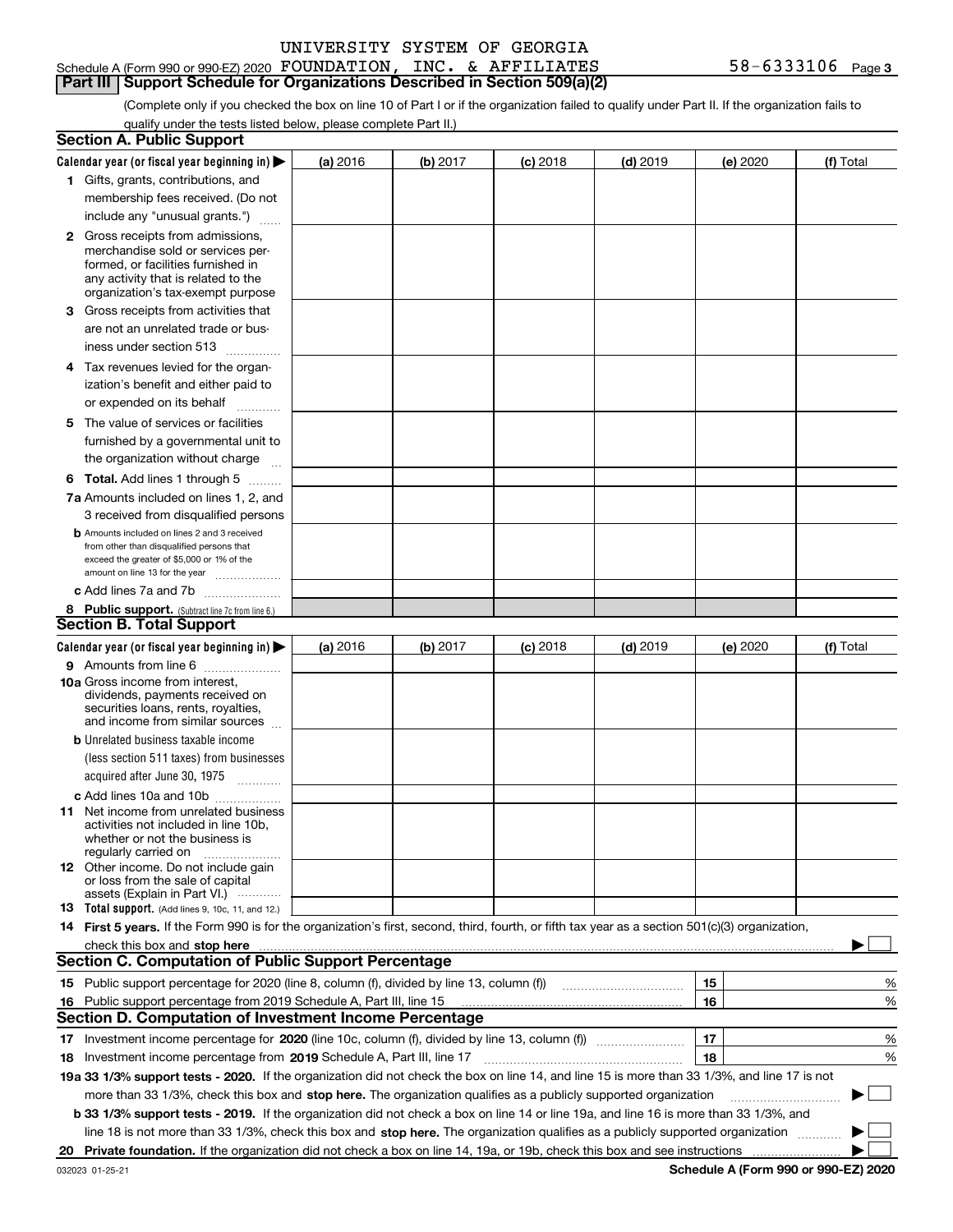UNIVERSITY SYSTEM OF GEORGIA

Schedule A (Form 990 or 990-EZ) 2020 FOUNDATION, INC. & AFFILIATES 58-6333106 Page 3

**Part III | Support Schedule for Organizations Described in Section 509(a)(2)**

(Complete only if you checked the box on line 10 of Part I or if the organization failed to qualify under Part II. If the organization fails to qualify under the tests listed below, please complete Part II.)

## Section A. Public Support

| Calendar year (or fiscal year beginning in) ▶ | (a) 2016 | (b) 2017 | (c) 2018 | (d) 2019 | (e) 2020 | (f) Total |
|---|---|---|---|---|---|---|
| 1 Gifts, grants, contributions, and membership fees received. (Do not include any "unusual grants.") | | | | | | |
| 2 Gross receipts from admissions, merchandise sold or services performed, or facilities furnished in any activity that is related to the organization's tax-exempt purpose | | | | | | |
| 3 Gross receipts from activities that are not an unrelated trade or business under section 513 | | | | | | |
| 4 Tax revenues levied for the organization's benefit and either paid to or expended on its behalf | | | | | | |
| 5 The value of services or facilities furnished by a governmental unit to the organization without charge | | | | | | |
| 6 **Total.** Add lines 1 through 5 | | | | | | |
| 7a Amounts included on lines 1, 2, and 3 received from disqualified persons | | | | | | |
| b Amounts included on lines 2 and 3 received from other than disqualified persons that exceed the greater of $5,000 or 1% of the amount on line 13 for the year | | | | | | |
| c Add lines 7a and 7b | | | | | | |
| 8 **Public support.** (Subtract line 7c from line 6.) | | | | | | |

## Section B. Total Support

| Calendar year (or fiscal year beginning in) ▶ | (a) 2016 | (b) 2017 | (c) 2018 | (d) 2019 | (e) 2020 | (f) Total |
|---|---|---|---|---|---|---|
| 9 Amounts from line 6 | | | | | | |
| 10a Gross income from interest, dividends, payments received on securities loans, rents, royalties, and income from similar sources | | | | | | |
| b Unrelated business taxable income (less section 511 taxes) from businesses acquired after June 30, 1975 | | | | | | |
| c Add lines 10a and 10b | | | | | | |
| 11 Net income from unrelated business activities not included in line 10b, whether or not the business is regularly carried on | | | | | | |
| 12 Other income. Do not include gain or loss from the sale of capital assets (Explain in Part VI.) | | | | | | |
| 13 **Total support.** (Add lines 9, 10c, 11, and 12.) | | | | | | |

14 **First 5 years.** If the Form 990 is for the organization's first, second, third, fourth, or fifth tax year as a section 501(c)(3) organization, check this box and **stop here** ▶ ☐

## Section C. Computation of Public Support Percentage

| | | | |
|---|---|---|---|
| 15 | Public support percentage for 2020 (line 8, column (f), divided by line 13, column (f)) | 15 | % |
| 16 | Public support percentage from 2019 Schedule A, Part III, line 15 | 16 | % |

## Section D. Computation of Investment Income Percentage

| | | | |
|---|---|---|---|
| 17 | Investment income percentage for **2020** (line 10c, column (f), divided by line 13, column (f)) | 17 | % |
| 18 | Investment income percentage from **2019** Schedule A, Part III, line 17 | 18 | % |

**19a 33 1/3% support tests - 2020.** If the organization did not check the box on line 14, and line 15 is more than 33 1/3%, and line 17 is not more than 33 1/3%, check this box and **stop here.** The organization qualifies as a publicly supported organization ▶ ☐

**b 33 1/3% support tests - 2019.** If the organization did not check a box on line 14 or line 19a, and line 16 is more than 33 1/3%, and line 18 is not more than 33 1/3%, check this box and **stop here.** The organization qualifies as a publicly supported organization ▶ ☐

**20 Private foundation.** If the organization did not check a box on line 14, 19a, or 19b, check this box and see instructions ▶ ☐

032023 01-25-21 **Schedule A (Form 990 or 990-EZ) 2020**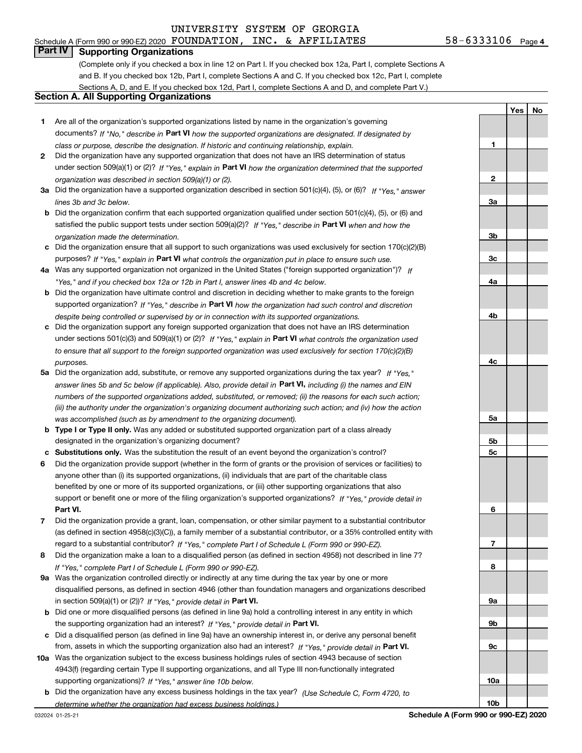UNIVERSITY SYSTEM OF GEORGIA

Schedule A (Form 990 or 990-EZ) 2020 FOUNDATION, INC. & AFFILIATES 58-6333106 Page 4

## Part IV Supporting Organizations

(Complete only if you checked a box in line 12 on Part I. If you checked box 12a, Part I, complete Sections A and B. If you checked box 12b, Part I, complete Sections A and C. If you checked box 12c, Part I, complete Sections A, D, and E. If you checked box 12d, Part I, complete Sections A and D, and complete Part V.)

### Section A. All Supporting Organizations

| | | | Yes | No |
|---|---|---|---|---|
| **1** | Are all of the organization's supported organizations listed by name in the organization's governing documents? *If "No," describe in* **Part VI** *how the supported organizations are designated. If designated by class or purpose, describe the designation. If historic and continuing relationship, explain.* | **1** | | |
| **2** | Did the organization have any supported organization that does not have an IRS determination of status under section 509(a)(1) or (2)? *If "Yes," explain in* **Part VI** *how the organization determined that the supported organization was described in section 509(a)(1) or (2).* | **2** | | |
| **3a** | Did the organization have a supported organization described in section 501(c)(4), (5), or (6)? *If "Yes," answer lines 3b and 3c below.* | **3a** | | |
| **b** | Did the organization confirm that each supported organization qualified under section 501(c)(4), (5), or (6) and satisfied the public support tests under section 509(a)(2)? *If "Yes," describe in* **Part VI** *when and how the organization made the determination.* | **3b** | | |
| **c** | Did the organization ensure that all support to such organizations was used exclusively for section 170(c)(2)(B) purposes? *If "Yes," explain in* **Part VI** *what controls the organization put in place to ensure such use.* | **3c** | | |
| **4a** | Was any supported organization not organized in the United States ("foreign supported organization")? *If "Yes," and if you checked box 12a or 12b in Part I, answer lines 4b and 4c below.* | **4a** | | |
| **b** | Did the organization have ultimate control and discretion in deciding whether to make grants to the foreign supported organization? *If "Yes," describe in* **Part VI** *how the organization had such control and discretion despite being controlled or supervised by or in connection with its supported organizations.* | **4b** | | |
| **c** | Did the organization support any foreign supported organization that does not have an IRS determination under sections 501(c)(3) and 509(a)(1) or (2)? *If "Yes," explain in* **Part VI** *what controls the organization used to ensure that all support to the foreign supported organization was used exclusively for section 170(c)(2)(B) purposes.* | **4c** | | |
| **5a** | Did the organization add, substitute, or remove any supported organizations during the tax year? *If "Yes," answer lines 5b and 5c below (if applicable). Also, provide detail in* **Part VI,** *including (i) the names and EIN numbers of the supported organizations added, substituted, or removed; (ii) the reasons for each such action; (iii) the authority under the organization's organizing document authorizing such action; and (iv) how the action was accomplished (such as by amendment to the organizing document).* | **5a** | | |
| **b** | **Type I or Type II only.** Was any added or substituted supported organization part of a class already designated in the organization's organizing document? | **5b** | | |
| **c** | **Substitutions only.** Was the substitution the result of an event beyond the organization's control? | **5c** | | |
| **6** | Did the organization provide support (whether in the form of grants or the provision of services or facilities) to anyone other than (i) its supported organizations, (ii) individuals that are part of the charitable class benefited by one or more of its supported organizations, or (iii) other supporting organizations that also support or benefit one or more of the filing organization's supported organizations? *If "Yes," provide detail in* **Part VI.** | **6** | | |
| **7** | Did the organization provide a grant, loan, compensation, or other similar payment to a substantial contributor (as defined in section 4958(c)(3)(C)), a family member of a substantial contributor, or a 35% controlled entity with regard to a substantial contributor? *If "Yes," complete Part I of Schedule L (Form 990 or 990-EZ).* | **7** | | |
| **8** | Did the organization make a loan to a disqualified person (as defined in section 4958) not described in line 7? *If "Yes," complete Part I of Schedule L (Form 990 or 990-EZ).* | **8** | | |
| **9a** | Was the organization controlled directly or indirectly at any time during the tax year by one or more disqualified persons, as defined in section 4946 (other than foundation managers and organizations described in section 509(a)(1) or (2))? *If "Yes," provide detail in* **Part VI.** | **9a** | | |
| **b** | Did one or more disqualified persons (as defined in line 9a) hold a controlling interest in any entity in which the supporting organization had an interest? *If "Yes," provide detail in* **Part VI.** | **9b** | | |
| **c** | Did a disqualified person (as defined in line 9a) have an ownership interest in, or derive any personal benefit from, assets in which the supporting organization also had an interest? *If "Yes," provide detail in* **Part VI.** | **9c** | | |
| **10a** | Was the organization subject to the excess business holdings rules of section 4943 because of section 4943(f) (regarding certain Type II supporting organizations, and all Type III non-functionally integrated supporting organizations)? *If "Yes," answer line 10b below.* | **10a** | | |
| **b** | Did the organization have any excess business holdings in the tax year? *(Use Schedule C, Form 4720, to determine whether the organization had excess business holdings.)* | **10b** | | |

032024 01-25-21 **Schedule A (Form 990 or 990-EZ) 2020**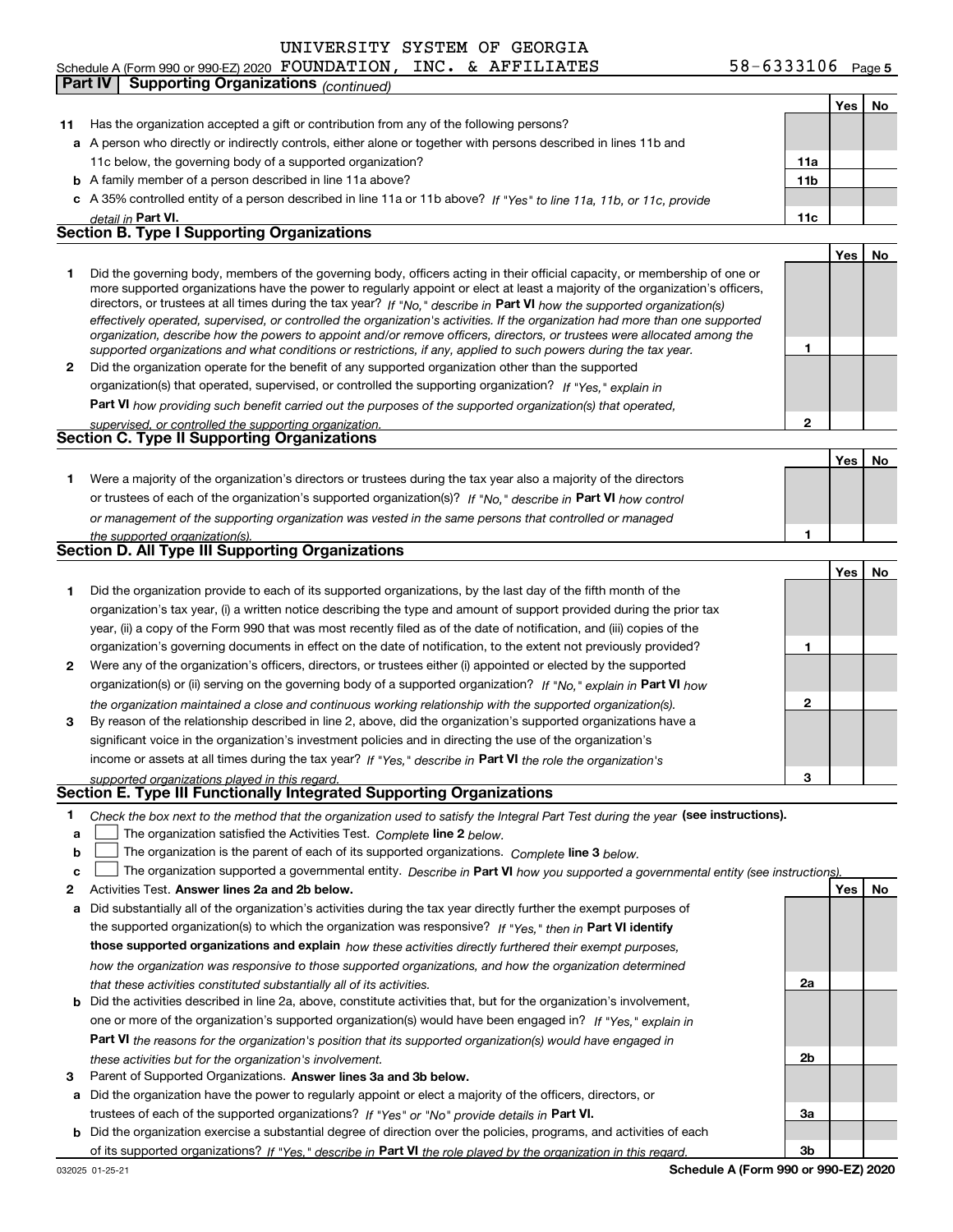UNIVERSITY SYSTEM OF GEORGIA

Schedule A (Form 990 or 990-EZ) 2020 FOUNDATION, INC. & AFFILIATES 58-6333106 Page 5

**Part IV Supporting Organizations** *(continued)*

| | | | Yes | No |
|---|---|---|---|---|
| **11** | Has the organization accepted a gift or contribution from any of the following persons? | | | |
| **a** | A person who directly or indirectly controls, either alone or together with persons described in lines 11b and 11c below, the governing body of a supported organization? | **11a** | | |
| **b** | A family member of a person described in line 11a above? | **11b** | | |
| **c** | A 35% controlled entity of a person described in line 11a or 11b above? *If "Yes" to line 11a, 11b, or 11c, provide detail in* **Part VI.** | **11c** | | |

## Section B. Type I Supporting Organizations

| | | | Yes | No |
|---|---|---|---|---|
| **1** | Did the governing body, members of the governing body, officers acting in their official capacity, or membership of one or more supported organizations have the power to regularly appoint or elect at least a majority of the organization's officers, directors, or trustees at all times during the tax year? *If "No," describe in* **Part VI** *how the supported organization(s) effectively operated, supervised, or controlled the organization's activities. If the organization had more than one supported organization, describe how the powers to appoint and/or remove officers, directors, or trustees were allocated among the supported organizations and what conditions or restrictions, if any, applied to such powers during the tax year.* | **1** | | |
| **2** | Did the organization operate for the benefit of any supported organization other than the supported organization(s) that operated, supervised, or controlled the supporting organization? *If "Yes," explain in* **Part VI** *how providing such benefit carried out the purposes of the supported organization(s) that operated, supervised, or controlled the supporting organization.* | **2** | | |

## Section C. Type II Supporting Organizations

| | | | Yes | No |
|---|---|---|---|---|
| **1** | Were a majority of the organization's directors or trustees during the tax year also a majority of the directors or trustees of each of the organization's supported organization(s)? *If "No," describe in* **Part VI** *how control or management of the supporting organization was vested in the same persons that controlled or managed the supported organization(s).* | **1** | | |

## Section D. All Type III Supporting Organizations

| | | | Yes | No |
|---|---|---|---|---|
| **1** | Did the organization provide to each of its supported organizations, by the last day of the fifth month of the organization's tax year, (i) a written notice describing the type and amount of support provided during the prior tax year, (ii) a copy of the Form 990 that was most recently filed as of the date of notification, and (iii) copies of the organization's governing documents in effect on the date of notification, to the extent not previously provided? | **1** | | |
| **2** | Were any of the organization's officers, directors, or trustees either (i) appointed or elected by the supported organization(s) or (ii) serving on the governing body of a supported organization? *If "No," explain in* **Part VI** *how the organization maintained a close and continuous working relationship with the supported organization(s).* | **2** | | |
| **3** | By reason of the relationship described in line 2, above, did the organization's supported organizations have a significant voice in the organization's investment policies and in directing the use of the organization's income or assets at all times during the tax year? *If "Yes," describe in* **Part VI** *the role the organization's supported organizations played in this regard.* | **3** | | |

## Section E. Type III Functionally Integrated Supporting Organizations

**1** *Check the box next to the method that the organization used to satisfy the Integral Part Test during the year* **(see instructions).**

- **a** ☐ The organization satisfied the Activities Test. *Complete* **line 2** *below.*
- **b** ☐ The organization is the parent of each of its supported organizations. *Complete* **line 3** *below.*
- **c** ☐ The organization supported a governmental entity. *Describe in* **Part VI** *how you supported a governmental entity (see instructions).*

| | | | Yes | No |
|---|---|---|---|---|
| **2** | Activities Test. **Answer lines 2a and 2b below.** | | | |
| **a** | Did substantially all of the organization's activities during the tax year directly further the exempt purposes of the supported organization(s) to which the organization was responsive? *If "Yes," then in* **Part VI identify those supported organizations and explain** *how these activities directly furthered their exempt purposes, how the organization was responsive to those supported organizations, and how the organization determined that these activities constituted substantially all of its activities.* | **2a** | | |
| **b** | Did the activities described in line 2a, above, constitute activities that, but for the organization's involvement, one or more of the organization's supported organization(s) would have been engaged in? *If "Yes," explain in* **Part VI** *the reasons for the organization's position that its supported organization(s) would have engaged in these activities but for the organization's involvement.* | **2b** | | |
| **3** | Parent of Supported Organizations. **Answer lines 3a and 3b below.** | | | |
| **a** | Did the organization have the power to regularly appoint or elect a majority of the officers, directors, or trustees of each of the supported organizations? *If "Yes" or "No" provide details in* **Part VI.** | **3a** | | |
| **b** | Did the organization exercise a substantial degree of direction over the policies, programs, and activities of each of its supported organizations? *If "Yes," describe in* **Part VI** *the role played by the organization in this regard.* | **3b** | | |

032025 01-25-21 **Schedule A (Form 990 or 990-EZ) 2020**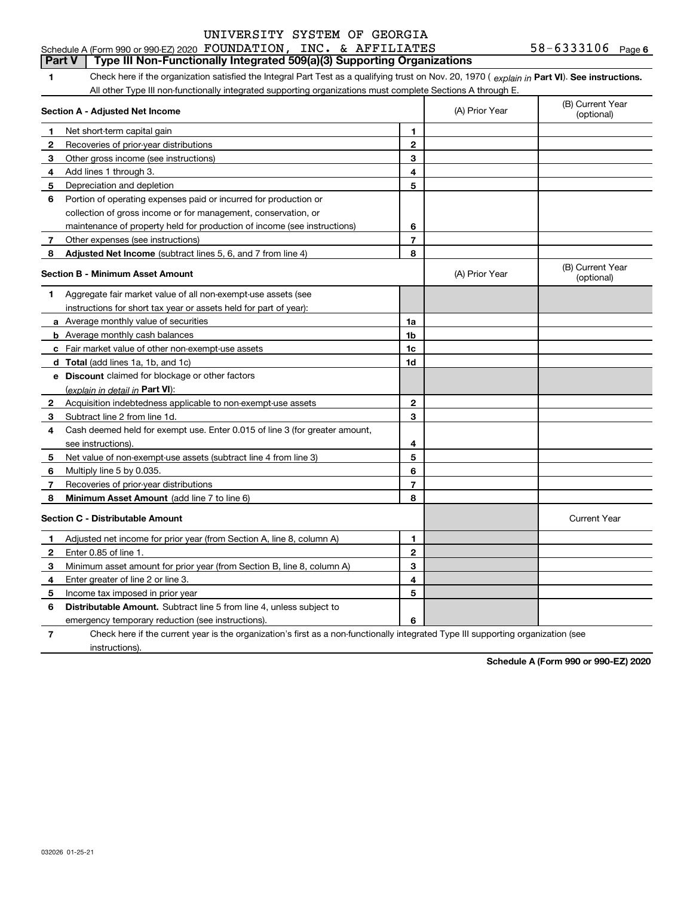UNIVERSITY SYSTEM OF GEORGIA

Schedule A (Form 990 or 990-EZ) 2020 FOUNDATION, INC. & AFFILIATES 58-6333106 Page 6

**Part V | Type III Non-Functionally Integrated 509(a)(3) Supporting Organizations**

**1** Check here if the organization satisfied the Integral Part Test as a qualifying trust on Nov. 20, 1970 ( *explain in* **Part VI**). **See instructions.** All other Type III non-functionally integrated supporting organizations must complete Sections A through E.

| **Section A - Adjusted Net Income** | | (A) Prior Year | (B) Current Year (optional) |
|---|---|---|---|
| **1** Net short-term capital gain | **1** | | |
| **2** Recoveries of prior-year distributions | **2** | | |
| **3** Other gross income (see instructions) | **3** | | |
| **4** Add lines 1 through 3. | **4** | | |
| **5** Depreciation and depletion | **5** | | |
| **6** Portion of operating expenses paid or incurred for production or collection of gross income or for management, conservation, or maintenance of property held for production of income (see instructions) | **6** | | |
| **7** Other expenses (see instructions) | **7** | | |
| **8** **Adjusted Net Income** (subtract lines 5, 6, and 7 from line 4) | **8** | | |

| **Section B - Minimum Asset Amount** | | (A) Prior Year | (B) Current Year (optional) |
|---|---|---|---|
| **1** Aggregate fair market value of all non-exempt-use assets (see instructions for short tax year or assets held for part of year): | | | |
| **a** Average monthly value of securities | **1a** | | |
| **b** Average monthly cash balances | **1b** | | |
| **c** Fair market value of other non-exempt-use assets | **1c** | | |
| **d** **Total** (add lines 1a, 1b, and 1c) | **1d** | | |
| **e** **Discount** claimed for blockage or other factors (*explain in detail in* **Part VI**): | | | |
| **2** Acquisition indebtedness applicable to non-exempt-use assets | **2** | | |
| **3** Subtract line 2 from line 1d. | **3** | | |
| **4** Cash deemed held for exempt use. Enter 0.015 of line 3 (for greater amount, see instructions). | **4** | | |
| **5** Net value of non-exempt-use assets (subtract line 4 from line 3) | **5** | | |
| **6** Multiply line 5 by 0.035. | **6** | | |
| **7** Recoveries of prior-year distributions | **7** | | |
| **8** **Minimum Asset Amount** (add line 7 to line 6) | **8** | | |

| **Section C - Distributable Amount** | | | Current Year |
|---|---|---|---|
| **1** Adjusted net income for prior year (from Section A, line 8, column A) | **1** | | |
| **2** Enter 0.85 of line 1. | **2** | | |
| **3** Minimum asset amount for prior year (from Section B, line 8, column A) | **3** | | |
| **4** Enter greater of line 2 or line 3. | **4** | | |
| **5** Income tax imposed in prior year | **5** | | |
| **6** **Distributable Amount.** Subtract line 5 from line 4, unless subject to emergency temporary reduction (see instructions). | **6** | | |

**7** Check here if the current year is the organization's first as a non-functionally integrated Type III supporting organization (see instructions).

**Schedule A (Form 990 or 990-EZ) 2020**

032026 01-25-21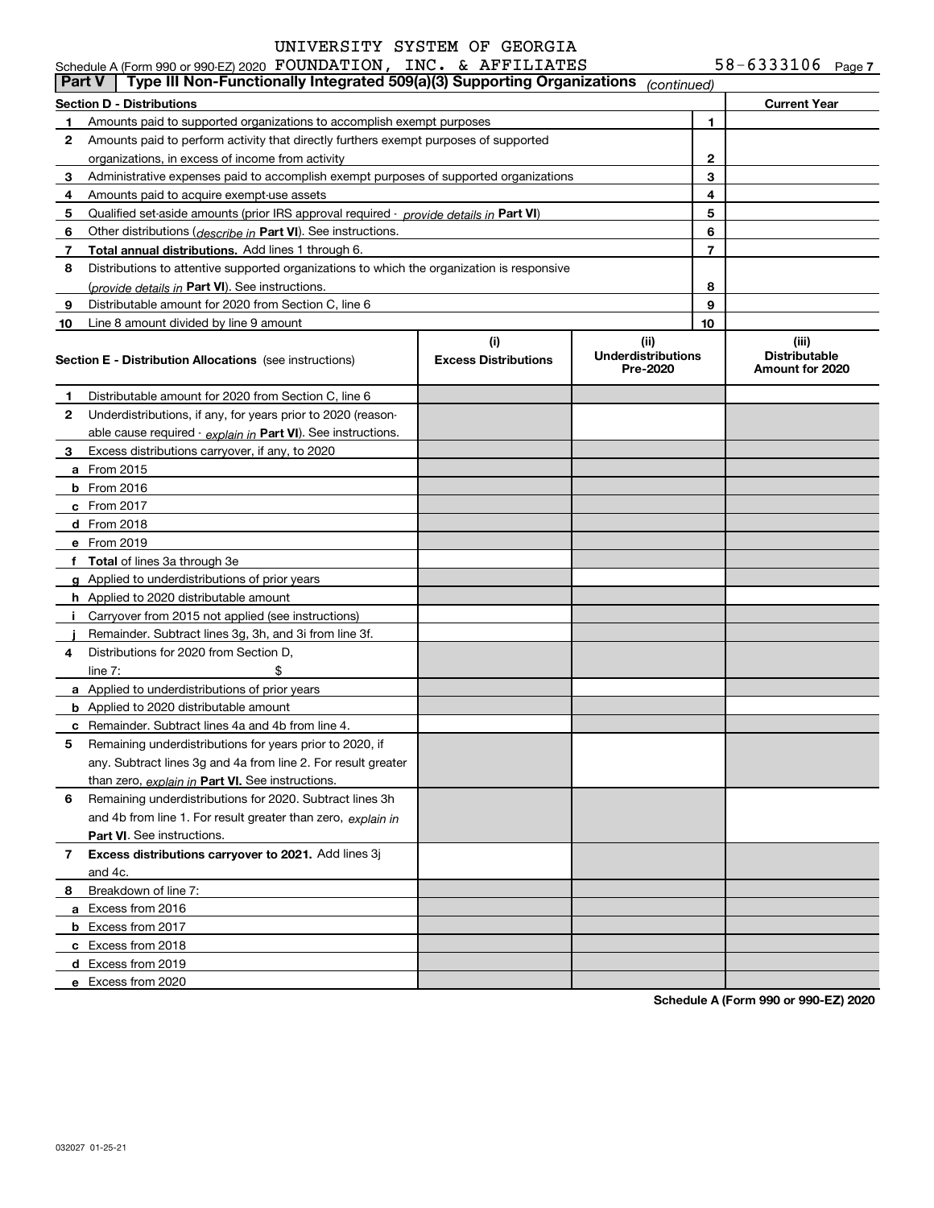Schedule A (Form 990 or 990-EZ) 2020 UNIVERSITY SYSTEM OF GEORGIA FOUNDATION, INC. & AFFILIATES 58-6333106 Page 7

**Part V Type III Non-Functionally Integrated 509(a)(3) Supporting Organizations** *(continued)*

| Section D - Distributions | | | Current Year |
|---|---|---|---|
| 1 | Amounts paid to supported organizations to accomplish exempt purposes | 1 | |
| 2 | Amounts paid to perform activity that directly furthers exempt purposes of supported organizations, in excess of income from activity | 2 | |
| 3 | Administrative expenses paid to accomplish exempt purposes of supported organizations | 3 | |
| 4 | Amounts paid to acquire exempt-use assets | 4 | |
| 5 | Qualified set-aside amounts (prior IRS approval required - *provide details in* **Part VI**) | 5 | |
| 6 | Other distributions (*describe in* **Part VI**). See instructions. | 6 | |
| 7 | **Total annual distributions.** Add lines 1 through 6. | 7 | |
| 8 | Distributions to attentive supported organizations to which the organization is responsive (*provide details in* **Part VI**). See instructions. | 8 | |
| 9 | Distributable amount for 2020 from Section C, line 6 | 9 | |
| 10 | Line 8 amount divided by line 9 amount | 10 | |

| | Section E - Distribution Allocations (see instructions) | (i) Excess Distributions | (ii) Underdistributions Pre-2020 | (iii) Distributable Amount for 2020 |
|---|---|---|---|---|
| 1 | Distributable amount for 2020 from Section C, line 6 | | | |
| 2 | Underdistributions, if any, for years prior to 2020 (reasonable cause required - *explain in* **Part VI**). See instructions. | | | |
| 3 | Excess distributions carryover, if any, to 2020 | | | |
| a | From 2015 | | | |
| b | From 2016 | | | |
| c | From 2017 | | | |
| d | From 2018 | | | |
| e | From 2019 | | | |
| f | **Total** of lines 3a through 3e | | | |
| g | Applied to underdistributions of prior years | | | |
| h | Applied to 2020 distributable amount | | | |
| i | Carryover from 2015 not applied (see instructions) | | | |
| j | Remainder. Subtract lines 3g, 3h, and 3i from line 3f. | | | |
| 4 | Distributions for 2020 from Section D, line 7: $ | | | |
| a | Applied to underdistributions of prior years | | | |
| b | Applied to 2020 distributable amount | | | |
| c | Remainder. Subtract lines 4a and 4b from line 4. | | | |
| 5 | Remaining underdistributions for years prior to 2020, if any. Subtract lines 3g and 4a from line 2. For result greater than zero, *explain in* **Part VI.** See instructions. | | | |
| 6 | Remaining underdistributions for 2020. Subtract lines 3h and 4b from line 1. For result greater than zero, *explain in* **Part VI**. See instructions. | | | |
| 7 | **Excess distributions carryover to 2021.** Add lines 3j and 4c. | | | |
| 8 | Breakdown of line 7: | | | |
| a | Excess from 2016 | | | |
| b | Excess from 2017 | | | |
| c | Excess from 2018 | | | |
| d | Excess from 2019 | | | |
| e | Excess from 2020 | | | |

**Schedule A (Form 990 or 990-EZ) 2020**

032027 01-25-21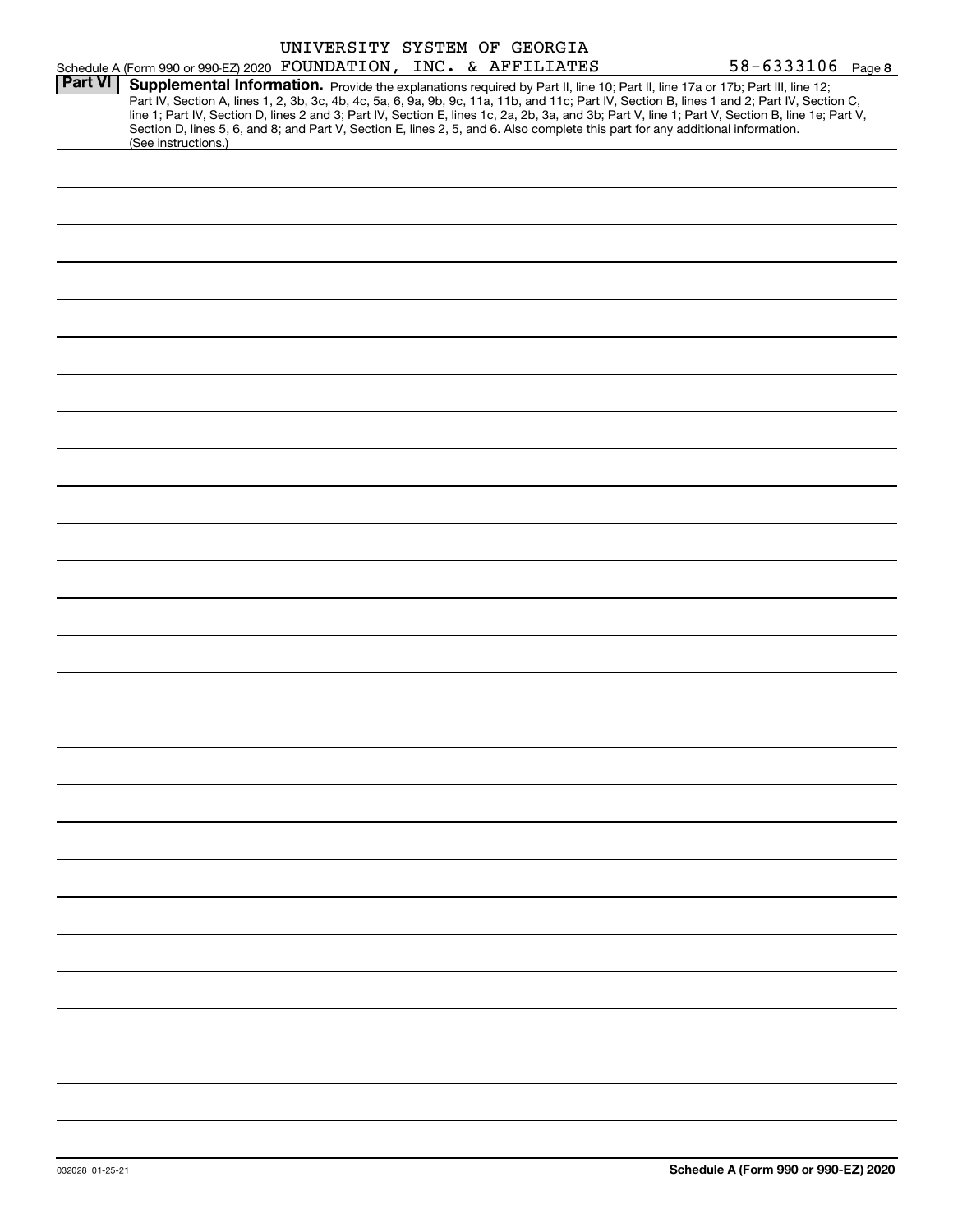Schedule A (Form 990 or 990-EZ) 2020 UNIVERSITY SYSTEM OF GEORGIA FOUNDATION, INC. & AFFILIATES 58-6333106 Page 8

**Part VI** **Supplemental Information.** Provide the explanations required by Part II, line 10; Part II, line 17a or 17b; Part III, line 12; Part IV, Section A, lines 1, 2, 3b, 3c, 4b, 4c, 5a, 6, 9a, 9b, 9c, 11a, 11b, and 11c; Part IV, Section B, lines 1 and 2; Part IV, Section C, line 1; Part IV, Section D, lines 2 and 3; Part IV, Section E, lines 1c, 2a, 2b, 3a, and 3b; Part V, line 1; Part V, Section B, line 1e; Part V, Section D, lines 5, 6, and 8; and Part V, Section E, lines 2, 5, and 6. Also complete this part for any additional information. (See instructions.)

032028 01-25-21 **Schedule A (Form 990 or 990-EZ) 2020**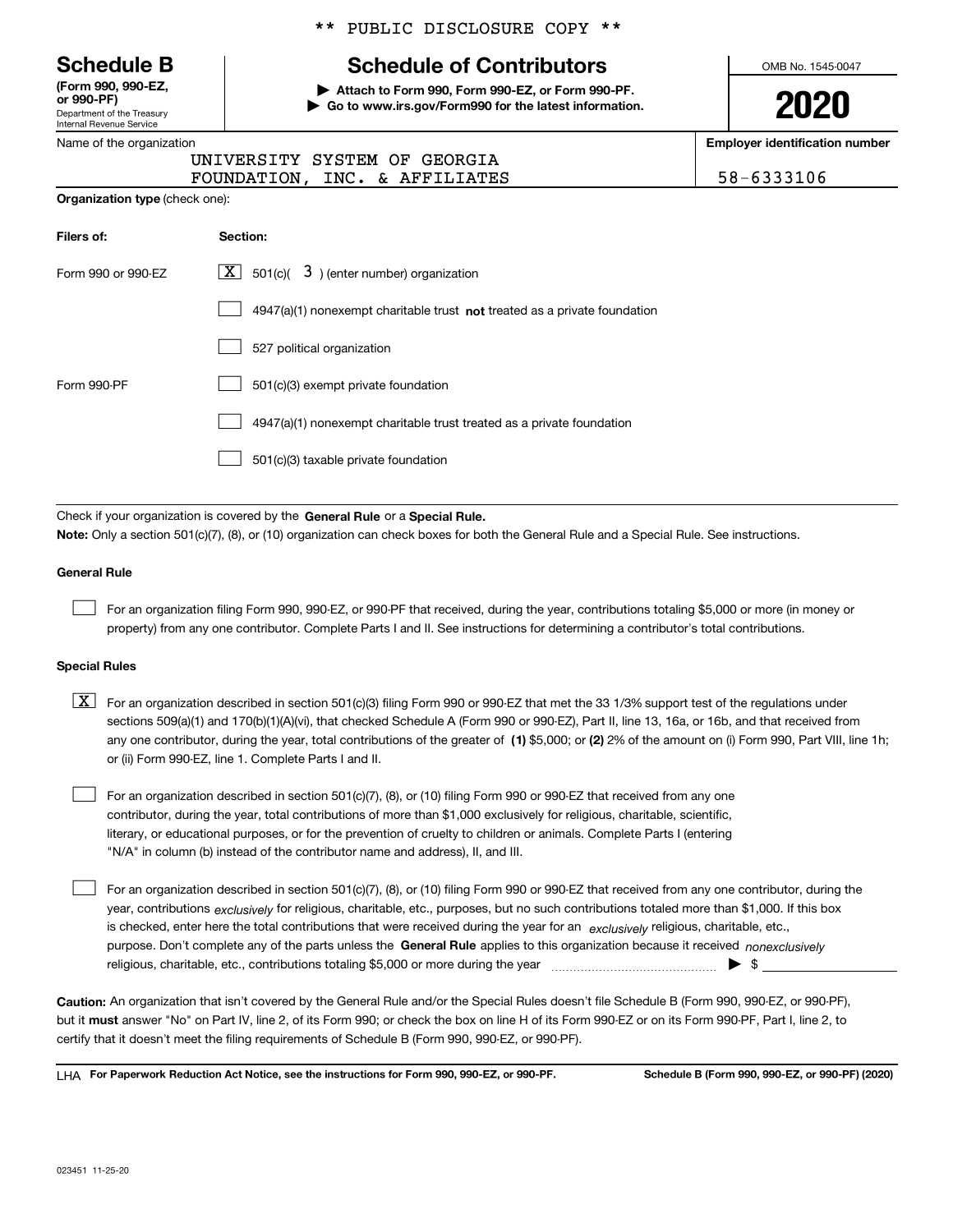\*\* PUBLIC DISCLOSURE COPY \*\*

**Schedule B**
**(Form 990, 990-EZ, or 990-PF)**
Department of the Treasury
Internal Revenue Service

# Schedule of Contributors

**▶ Attach to Form 990, Form 990-EZ, or Form 990-PF.**
**▶ Go to www.irs.gov/Form990 for the latest information.**

OMB No. 1545-0047

**2020**

Name of the organization: UNIVERSITY SYSTEM OF GEORGIA FOUNDATION, INC. & AFFILIATES

**Employer identification number:** 58-6333106

**Organization type** (check one):

| **Filers of:** | **Section:** |
|---|---|
| Form 990 or 990-EZ | [X] 501(c)( 3 ) (enter number) organization |
| | [ ] 4947(a)(1) nonexempt charitable trust **not** treated as a private foundation |
| | [ ] 527 political organization |
| Form 990-PF | [ ] 501(c)(3) exempt private foundation |
| | [ ] 4947(a)(1) nonexempt charitable trust treated as a private foundation |
| | [ ] 501(c)(3) taxable private foundation |

Check if your organization is covered by the **General Rule** or a **Special Rule.**

**Note:** Only a section 501(c)(7), (8), or (10) organization can check boxes for both the General Rule and a Special Rule. See instructions.

**General Rule**

[ ] For an organization filing Form 990, 990-EZ, or 990-PF that received, during the year, contributions totaling $5,000 or more (in money or property) from any one contributor. Complete Parts I and II. See instructions for determining a contributor's total contributions.

**Special Rules**

[X] For an organization described in section 501(c)(3) filing Form 990 or 990-EZ that met the 33 1/3% support test of the regulations under sections 509(a)(1) and 170(b)(1)(A)(vi), that checked Schedule A (Form 990 or 990-EZ), Part II, line 13, 16a, or 16b, and that received from any one contributor, during the year, total contributions of the greater of **(1)** $5,000; or **(2)** 2% of the amount on (i) Form 990, Part VIII, line 1h; or (ii) Form 990-EZ, line 1. Complete Parts I and II.

[ ] For an organization described in section 501(c)(7), (8), or (10) filing Form 990 or 990-EZ that received from any one contributor, during the year, total contributions of more than $1,000 exclusively for religious, charitable, scientific, literary, or educational purposes, or for the prevention of cruelty to children or animals. Complete Parts I (entering "N/A" in column (b) instead of the contributor name and address), II, and III.

[ ] For an organization described in section 501(c)(7), (8), or (10) filing Form 990 or 990-EZ that received from any one contributor, during the year, contributions *exclusively* for religious, charitable, etc., purposes, but no such contributions totaled more than $1,000. If this box is checked, enter here the total contributions that were received during the year for an *exclusively* religious, charitable, etc., purpose. Don't complete any of the parts unless the **General Rule** applies to this organization because it received *nonexclusively* religious, charitable, etc., contributions totaling $5,000 or more during the year ▶ $

**Caution:** An organization that isn't covered by the General Rule and/or the Special Rules doesn't file Schedule B (Form 990, 990-EZ, or 990-PF), but it **must** answer "No" on Part IV, line 2, of its Form 990; or check the box on line H of its Form 990-EZ or on its Form 990-PF, Part I, line 2, to certify that it doesn't meet the filing requirements of Schedule B (Form 990, 990-EZ, or 990-PF).

LHA **For Paperwork Reduction Act Notice, see the instructions for Form 990, 990-EZ, or 990-PF.** **Schedule B (Form 990, 990-EZ, or 990-PF) (2020)**

023451 11-25-20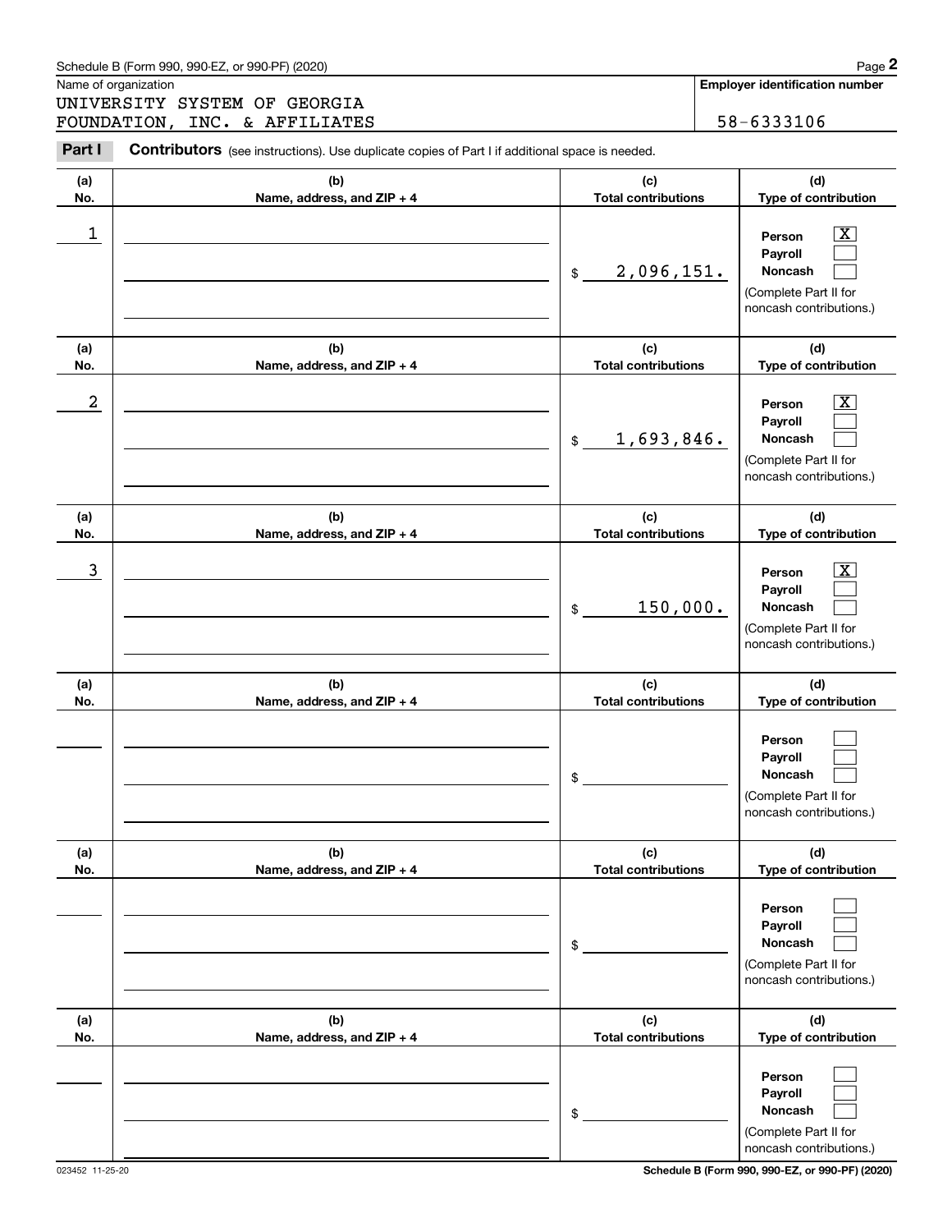Schedule B (Form 990, 990-EZ, or 990-PF) (2020)

Name of organization

UNIVERSITY SYSTEM OF GEORGIA FOUNDATION, INC. & AFFILIATES

**Employer identification number**

58-6333106

**Part I** **Contributors** (see instructions). Use duplicate copies of Part I if additional space is needed.

| (a) No. | (b) Name, address, and ZIP + 4 | (c) Total contributions | (d) Type of contribution |
|---|---|---|---|
| 1 | | $ 2,096,151. | Person [X] Payroll [ ] Noncash [ ] (Complete Part II for noncash contributions.) |
| 2 | | $ 1,693,846. | Person [X] Payroll [ ] Noncash [ ] (Complete Part II for noncash contributions.) |
| 3 | | $ 150,000. | Person [X] Payroll [ ] Noncash [ ] (Complete Part II for noncash contributions.) |
| | | $ | Person [ ] Payroll [ ] Noncash [ ] (Complete Part II for noncash contributions.) |
| | | $ | Person [ ] Payroll [ ] Noncash [ ] (Complete Part II for noncash contributions.) |
| | | $ | Person [ ] Payroll [ ] Noncash [ ] (Complete Part II for noncash contributions.) |

023452 11-25-20

**Schedule B (Form 990, 990-EZ, or 990-PF) (2020)**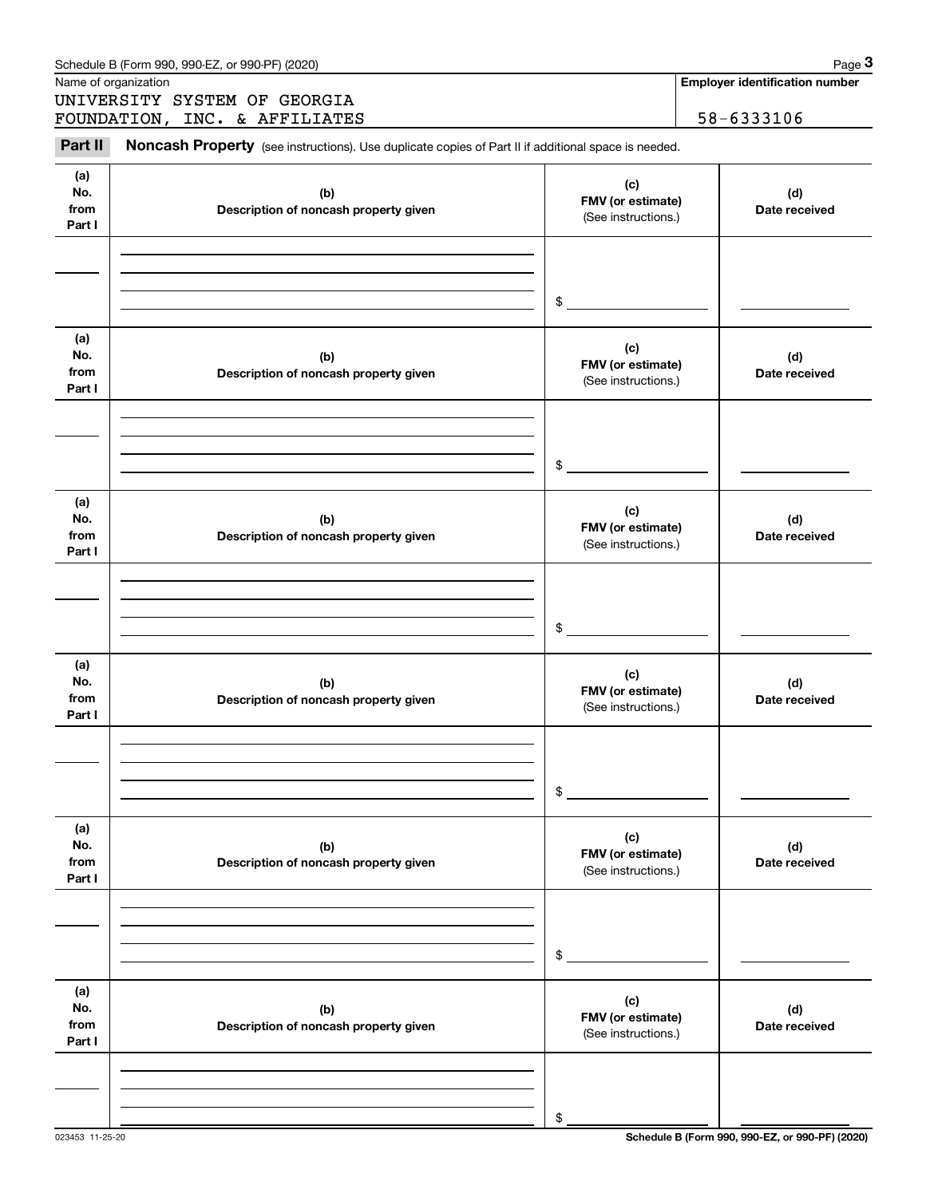Schedule B (Form 990, 990-EZ, or 990-PF) (2020)

Name of organization

UNIVERSITY SYSTEM OF GEORGIA FOUNDATION, INC. & AFFILIATES

**Employer identification number**

58-6333106

## Part II Noncash Property (see instructions). Use duplicate copies of Part II if additional space is needed.

| (a) No. from Part I | (b) Description of noncash property given | (c) FMV (or estimate) (See instructions.) | (d) Date received |
|---|---|---|---|
| | | $ | |

| (a) No. from Part I | (b) Description of noncash property given | (c) FMV (or estimate) (See instructions.) | (d) Date received |
|---|---|---|---|
| | | $ | |

| (a) No. from Part I | (b) Description of noncash property given | (c) FMV (or estimate) (See instructions.) | (d) Date received |
|---|---|---|---|
| | | $ | |

| (a) No. from Part I | (b) Description of noncash property given | (c) FMV (or estimate) (See instructions.) | (d) Date received |
|---|---|---|---|
| | | $ | |

| (a) No. from Part I | (b) Description of noncash property given | (c) FMV (or estimate) (See instructions.) | (d) Date received |
|---|---|---|---|
| | | $ | |

| (a) No. from Part I | (b) Description of noncash property given | (c) FMV (or estimate) (See instructions.) | (d) Date received |
|---|---|---|---|
| | | $ | |

023453 11-25-20

**Schedule B (Form 990, 990-EZ, or 990-PF) (2020)**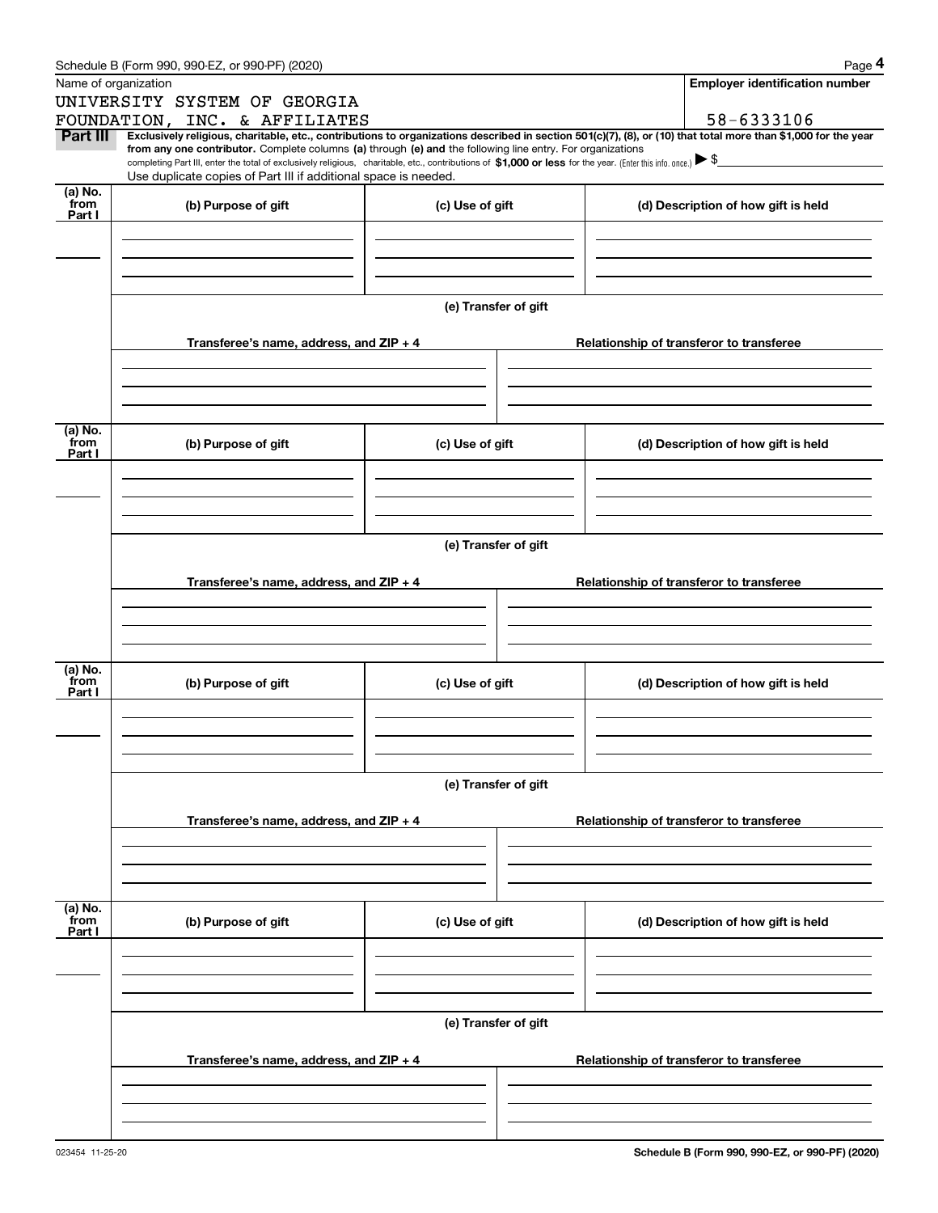Name of organization

UNIVERSITY SYSTEM OF GEORGIA
FOUNDATION, INC. & AFFILIATES

**Employer identification number**

58-6333106

**Part III** **Exclusively religious, charitable, etc., contributions to organizations described in section 501(c)(7), (8), or (10) that total more than $1,000 for the year from any one contributor.** Complete columns **(a)** through **(e) and** the following line entry. For organizations completing Part III, enter the total of exclusively religious, charitable, etc., contributions of **$1,000 or less** for the year. (Enter this info. once.) ▶ $

Use duplicate copies of Part III if additional space is needed.

| (a) No. from Part I | (b) Purpose of gift | (c) Use of gift | (d) Description of how gift is held |
|---|---|---|---|
| | | | |

(e) Transfer of gift

| Transferee's name, address, and ZIP + 4 | Relationship of transferor to transferee |
|---|---|
| | |

| (a) No. from Part I | (b) Purpose of gift | (c) Use of gift | (d) Description of how gift is held |
|---|---|---|---|
| | | | |

(e) Transfer of gift

| Transferee's name, address, and ZIP + 4 | Relationship of transferor to transferee |
|---|---|
| | |

| (a) No. from Part I | (b) Purpose of gift | (c) Use of gift | (d) Description of how gift is held |
|---|---|---|---|
| | | | |

(e) Transfer of gift

| Transferee's name, address, and ZIP + 4 | Relationship of transferor to transferee |
|---|---|
| | |

| (a) No. from Part I | (b) Purpose of gift | (c) Use of gift | (d) Description of how gift is held |
|---|---|---|---|
| | | | |

(e) Transfer of gift

| Transferee's name, address, and ZIP + 4 | Relationship of transferor to transferee |
|---|---|
| | |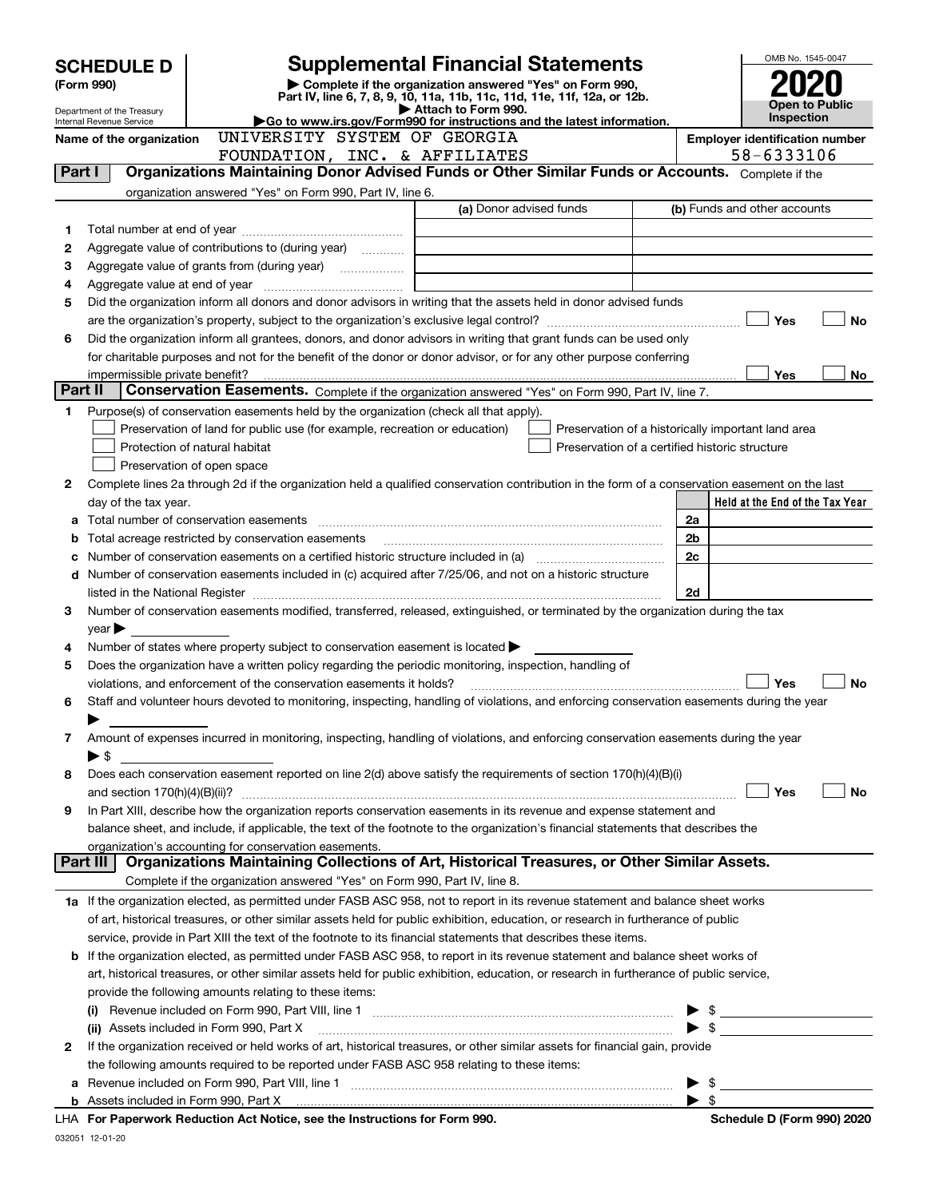# SCHEDULE D (Form 990)

Department of the Treasury
Internal Revenue Service

## Supplemental Financial Statements

▶ Complete if the organization answered "Yes" on Form 990, Part IV, line 6, 7, 8, 9, 10, 11a, 11b, 11c, 11d, 11e, 11f, 12a, or 12b.
▶ Attach to Form 990.
▶Go to www.irs.gov/Form990 for instructions and the latest information.

OMB No. 1545-0047

**2020**

**Open to Public Inspection**

Name of the organization: UNIVERSITY SYSTEM OF GEORGIA FOUNDATION, INC. & AFFILIATES

Employer identification number: 58-6333106

**Part I — Organizations Maintaining Donor Advised Funds or Other Similar Funds or Accounts.** Complete if the organization answered "Yes" on Form 990, Part IV, line 6.

| | | (a) Donor advised funds | (b) Funds and other accounts |
|---|---|---|---|
| 1 | Total number at end of year | | |
| 2 | Aggregate value of contributions to (during year) | | |
| 3 | Aggregate value of grants from (during year) | | |
| 4 | Aggregate value at end of year | | |

5 Did the organization inform all donors and donor advisors in writing that the assets held in donor advised funds are the organization's property, subject to the organization's exclusive legal control? ☐ Yes ☐ No

6 Did the organization inform all grantees, donors, and donor advisors in writing that grant funds can be used only for charitable purposes and not for the benefit of the donor or donor advisor, or for any other purpose conferring impermissible private benefit? ☐ Yes ☐ No

**Part II — Conservation Easements.** Complete if the organization answered "Yes" on Form 990, Part IV, line 7.

1 Purpose(s) of conservation easements held by the organization (check all that apply).
- ☐ Preservation of land for public use (for example, recreation or education)
- ☐ Preservation of a historically important land area
- ☐ Protection of natural habitat
- ☐ Preservation of a certified historic structure
- ☐ Preservation of open space

2 Complete lines 2a through 2d if the organization held a qualified conservation contribution in the form of a conservation easement on the last day of the tax year.

| | | | Held at the End of the Tax Year |
|---|---|---|---|
| a | Total number of conservation easements | 2a | |
| b | Total acreage restricted by conservation easements | 2b | |
| c | Number of conservation easements on a certified historic structure included in (a) | 2c | |
| d | Number of conservation easements included in (c) acquired after 7/25/06, and not on a historic structure listed in the National Register | 2d | |

3 Number of conservation easements modified, transferred, released, extinguished, or terminated by the organization during the tax year ▶

4 Number of states where property subject to conservation easement is located ▶

5 Does the organization have a written policy regarding the periodic monitoring, inspection, handling of violations, and enforcement of the conservation easements it holds? ☐ Yes ☐ No

6 Staff and volunteer hours devoted to monitoring, inspecting, handling of violations, and enforcing conservation easements during the year ▶

7 Amount of expenses incurred in monitoring, inspecting, handling of violations, and enforcing conservation easements during the year ▶ $

8 Does each conservation easement reported on line 2(d) above satisfy the requirements of section 170(h)(4)(B)(i) and section 170(h)(4)(B)(ii)? ☐ Yes ☐ No

9 In Part XIII, describe how the organization reports conservation easements in its revenue and expense statement and balance sheet, and include, if applicable, the text of the footnote to the organization's financial statements that describes the organization's accounting for conservation easements.

**Part III — Organizations Maintaining Collections of Art, Historical Treasures, or Other Similar Assets.** Complete if the organization answered "Yes" on Form 990, Part IV, line 8.

1a If the organization elected, as permitted under FASB ASC 958, not to report in its revenue statement and balance sheet works of art, historical treasures, or other similar assets held for public exhibition, education, or research in furtherance of public service, provide in Part XIII the text of the footnote to its financial statements that describes these items.

b If the organization elected, as permitted under FASB ASC 958, to report in its revenue statement and balance sheet works of art, historical treasures, or other similar assets held for public exhibition, education, or research in furtherance of public service, provide the following amounts relating to these items:

(i) Revenue included on Form 990, Part VIII, line 1 ▶ $

(ii) Assets included in Form 990, Part X ▶ $

2 If the organization received or held works of art, historical treasures, or other similar assets for financial gain, provide the following amounts required to be reported under FASB ASC 958 relating to these items:

a Revenue included on Form 990, Part VIII, line 1 ▶ $

b Assets included in Form 990, Part X ▶ $

LHA For Paperwork Reduction Act Notice, see the Instructions for Form 990. Schedule D (Form 990) 2020

032051 12-01-20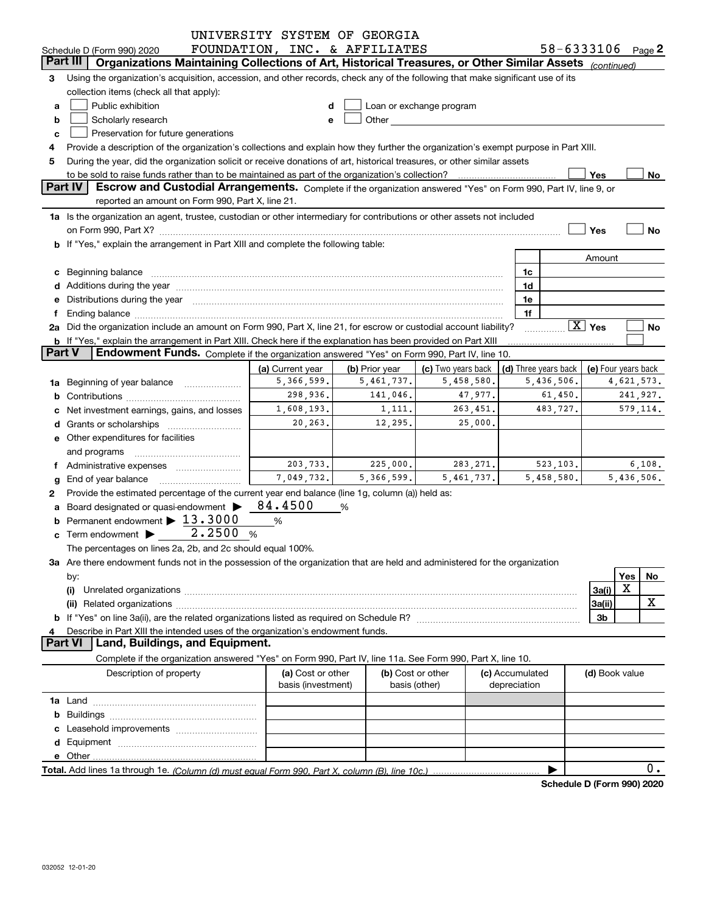UNIVERSITY SYSTEM OF GEORGIA
Schedule D (Form 990) 2020 FOUNDATION, INC. & AFFILIATES 58-6333106 Page 2

## Part III Organizations Maintaining Collections of Art, Historical Treasures, or Other Similar Assets *(continued)*

**3** Using the organization's acquisition, accession, and other records, check any of the following that make significant use of its collection items (check all that apply):

- **a** ☐ Public exhibition
- **b** ☐ Scholarly research
- **c** ☐ Preservation for future generations
- **d** ☐ Loan or exchange program
- **e** ☐ Other

**4** Provide a description of the organization's collections and explain how they further the organization's exempt purpose in Part XIII.

**5** During the year, did the organization solicit or receive donations of art, historical treasures, or other similar assets to be sold to raise funds rather than to be maintained as part of the organization's collection? ☐ Yes ☐ No

## Part IV Escrow and Custodial Arrangements.

Complete if the organization answered "Yes" on Form 990, Part IV, line 9, or reported an amount on Form 990, Part X, line 21.

**1a** Is the organization an agent, trustee, custodian or other intermediary for contributions or other assets not included on Form 990, Part X? ☐ Yes ☐ No

**b** If "Yes," explain the arrangement in Part XIII and complete the following table:

| | | Amount |
|---|---|---|
| **c** Beginning balance | 1c | |
| **d** Additions during the year | 1d | |
| **e** Distributions during the year | 1e | |
| **f** Ending balance | 1f | |

**2a** Did the organization include an amount on Form 990, Part X, line 21, for escrow or custodial account liability? ☒ Yes ☐ No

**b** If "Yes," explain the arrangement in Part XIII. Check here if the explanation has been provided on Part XIII ☐

## Part V Endowment Funds.

Complete if the organization answered "Yes" on Form 990, Part IV, line 10.

| | (a) Current year | (b) Prior year | (c) Two years back | (d) Three years back | (e) Four years back |
|---|---|---|---|---|---|
| **1a** Beginning of year balance | 5,366,599. | 5,461,737. | 5,458,580. | 5,436,506. | 4,621,573. |
| **b** Contributions | 298,936. | 141,046. | 47,977. | 61,450. | 241,927. |
| **c** Net investment earnings, gains, and losses | 1,608,193. | 1,111. | 263,451. | 483,727. | 579,114. |
| **d** Grants or scholarships | 20,263. | 12,295. | 25,000. | | |
| **e** Other expenditures for facilities and programs | | | | | |
| **f** Administrative expenses | 203,733. | 225,000. | 283,271. | 523,103. | 6,108. |
| **g** End of year balance | 7,049,732. | 5,366,599. | 5,461,737. | 5,458,580. | 5,436,506. |

**2** Provide the estimated percentage of the current year end balance (line 1g, column (a)) held as:

- **a** Board designated or quasi-endowment ▶ 84.4500 %
- **b** Permanent endowment ▶ 13.3000 %
- **c** Term endowment ▶ 2.2500 %

The percentages on lines 2a, 2b, and 2c should equal 100%.

**3a** Are there endowment funds not in the possession of the organization that are held and administered for the organization by:

| | | Yes | No |
|---|---|---|---|
| **(i)** Unrelated organizations | 3a(i) | X | |
| **(ii)** Related organizations | 3a(ii) | | X |
| **b** If "Yes" on line 3a(ii), are the related organizations listed as required on Schedule R? | 3b | | |

**4** Describe in Part XIII the intended uses of the organization's endowment funds.

## Part VI Land, Buildings, and Equipment.

Complete if the organization answered "Yes" on Form 990, Part IV, line 11a. See Form 990, Part X, line 10.

| Description of property | (a) Cost or other basis (investment) | (b) Cost or other basis (other) | (c) Accumulated depreciation | (d) Book value |
|---|---|---|---|---|
| **1a** Land | | | | |
| **b** Buildings | | | | |
| **c** Leasehold improvements | | | | |
| **d** Equipment | | | | |
| **e** Other | | | | |

**Total.** Add lines 1a through 1e. *(Column (d) must equal Form 990, Part X, column (B), line 10c.)* ▶ 0.

Schedule D (Form 990) 2020

032052 12-01-20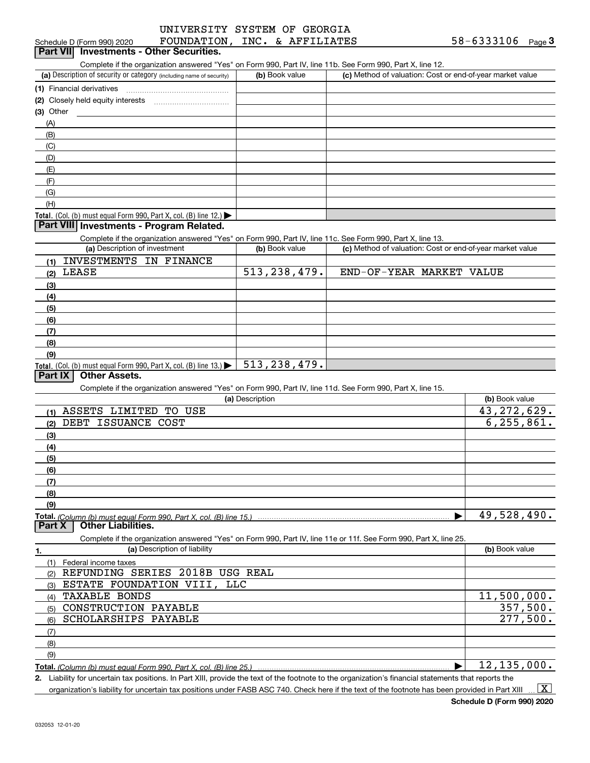UNIVERSITY SYSTEM OF GEORGIA FOUNDATION, INC. & AFFILIATES 58-6333106

Schedule D (Form 990) 2020 Page 3

## Part VII Investments - Other Securities.

Complete if the organization answered "Yes" on Form 990, Part IV, line 11b. See Form 990, Part X, line 12.

| (a) Description of security or category (including name of security) | (b) Book value | (c) Method of valuation: Cost or end-of-year market value |
|---|---|---|
| (1) Financial derivatives | | |
| (2) Closely held equity interests | | |
| (3) Other | | |
| (A) | | |
| (B) | | |
| (C) | | |
| (D) | | |
| (E) | | |
| (F) | | |
| (G) | | |
| (H) | | |
| Total. (Col. (b) must equal Form 990, Part X, col. (B) line 12.) | | |

## Part VIII Investments - Program Related.

Complete if the organization answered "Yes" on Form 990, Part IV, line 11c. See Form 990, Part X, line 13.

| (a) Description of investment | (b) Book value | (c) Method of valuation: Cost or end-of-year market value |
|---|---|---|
| (1) INVESTMENTS IN FINANCE | | |
| (2) LEASE | 513,238,479. | END-OF-YEAR MARKET VALUE |
| (3) | | |
| (4) | | |
| (5) | | |
| (6) | | |
| (7) | | |
| (8) | | |
| (9) | | |
| Total. (Col. (b) must equal Form 990, Part X, col. (B) line 13.) | 513,238,479. | |

## Part IX Other Assets.

Complete if the organization answered "Yes" on Form 990, Part IV, line 11d. See Form 990, Part X, line 15.

| (a) Description | (b) Book value |
|---|---|
| (1) ASSETS LIMITED TO USE | 43,272,629. |
| (2) DEBT ISSUANCE COST | 6,255,861. |
| (3) | |
| (4) | |
| (5) | |
| (6) | |
| (7) | |
| (8) | |
| (9) | |
| Total. (Column (b) must equal Form 990, Part X, col. (B) line 15.) | 49,528,490. |

## Part X Other Liabilities.

Complete if the organization answered "Yes" on Form 990, Part IV, line 11e or 11f. See Form 990, Part X, line 25.

| 1. (a) Description of liability | (b) Book value |
|---|---|
| (1) Federal income taxes | |
| (2) REFUNDING SERIES 2018B USG REAL | |
| (3) ESTATE FOUNDATION VIII, LLC | |
| (4) TAXABLE BONDS | 11,500,000. |
| (5) CONSTRUCTION PAYABLE | 357,500. |
| (6) SCHOLARSHIPS PAYABLE | 277,500. |
| (7) | |
| (8) | |
| (9) | |
| Total. (Column (b) must equal Form 990, Part X, col. (B) line 25.) | 12,135,000. |

2. Liability for uncertain tax positions. In Part XIII, provide the text of the footnote to the organization's financial statements that reports the organization's liability for uncertain tax positions under FASB ASC 740. Check here if the text of the footnote has been provided in Part XIII [X]

Schedule D (Form 990) 2020

032053 12-01-20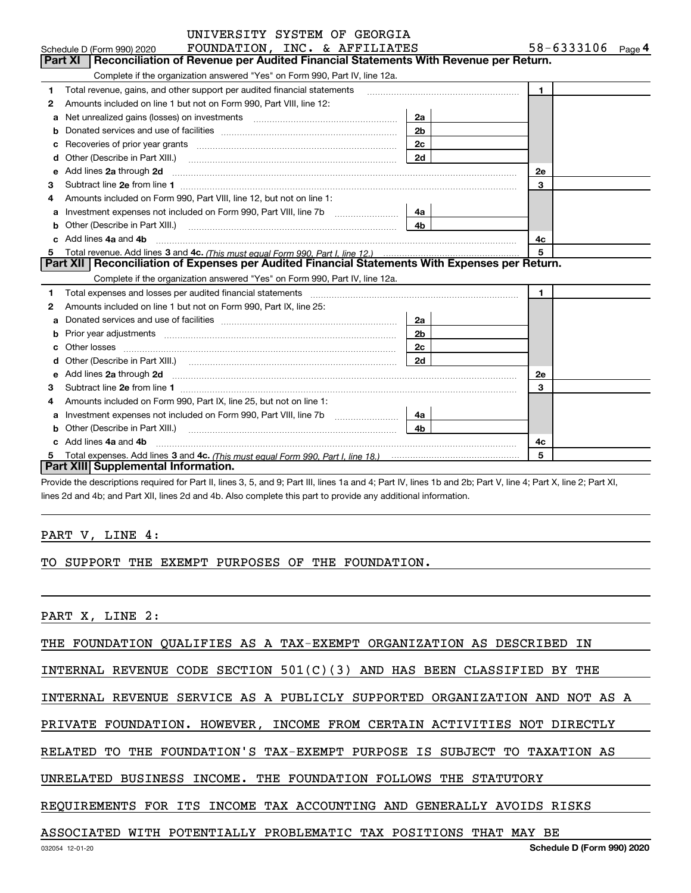UNIVERSITY SYSTEM OF GEORGIA FOUNDATION, INC. & AFFILIATES 58-6333106

Schedule D (Form 990) 2020 Page 4

## Part XI Reconciliation of Revenue per Audited Financial Statements With Revenue per Return.

Complete if the organization answered "Yes" on Form 990, Part IV, line 12a.

| | | | | | |
|---|---|---|---|---|---|
| 1 | Total revenue, gains, and other support per audited financial statements | | | 1 | |
| 2 | Amounts included on line 1 but not on Form 990, Part VIII, line 12: | | | | |
| a | Net unrealized gains (losses) on investments | 2a | | | |
| b | Donated services and use of facilities | 2b | | | |
| c | Recoveries of prior year grants | 2c | | | |
| d | Other (Describe in Part XIII.) | 2d | | | |
| e | Add lines 2a through 2d | | | 2e | |
| 3 | Subtract line 2e from line 1 | | | 3 | |
| 4 | Amounts included on Form 990, Part VIII, line 12, but not on line 1: | | | | |
| a | Investment expenses not included on Form 990, Part VIII, line 7b | 4a | | | |
| b | Other (Describe in Part XIII.) | 4b | | | |
| c | Add lines 4a and 4b | | | 4c | |
| 5 | Total revenue. Add lines 3 and 4c. *(This must equal Form 990, Part I, line 12.)* | | | 5 | |

## Part XII Reconciliation of Expenses per Audited Financial Statements With Expenses per Return.

Complete if the organization answered "Yes" on Form 990, Part IV, line 12a.

| | | | | | |
|---|---|---|---|---|---|
| 1 | Total expenses and losses per audited financial statements | | | 1 | |
| 2 | Amounts included on line 1 but not on Form 990, Part IX, line 25: | | | | |
| a | Donated services and use of facilities | 2a | | | |
| b | Prior year adjustments | 2b | | | |
| c | Other losses | 2c | | | |
| d | Other (Describe in Part XIII.) | 2d | | | |
| e | Add lines 2a through 2d | | | 2e | |
| 3 | Subtract line 2e from line 1 | | | 3 | |
| 4 | Amounts included on Form 990, Part IX, line 25, but not on line 1: | | | | |
| a | Investment expenses not included on Form 990, Part VIII, line 7b | 4a | | | |
| b | Other (Describe in Part XIII.) | 4b | | | |
| c | Add lines 4a and 4b | | | 4c | |
| 5 | Total expenses. Add lines 3 and 4c. *(This must equal Form 990, Part I, line 18.)* | | | 5 | |

## Part XIII Supplemental Information.

Provide the descriptions required for Part II, lines 3, 5, and 9; Part III, lines 1a and 4; Part IV, lines 1b and 2b; Part V, line 4; Part X, line 2; Part XI, lines 2d and 4b; and Part XII, lines 2d and 4b. Also complete this part to provide any additional information.

PART V, LINE 4:

TO SUPPORT THE EXEMPT PURPOSES OF THE FOUNDATION.

PART X, LINE 2:

THE FOUNDATION QUALIFIES AS A TAX-EXEMPT ORGANIZATION AS DESCRIBED IN INTERNAL REVENUE CODE SECTION 501(C)(3) AND HAS BEEN CLASSIFIED BY THE INTERNAL REVENUE SERVICE AS A PUBLICLY SUPPORTED ORGANIZATION AND NOT AS A PRIVATE FOUNDATION. HOWEVER, INCOME FROM CERTAIN ACTIVITIES NOT DIRECTLY RELATED TO THE FOUNDATION'S TAX-EXEMPT PURPOSE IS SUBJECT TO TAXATION AS UNRELATED BUSINESS INCOME. THE FOUNDATION FOLLOWS THE STATUTORY REQUIREMENTS FOR ITS INCOME TAX ACCOUNTING AND GENERALLY AVOIDS RISKS ASSOCIATED WITH POTENTIALLY PROBLEMATIC TAX POSITIONS THAT MAY BE

032054 12-01-20 Schedule D (Form 990) 2020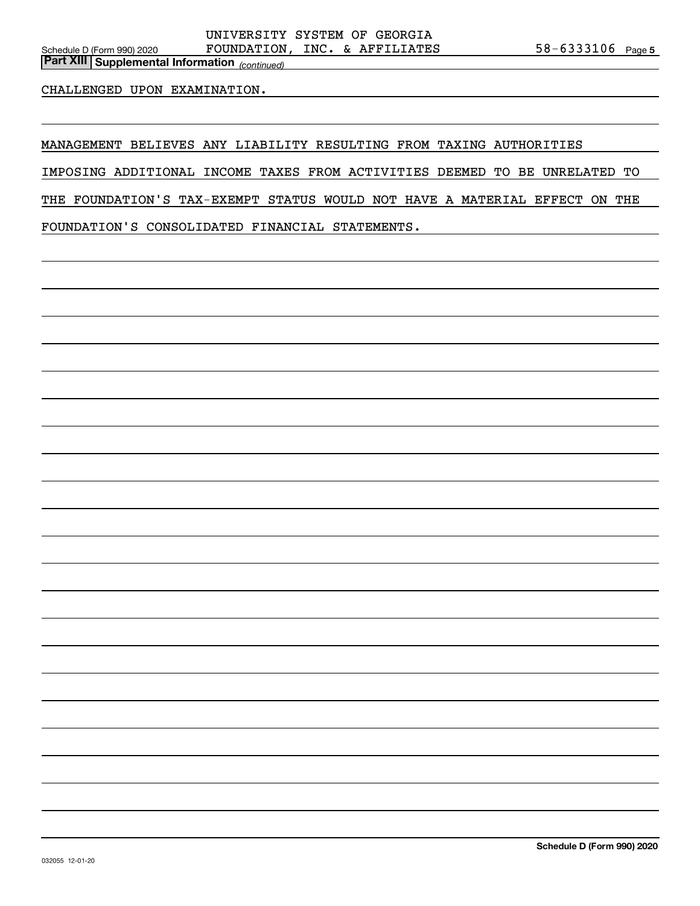## Part XIII Supplemental Information *(continued)*

CHALLENGED UPON EXAMINATION.

MANAGEMENT BELIEVES ANY LIABILITY RESULTING FROM TAXING AUTHORITIES IMPOSING ADDITIONAL INCOME TAXES FROM ACTIVITIES DEEMED TO BE UNRELATED TO THE FOUNDATION'S TAX-EXEMPT STATUS WOULD NOT HAVE A MATERIAL EFFECT ON THE FOUNDATION'S CONSOLIDATED FINANCIAL STATEMENTS.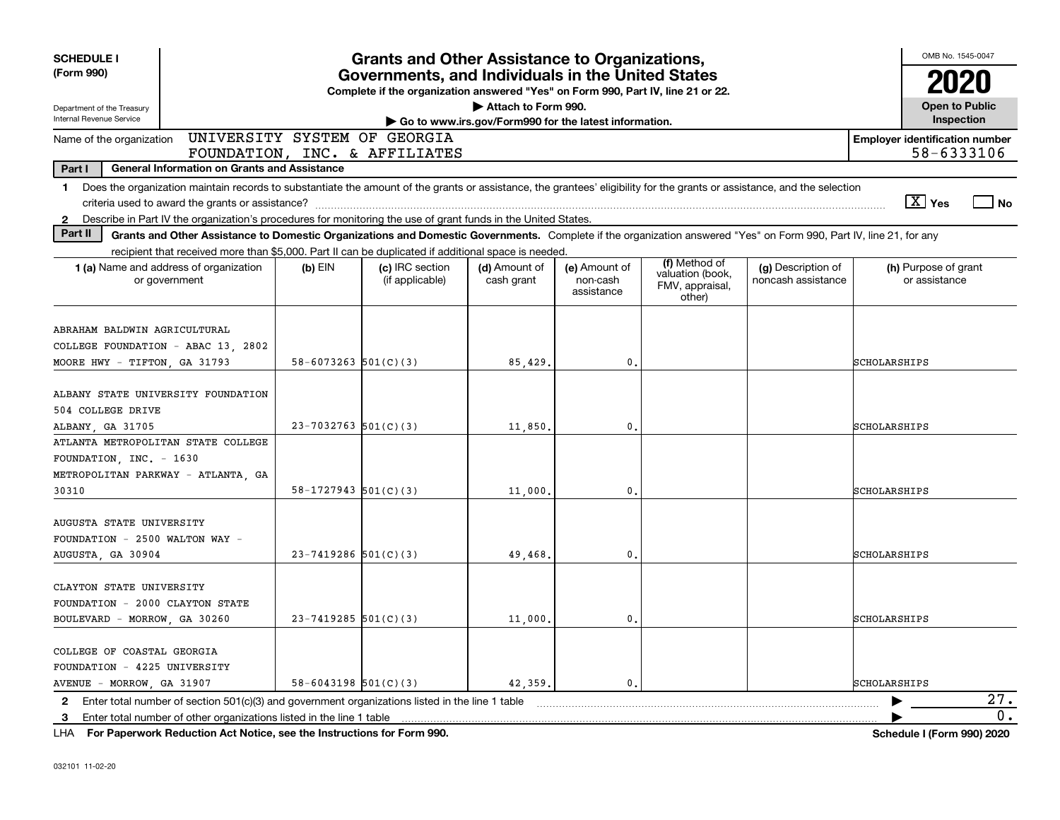**SCHEDULE I**
**(Form 990)**

Department of the Treasury
Internal Revenue Service

# Grants and Other Assistance to Organizations, Governments, and Individuals in the United States

**Complete if the organization answered "Yes" on Form 990, Part IV, line 21 or 22.**
**▶ Attach to Form 990.**
**▶ Go to www.irs.gov/Form990 for the latest information.**

OMB No. 1545-0047
**2020**
**Open to Public Inspection**

Name of the organization: UNIVERSITY SYSTEM OF GEORGIA FOUNDATION, INC. & AFFILIATES

**Employer identification number:** 58-6333106

**Part I — General Information on Grants and Assistance**

1 Does the organization maintain records to substantiate the amount of the grants or assistance, the grantees' eligibility for the grants or assistance, and the selection criteria used to award the grants or assistance? [X] Yes [ ] No

2 Describe in Part IV the organization's procedures for monitoring the use of grant funds in the United States.

**Part II — Grants and Other Assistance to Domestic Organizations and Domestic Governments.** Complete if the organization answered "Yes" on Form 990, Part IV, line 21, for any recipient that received more than $5,000. Part II can be duplicated if additional space is needed.

| 1 (a) Name and address of organization or government | (b) EIN | (c) IRC section (if applicable) | (d) Amount of cash grant | (e) Amount of non-cash assistance | (f) Method of valuation (book, FMV, appraisal, other) | (g) Description of noncash assistance | (h) Purpose of grant or assistance |
|---|---|---|---|---|---|---|---|
| ABRAHAM BALDWIN AGRICULTURAL COLLEGE FOUNDATION - ABAC 13, 2802 MOORE HWY - TIFTON, GA 31793 | 58-6073263 | 501(C)(3) | 85,429. | 0. | | | SCHOLARSHIPS |
| ALBANY STATE UNIVERSITY FOUNDATION 504 COLLEGE DRIVE ALBANY, GA 31705 | 23-7032763 | 501(C)(3) | 11,850. | 0. | | | SCHOLARSHIPS |
| ATLANTA METROPOLITAN STATE COLLEGE FOUNDATION, INC. - 1630 METROPOLITAN PARKWAY - ATLANTA, GA 30310 | 58-1727943 | 501(C)(3) | 11,000. | 0. | | | SCHOLARSHIPS |
| AUGUSTA STATE UNIVERSITY FOUNDATION - 2500 WALTON WAY - AUGUSTA, GA 30904 | 23-7419286 | 501(C)(3) | 49,468. | 0. | | | SCHOLARSHIPS |
| CLAYTON STATE UNIVERSITY FOUNDATION - 2000 CLAYTON STATE BOULEVARD - MORROW, GA 30260 | 23-7419285 | 501(C)(3) | 11,000. | 0. | | | SCHOLARSHIPS |
| COLLEGE OF COASTAL GEORGIA FOUNDATION - 4225 UNIVERSITY AVENUE - MORROW, GA 31907 | 58-6043198 | 501(C)(3) | 42,359. | 0. | | | SCHOLARSHIPS |

2 Enter total number of section 501(c)(3) and government organizations listed in the line 1 table ▶ 27.

3 Enter total number of other organizations listed in the line 1 table ▶ 0.

LHA **For Paperwork Reduction Act Notice, see the Instructions for Form 990.** **Schedule I (Form 990) 2020**

032101 11-02-20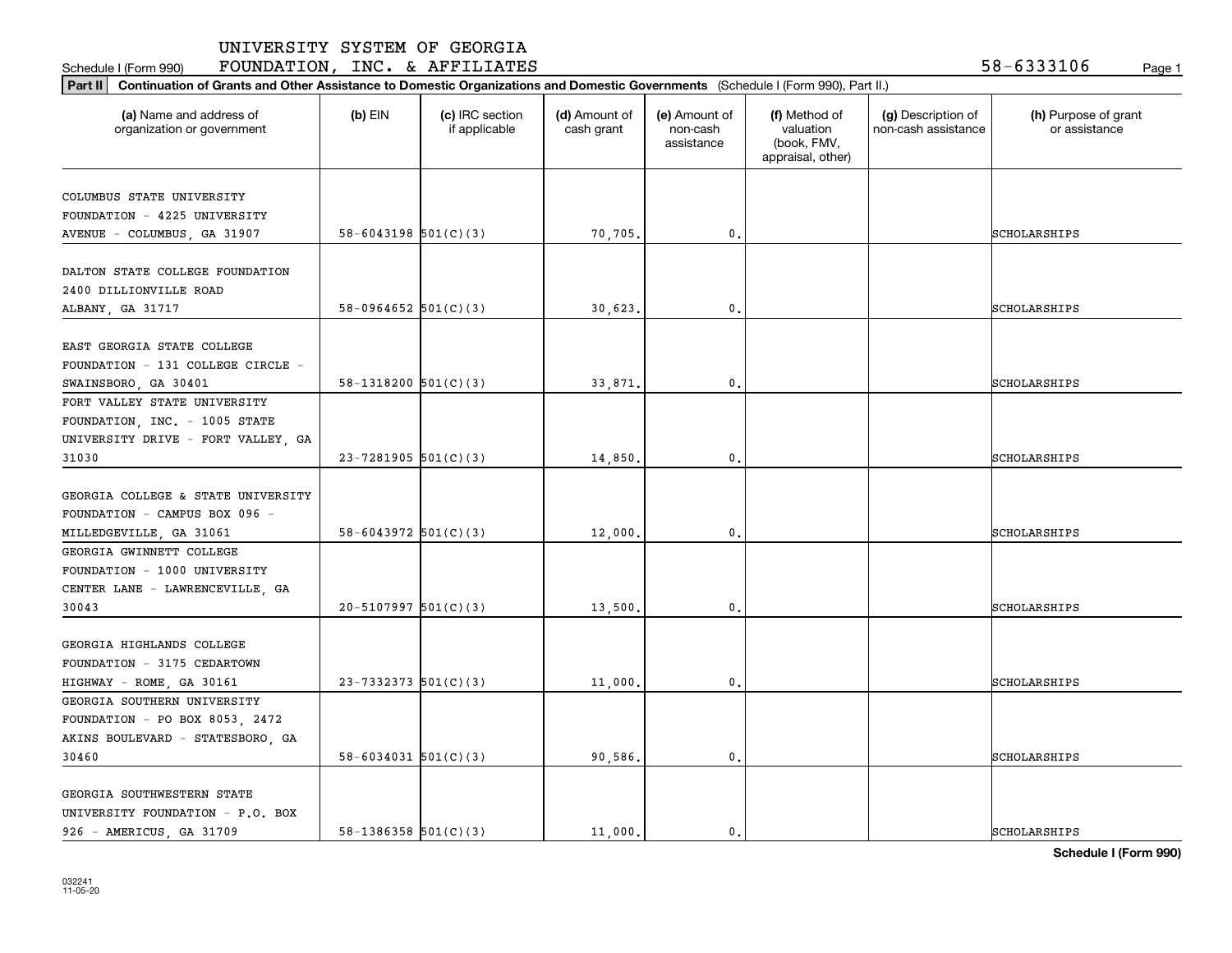UNIVERSITY SYSTEM OF GEORGIA
Schedule I (Form 990) FOUNDATION, INC. & AFFILIATES 58-6333106

**Part II Continuation of Grants and Other Assistance to Domestic Organizations and Domestic Governments** (Schedule I (Form 990), Part II.)

| (a) Name and address of organization or government | (b) EIN | (c) IRC section if applicable | (d) Amount of cash grant | (e) Amount of non-cash assistance | (f) Method of valuation (book, FMV, appraisal, other) | (g) Description of non-cash assistance | (h) Purpose of grant or assistance |
|---|---|---|---|---|---|---|---|
| COLUMBUS STATE UNIVERSITY FOUNDATION - 4225 UNIVERSITY AVENUE - COLUMBUS, GA 31907 | 58-6043198 | 501(C)(3) | 70,705. | 0. | | | SCHOLARSHIPS |
| DALTON STATE COLLEGE FOUNDATION 2400 DILLIONVILLE ROAD ALBANY, GA 31717 | 58-0964652 | 501(C)(3) | 30,623. | 0. | | | SCHOLARSHIPS |
| EAST GEORGIA STATE COLLEGE FOUNDATION - 131 COLLEGE CIRCLE - SWAINSBORO, GA 30401 | 58-1318200 | 501(C)(3) | 33,871. | 0. | | | SCHOLARSHIPS |
| FORT VALLEY STATE UNIVERSITY FOUNDATION, INC. - 1005 STATE UNIVERSITY DRIVE - FORT VALLEY, GA 31030 | 23-7281905 | 501(C)(3) | 14,850. | 0. | | | SCHOLARSHIPS |
| GEORGIA COLLEGE & STATE UNIVERSITY FOUNDATION - CAMPUS BOX 096 - MILLEDGEVILLE, GA 31061 | 58-6043972 | 501(C)(3) | 12,000. | 0. | | | SCHOLARSHIPS |
| GEORGIA GWINNETT COLLEGE FOUNDATION - 1000 UNIVERSITY CENTER LANE - LAWRENCEVILLE, GA 30043 | 20-5107997 | 501(C)(3) | 13,500. | 0. | | | SCHOLARSHIPS |
| GEORGIA HIGHLANDS COLLEGE FOUNDATION - 3175 CEDARTOWN HIGHWAY - ROME, GA 30161 | 23-7332373 | 501(C)(3) | 11,000. | 0. | | | SCHOLARSHIPS |
| GEORGIA SOUTHERN UNIVERSITY FOUNDATION - PO BOX 8053, 2472 AKINS BOULEVARD - STATESBORO, GA 30460 | 58-6034031 | 501(C)(3) | 90,586. | 0. | | | SCHOLARSHIPS |
| GEORGIA SOUTHWESTERN STATE UNIVERSITY FOUNDATION - P.O. BOX 926 - AMERICUS, GA 31709 | 58-1386358 | 501(C)(3) | 11,000. | 0. | | | SCHOLARSHIPS |

**Schedule I (Form 990)**

032241
11-05-20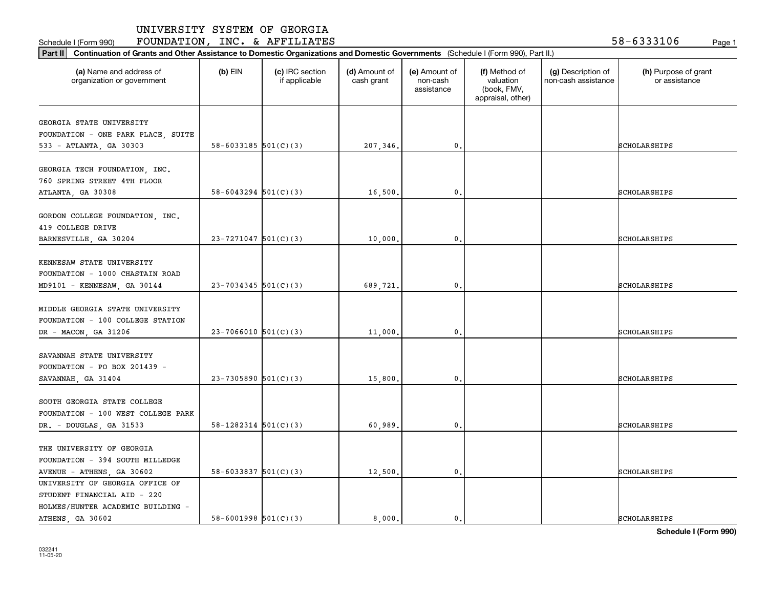UNIVERSITY SYSTEM OF GEORGIA
Schedule I (Form 990) FOUNDATION, INC. & AFFILIATES 58-6333106

**Part II Continuation of Grants and Other Assistance to Domestic Organizations and Domestic Governments** (Schedule I (Form 990), Part II.)

| (a) Name and address of organization or government | (b) EIN | (c) IRC section if applicable | (d) Amount of cash grant | (e) Amount of non-cash assistance | (f) Method of valuation (book, FMV, appraisal, other) | (g) Description of non-cash assistance | (h) Purpose of grant or assistance |
|---|---|---|---|---|---|---|---|
| GEORGIA STATE UNIVERSITY FOUNDATION - ONE PARK PLACE, SUITE 533 - ATLANTA, GA 30303 | 58-6033185 | 501(C)(3) | 207,346. | 0. | | | SCHOLARSHIPS |
| GEORGIA TECH FOUNDATION, INC. 760 SPRING STREET 4TH FLOOR ATLANTA, GA 30308 | 58-6043294 | 501(C)(3) | 16,500. | 0. | | | SCHOLARSHIPS |
| GORDON COLLEGE FOUNDATION, INC. 419 COLLEGE DRIVE BARNESVILLE, GA 30204 | 23-7271047 | 501(C)(3) | 10,000. | 0. | | | SCHOLARSHIPS |
| KENNESAW STATE UNIVERSITY FOUNDATION - 1000 CHASTAIN ROAD MD9101 - KENNESAW, GA 30144 | 23-7034345 | 501(C)(3) | 689,721. | 0. | | | SCHOLARSHIPS |
| MIDDLE GEORGIA STATE UNIVERSITY FOUNDATION - 100 COLLEGE STATION DR - MACON, GA 31206 | 23-7066010 | 501(C)(3) | 11,000. | 0. | | | SCHOLARSHIPS |
| SAVANNAH STATE UNIVERSITY FOUNDATION - PO BOX 201439 - SAVANNAH, GA 31404 | 23-7305890 | 501(C)(3) | 15,800. | 0. | | | SCHOLARSHIPS |
| SOUTH GEORGIA STATE COLLEGE FOUNDATION - 100 WEST COLLEGE PARK DR. - DOUGLAS, GA 31533 | 58-1282314 | 501(C)(3) | 60,989. | 0. | | | SCHOLARSHIPS |
| THE UNIVERSITY OF GEORGIA FOUNDATION - 394 SOUTH MILLEDGE AVENUE - ATHENS, GA 30602 | 58-6033837 | 501(C)(3) | 12,500. | 0. | | | SCHOLARSHIPS |
| UNIVERSITY OF GEORGIA OFFICE OF STUDENT FINANCIAL AID - 220 HOLMES/HUNTER ACADEMIC BUILDING - ATHENS, GA 30602 | 58-6001998 | 501(C)(3) | 8,000. | 0. | | | SCHOLARSHIPS |

032241 11-05-20

**Schedule I (Form 990)**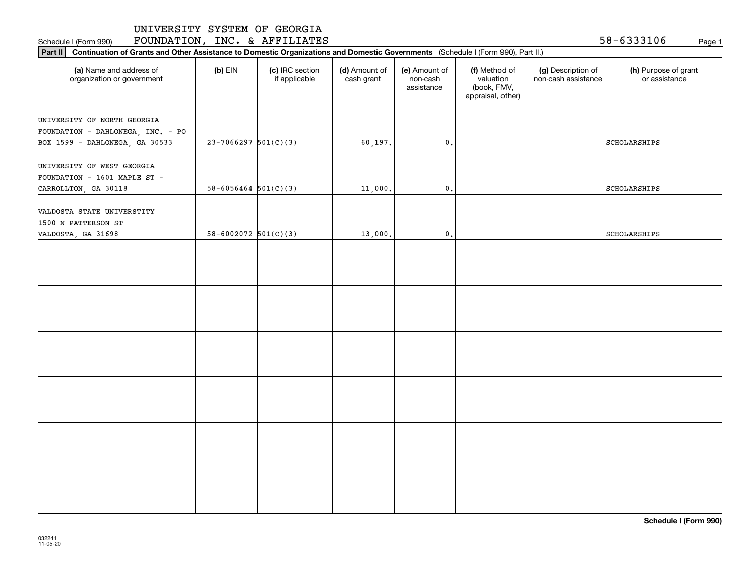UNIVERSITY SYSTEM OF GEORGIA
Schedule I (Form 990) FOUNDATION, INC. & AFFILIATES 58-6333106

**Part II** **Continuation of Grants and Other Assistance to Domestic Organizations and Domestic Governments** (Schedule I (Form 990), Part II.)

| (a) Name and address of organization or government | (b) EIN | (c) IRC section if applicable | (d) Amount of cash grant | (e) Amount of non-cash assistance | (f) Method of valuation (book, FMV, appraisal, other) | (g) Description of non-cash assistance | (h) Purpose of grant or assistance |
|---|---|---|---|---|---|---|---|
| UNIVERSITY OF NORTH GEORGIA FOUNDATION - DAHLONEGA, INC. - PO BOX 1599 - DAHLONEGA, GA 30533 | 23-7066297 | 501(C)(3) | 60,197. | 0. | | | SCHOLARSHIPS |
| UNIVERSITY OF WEST GEORGIA FOUNDATION - 1601 MAPLE ST - CARROLLTON, GA 30118 | 58-6056464 | 501(C)(3) | 11,000. | 0. | | | SCHOLARSHIPS |
| VALDOSTA STATE UNIVERSTITY 1500 N PATTERSON ST VALDOSTA, GA 31698 | 58-6002072 | 501(C)(3) | 13,000. | 0. | | | SCHOLARSHIPS |
| | | | | | | | |
| | | | | | | | |
| | | | | | | | |
| | | | | | | | |
| | | | | | | | |
| | | | | | | | |

**Schedule I (Form 990)**

032241
11-05-20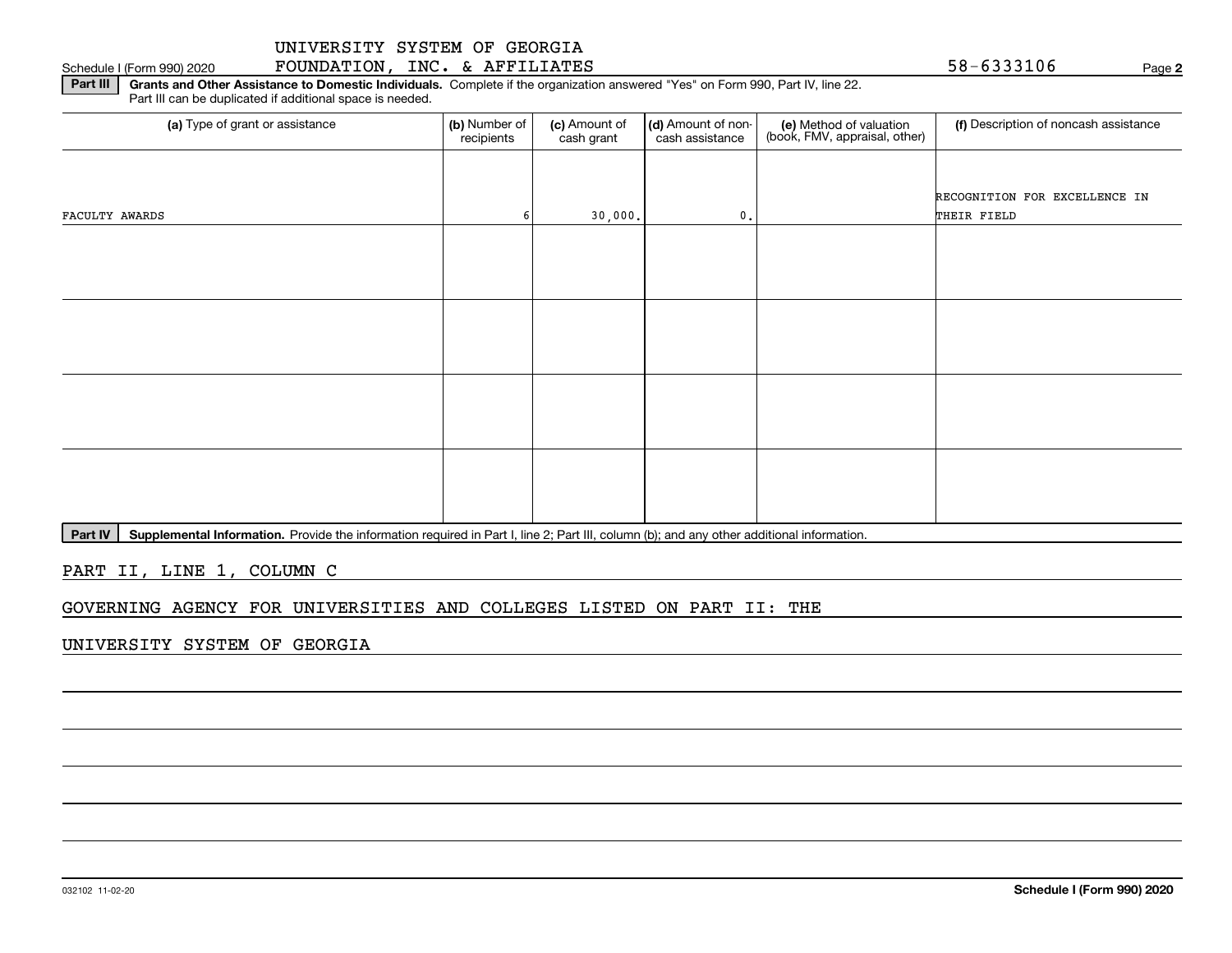UNIVERSITY SYSTEM OF GEORGIA FOUNDATION, INC. & AFFILIATES 58-6333106

Schedule I (Form 990) 2020

**Part III** **Grants and Other Assistance to Domestic Individuals.** Complete if the organization answered "Yes" on Form 990, Part IV, line 22. Part III can be duplicated if additional space is needed.

| (a) Type of grant or assistance | (b) Number of recipients | (c) Amount of cash grant | (d) Amount of non-cash assistance | (e) Method of valuation (book, FMV, appraisal, other) | (f) Description of noncash assistance |
|---|---|---|---|---|---|
| FACULTY AWARDS | 6 | 30,000. | 0. | | RECOGNITION FOR EXCELLENCE IN THEIR FIELD |
| | | | | | |
| | | | | | |
| | | | | | |
| | | | | | |

**Part IV** **Supplemental Information.** Provide the information required in Part I, line 2; Part III, column (b); and any other additional information.

PART II, LINE 1, COLUMN C

GOVERNING AGENCY FOR UNIVERSITIES AND COLLEGES LISTED ON PART II: THE

UNIVERSITY SYSTEM OF GEORGIA

032102 11-02-20

**Schedule I (Form 990) 2020**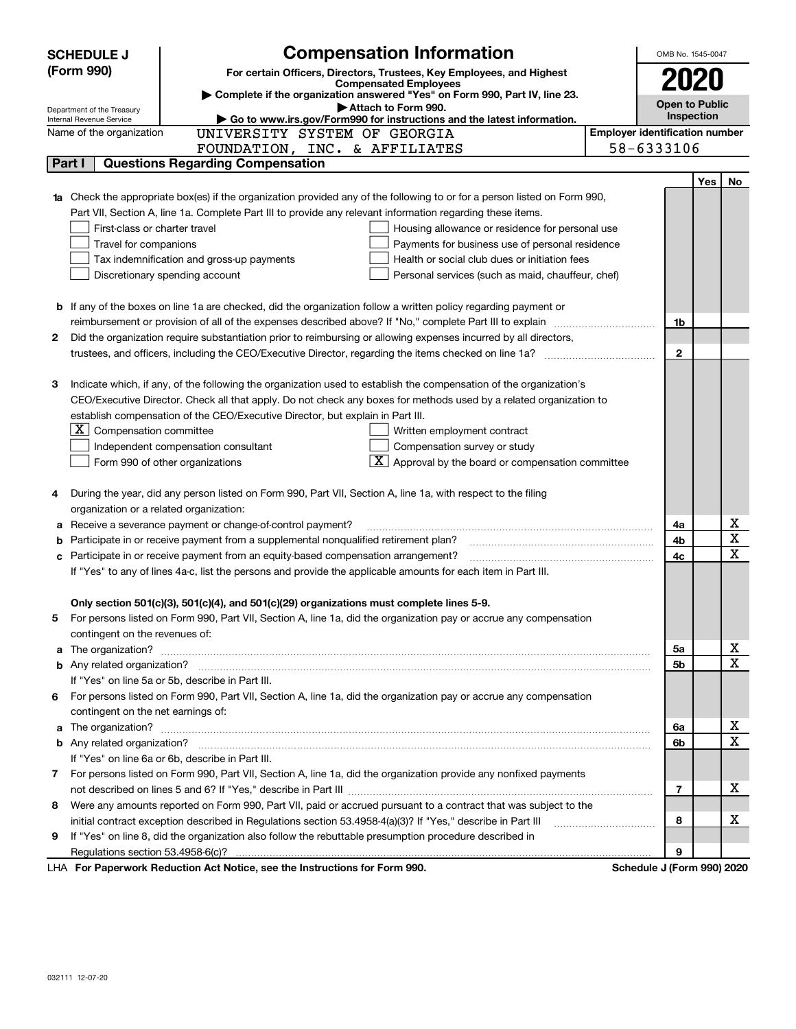**SCHEDULE J (Form 990)**

Department of the Treasury
Internal Revenue Service

# Compensation Information

**For certain Officers, Directors, Trustees, Key Employees, and Highest Compensated Employees**

▶ Complete if the organization answered "Yes" on Form 990, Part IV, line 23.

▶ Attach to Form 990.

▶ Go to www.irs.gov/Form990 for instructions and the latest information.

OMB No. 1545-0047

**2020**

**Open to Public Inspection**

Name of the organization: UNIVERSITY SYSTEM OF GEORGIA FOUNDATION, INC. & AFFILIATES

Employer identification number: 58-6333106

## Part I Questions Regarding Compensation

| | | | Yes | No |
|---|---|---|---|---|
| **1a** | Check the appropriate box(es) if the organization provided any of the following to or for a person listed on Form 990, Part VII, Section A, line 1a. Complete Part III to provide any relevant information regarding these items.<br>☐ First-class or charter travel<br>☐ Travel for companions<br>☐ Tax indemnification and gross-up payments<br>☐ Discretionary spending account<br>☐ Housing allowance or residence for personal use<br>☐ Payments for business use of personal residence<br>☐ Health or social club dues or initiation fees<br>☐ Personal services (such as maid, chauffeur, chef) | | | |
| **b** | If any of the boxes on line 1a are checked, did the organization follow a written policy regarding payment or reimbursement or provision of all of the expenses described above? If "No," complete Part III to explain | 1b | | |
| **2** | Did the organization require substantiation prior to reimbursing or allowing expenses incurred by all directors, trustees, and officers, including the CEO/Executive Director, regarding the items checked on line 1a? | 2 | | |
| **3** | Indicate which, if any, of the following the organization used to establish the compensation of the organization's CEO/Executive Director. Check all that apply. Do not check any boxes for methods used by a related organization to establish compensation of the CEO/Executive Director, but explain in Part III.<br>☒ Compensation committee<br>☐ Independent compensation consultant<br>☐ Form 990 of other organizations<br>☐ Written employment contract<br>☐ Compensation survey or study<br>☒ Approval by the board or compensation committee | | | |
| **4** | During the year, did any person listed on Form 990, Part VII, Section A, line 1a, with respect to the filing organization or a related organization: | | | |
| **a** | Receive a severance payment or change-of-control payment? | 4a | | X |
| **b** | Participate in or receive payment from a supplemental nonqualified retirement plan? | 4b | | X |
| **c** | Participate in or receive payment from an equity-based compensation arrangement? | 4c | | X |
| | If "Yes" to any of lines 4a-c, list the persons and provide the applicable amounts for each item in Part III. | | | |
| | **Only section 501(c)(3), 501(c)(4), and 501(c)(29) organizations must complete lines 5-9.** | | | |
| **5** | For persons listed on Form 990, Part VII, Section A, line 1a, did the organization pay or accrue any compensation contingent on the revenues of: | | | |
| **a** | The organization? | 5a | | X |
| **b** | Any related organization? | 5b | | X |
| | If "Yes" on line 5a or 5b, describe in Part III. | | | |
| **6** | For persons listed on Form 990, Part VII, Section A, line 1a, did the organization pay or accrue any compensation contingent on the net earnings of: | | | |
| **a** | The organization? | 6a | | X |
| **b** | Any related organization? | 6b | | X |
| | If "Yes" on line 6a or 6b, describe in Part III. | | | |
| **7** | For persons listed on Form 990, Part VII, Section A, line 1a, did the organization provide any nonfixed payments not described on lines 5 and 6? If "Yes," describe in Part III | 7 | | X |
| **8** | Were any amounts reported on Form 990, Part VII, paid or accrued pursuant to a contract that was subject to the initial contract exception described in Regulations section 53.4958-4(a)(3)? If "Yes," describe in Part III | 8 | | X |
| **9** | If "Yes" on line 8, did the organization also follow the rebuttable presumption procedure described in Regulations section 53.4958-6(c)? | 9 | | |

LHA **For Paperwork Reduction Act Notice, see the Instructions for Form 990.** **Schedule J (Form 990) 2020**

032111 12-07-20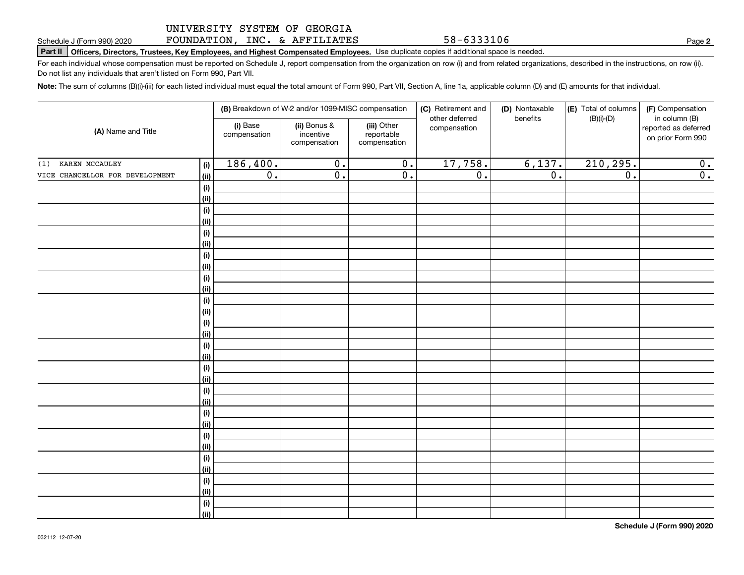UNIVERSITY SYSTEM OF GEORGIA FOUNDATION, INC. & AFFILIATES 58-6333106

Schedule J (Form 990) 2020

**Part II** **Officers, Directors, Trustees, Key Employees, and Highest Compensated Employees.** Use duplicate copies if additional space is needed.

For each individual whose compensation must be reported on Schedule J, report compensation from the organization on row (i) and from related organizations, described in the instructions, on row (ii). Do not list any individuals that aren't listed on Form 990, Part VII.

**Note:** The sum of columns (B)(i)-(iii) for each listed individual must equal the total amount of Form 990, Part VII, Section A, line 1a, applicable column (D) and (E) amounts for that individual.

| (A) Name and Title | | (B) Breakdown of W-2 and/or 1099-MISC compensation | | | (C) Retirement and other deferred compensation | (D) Nontaxable benefits | (E) Total of columns (B)(i)-(D) | (F) Compensation in column (B) reported as deferred on prior Form 990 |
|---|---|---|---|---|---|---|---|---|
| | | (i) Base compensation | (ii) Bonus & incentive compensation | (iii) Other reportable compensation | | | | |
| (1) KAREN MCCAULEY | (i) | 186,400. | 0. | 0. | 17,758. | 6,137. | 210,295. | 0. |
| VICE CHANCELLOR FOR DEVELOPMENT | (ii) | 0. | 0. | 0. | 0. | 0. | 0. | 0. |

Schedule J (Form 990) 2020

032112 12-07-20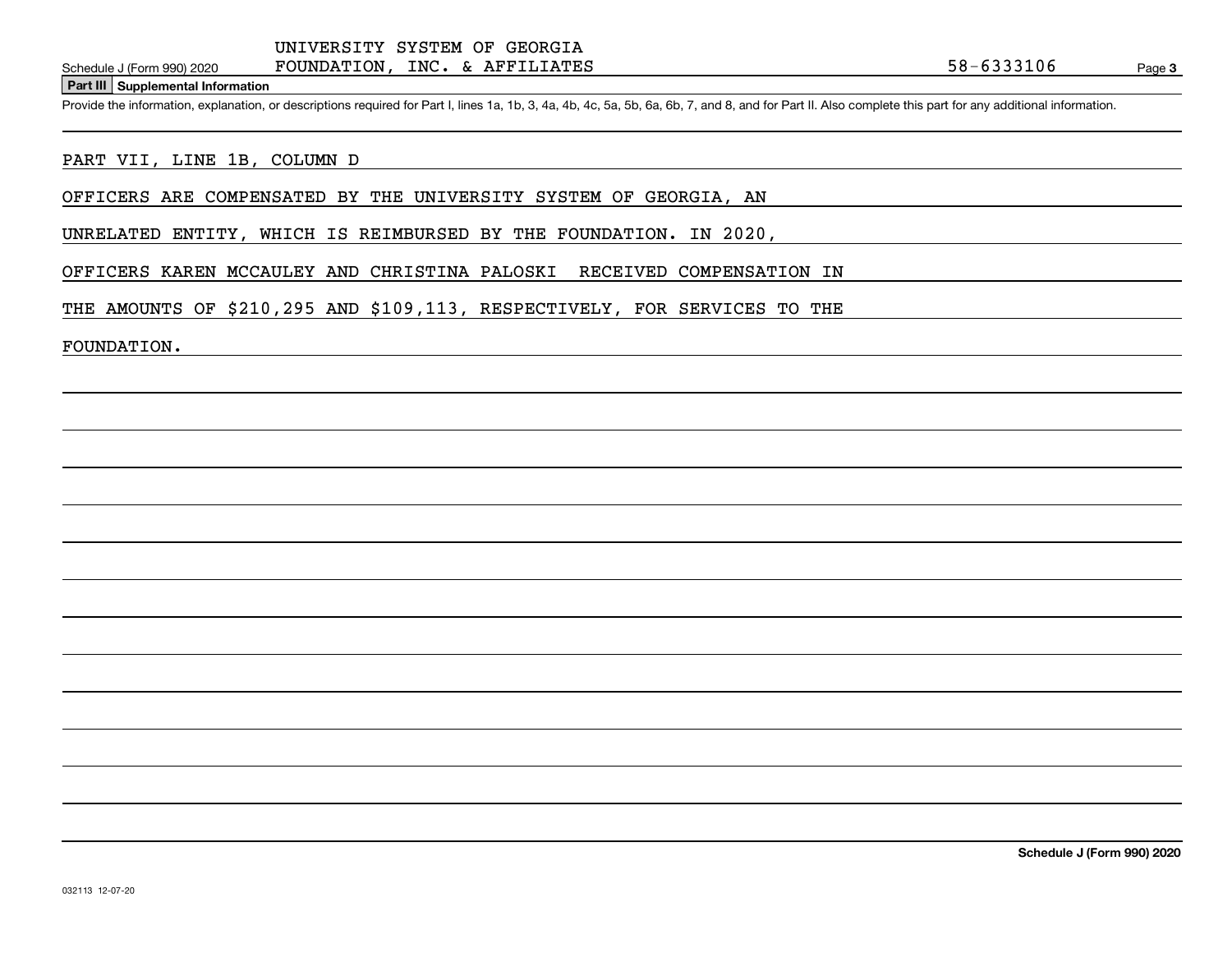UNIVERSITY SYSTEM OF GEORGIA
FOUNDATION, INC. & AFFILIATES

Schedule J (Form 990) 2020 — 58-6333106 — Page 3

## Part III Supplemental Information

Provide the information, explanation, or descriptions required for Part I, lines 1a, 1b, 3, 4a, 4b, 4c, 5a, 5b, 6a, 6b, 7, and 8, and for Part II. Also complete this part for any additional information.

PART VII, LINE 1B, COLUMN D

OFFICERS ARE COMPENSATED BY THE UNIVERSITY SYSTEM OF GEORGIA, AN UNRELATED ENTITY, WHICH IS REIMBURSED BY THE FOUNDATION. IN 2020, OFFICERS KAREN MCCAULEY AND CHRISTINA PALOSKI RECEIVED COMPENSATION IN THE AMOUNTS OF $210,295 AND $109,113, RESPECTIVELY, FOR SERVICES TO THE FOUNDATION.

**Schedule J (Form 990) 2020**

032113 12-07-20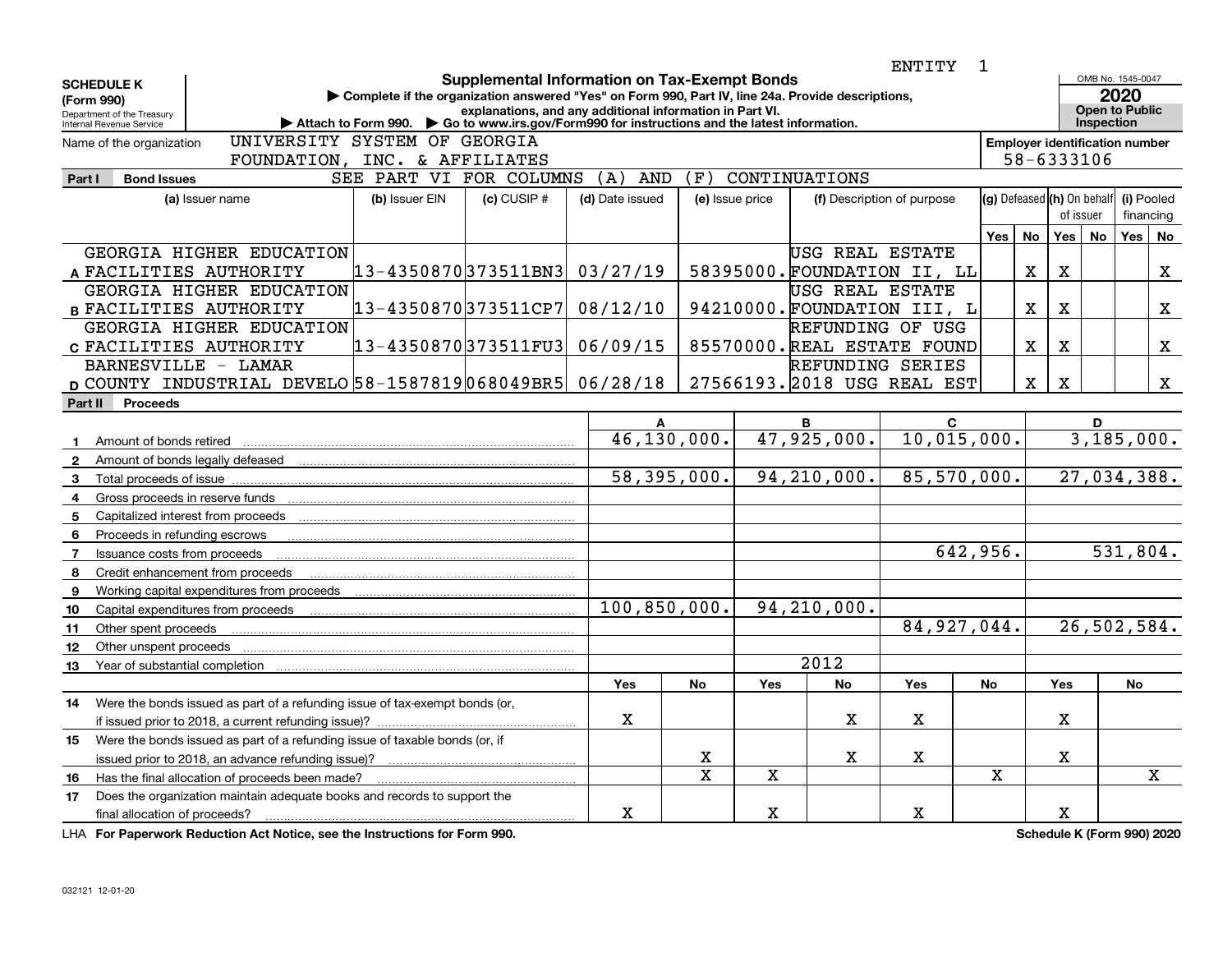ENTITY 1

**SCHEDULE K (Form 990)**
Department of the Treasury
Internal Revenue Service

# Supplemental Information on Tax-Exempt Bonds

▶ Complete if the organization answered "Yes" on Form 990, Part IV, line 24a. Provide descriptions, explanations, and any additional information in Part VI.
▶ Attach to Form 990. ▶ Go to www.irs.gov/Form990 for instructions and the latest information.

OMB No. 1545-0047
**2020**
**Open to Public Inspection**

Name of the organization: UNIVERSITY SYSTEM OF GEORGIA FOUNDATION, INC. & AFFILIATES

Employer identification number: 58-6333106

## Part I Bond Issues

SEE PART VI FOR COLUMNS (A) AND (F) CONTINUATIONS

| | (a) Issuer name | (b) Issuer EIN | (c) CUSIP # | (d) Date issued | (e) Issue price | (f) Description of purpose | (g) Defeased Yes | (g) Defeased No | (h) On behalf of issuer Yes | (h) On behalf of issuer No | (i) Pooled financing Yes | (i) Pooled financing No |
|---|---|---|---|---|---|---|---|---|---|---|---|---|
| A | GEORGIA HIGHER EDUCATION FACILITIES AUTHORITY | 13-4350870 | 373511BN3 | 03/27/19 | 58395000. | USG REAL ESTATE FOUNDATION II, LL | | X | X | | | X |
| B | GEORGIA HIGHER EDUCATION FACILITIES AUTHORITY | 13-4350870 | 373511CP7 | 08/12/10 | 94210000. | USG REAL ESTATE FOUNDATION III, L | | X | X | | | X |
| C | GEORGIA HIGHER EDUCATION FACILITIES AUTHORITY | 13-4350870 | 373511FU3 | 06/09/15 | 85570000. | REFUNDING OF USG REAL ESTATE FOUND | | X | X | | | X |
| D | BARNESVILLE - LAMAR COUNTY INDUSTRIAL DEVELO | 58-1587819 | 068049BR5 | 06/28/18 | 27566193. | REFUNDING SERIES 2018 USG REAL EST | | X | X | | | X |

## Part II Proceeds

| | | A | | B | | C | | D | |
|---|---|---|---|---|---|---|---|---|---|
| 1 | Amount of bonds retired | 46,130,000. | | 47,925,000. | | 10,015,000. | | 3,185,000. | |
| 2 | Amount of bonds legally defeased | | | | | | | | |
| 3 | Total proceeds of issue | 58,395,000. | | 94,210,000. | | 85,570,000. | | 27,034,388. | |
| 4 | Gross proceeds in reserve funds | | | | | | | | |
| 5 | Capitalized interest from proceeds | | | | | | | | |
| 6 | Proceeds in refunding escrows | | | | | | | | |
| 7 | Issuance costs from proceeds | | | | | 642,956. | | 531,804. | |
| 8 | Credit enhancement from proceeds | | | | | | | | |
| 9 | Working capital expenditures from proceeds | | | | | | | | |
| 10 | Capital expenditures from proceeds | 100,850,000. | | 94,210,000. | | | | | |
| 11 | Other spent proceeds | | | | | 84,927,044. | | 26,502,584. | |
| 12 | Other unspent proceeds | | | | | | | | |
| 13 | Year of substantial completion | | | 2012 | | | | | |
| | | Yes | No | Yes | No | Yes | No | Yes | No |
| 14 | Were the bonds issued as part of a refunding issue of tax-exempt bonds (or, if issued prior to 2018, a current refunding issue)? | X | | | X | X | | X | |
| 15 | Were the bonds issued as part of a refunding issue of taxable bonds (or, if issued prior to 2018, an advance refunding issue)? | | X | | X | X | | X | |
| 16 | Has the final allocation of proceeds been made? | | X | X | | | X | | X |
| 17 | Does the organization maintain adequate books and records to support the final allocation of proceeds? | X | | X | | X | | X | |

LHA **For Paperwork Reduction Act Notice, see the Instructions for Form 990.** **Schedule K (Form 990) 2020**

032121 12-01-20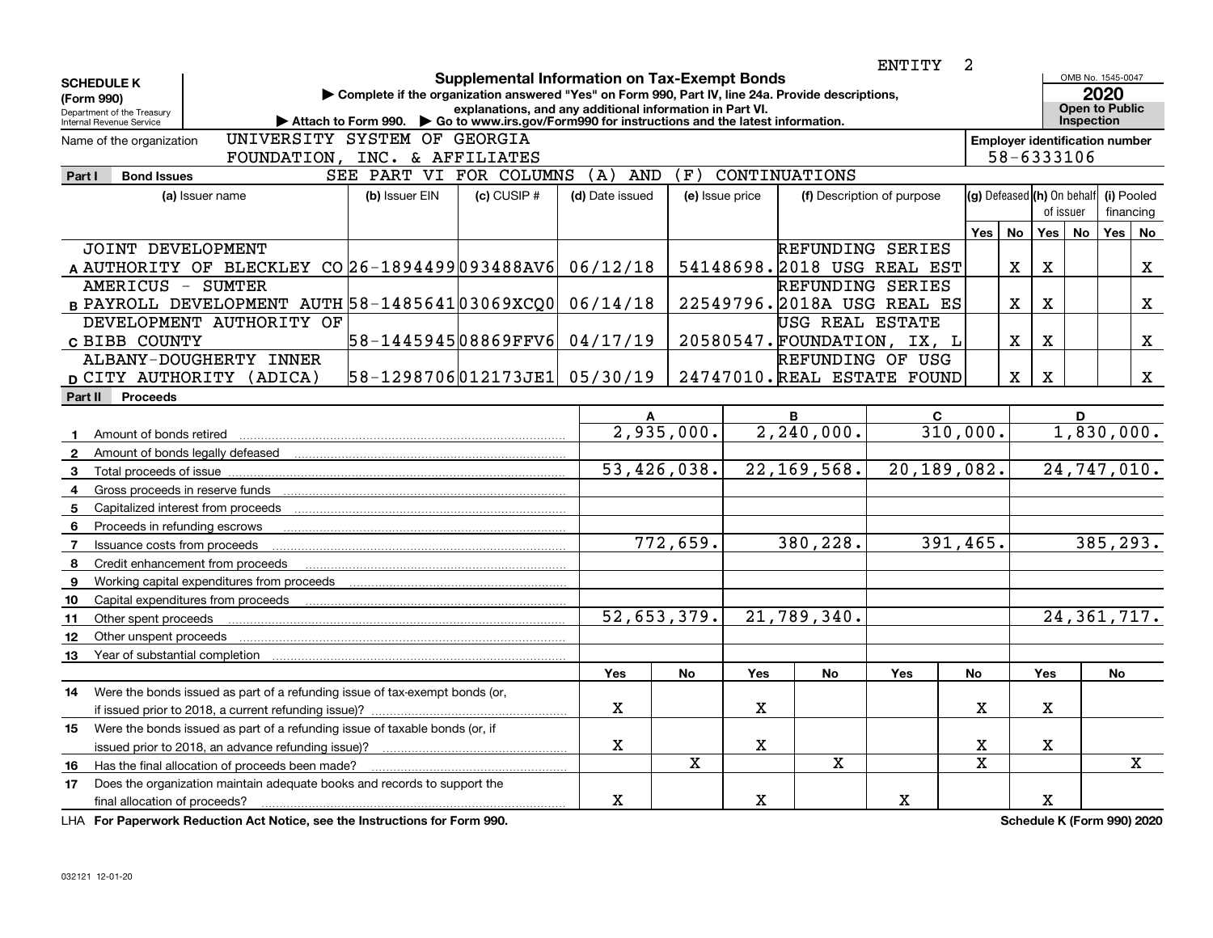ENTITY 2

**SCHEDULE K**
**(Form 990)**
Department of the Treasury
Internal Revenue Service

# Supplemental Information on Tax-Exempt Bonds

▶ Complete if the organization answered "Yes" on Form 990, Part IV, line 24a. Provide descriptions, explanations, and any additional information in Part VI.
▶ Attach to Form 990. ▶ Go to www.irs.gov/Form990 for instructions and the latest information.

OMB No. 1545-0047
**2020**
**Open to Public Inspection**

Name of the organization: UNIVERSITY SYSTEM OF GEORGIA FOUNDATION, INC. & AFFILIATES

Employer identification number: 58-6333106

## Part I Bond Issues

SEE PART VI FOR COLUMNS (A) AND (F) CONTINUATIONS

| | (a) Issuer name | (b) Issuer EIN | (c) CUSIP # | (d) Date issued | (e) Issue price | (f) Description of purpose | (g) Defeased Yes | (g) Defeased No | (h) On behalf of issuer Yes | (h) On behalf of issuer No | (i) Pooled financing Yes | (i) Pooled financing No |
|---|---|---|---|---|---|---|---|---|---|---|---|---|
| A | JOINT DEVELOPMENT AUTHORITY OF BLECKLEY CO | 26-1894499 | 093488AV6 | 06/12/18 | 54148698. | REFUNDING SERIES 2018 USG REAL EST | | X | X | | | X |
| B | AMERICUS - SUMTER PAYROLL DEVELOPMENT AUTH | 58-1485641 | 03069XCQ0 | 06/14/18 | 22549796. | REFUNDING SERIES 2018A USG REAL ES | | X | X | | | X |
| C | DEVELOPMENT AUTHORITY OF BIBB COUNTY | 58-1445945 | 08869FFV6 | 04/17/19 | 20580547. | USG REAL ESTATE FOUNDATION, IX, L | | X | X | | | X |
| D | ALBANY-DOUGHERTY INNER CITY AUTHORITY (ADICA) | 58-1298706 | 012173JE1 | 05/30/19 | 24747010. | REFUNDING OF USG REAL ESTATE FOUND | | X | X | | | X |

## Part II Proceeds

| | | A | B | C | D |
|---|---|---|---|---|---|
| 1 | Amount of bonds retired | 2,935,000. | 2,240,000. | 310,000. | 1,830,000. |
| 2 | Amount of bonds legally defeased | | | | |
| 3 | Total proceeds of issue | 53,426,038. | 22,169,568. | 20,189,082. | 24,747,010. |
| 4 | Gross proceeds in reserve funds | | | | |
| 5 | Capitalized interest from proceeds | | | | |
| 6 | Proceeds in refunding escrows | | | | |
| 7 | Issuance costs from proceeds | 772,659. | 380,228. | 391,465. | 385,293. |
| 8 | Credit enhancement from proceeds | | | | |
| 9 | Working capital expenditures from proceeds | | | | |
| 10 | Capital expenditures from proceeds | | | | |
| 11 | Other spent proceeds | 52,653,379. | 21,789,340. | | 24,361,717. |
| 12 | Other unspent proceeds | | | | |
| 13 | Year of substantial completion | | | | |

| | | A Yes | A No | B Yes | B No | C Yes | C No | D Yes | D No |
|---|---|---|---|---|---|---|---|---|---|
| 14 | Were the bonds issued as part of a refunding issue of tax-exempt bonds (or, if issued prior to 2018, a current refunding issue)? | X | | X | | | X | X | |
| 15 | Were the bonds issued as part of a refunding issue of taxable bonds (or, if issued prior to 2018, an advance refunding issue)? | X | | X | | | X | X | |
| 16 | Has the final allocation of proceeds been made? | | X | | X | | X | | X |
| 17 | Does the organization maintain adequate books and records to support the final allocation of proceeds? | X | | X | | X | | X | |

LHA **For Paperwork Reduction Act Notice, see the Instructions for Form 990.** **Schedule K (Form 990) 2020**

032121 12-01-20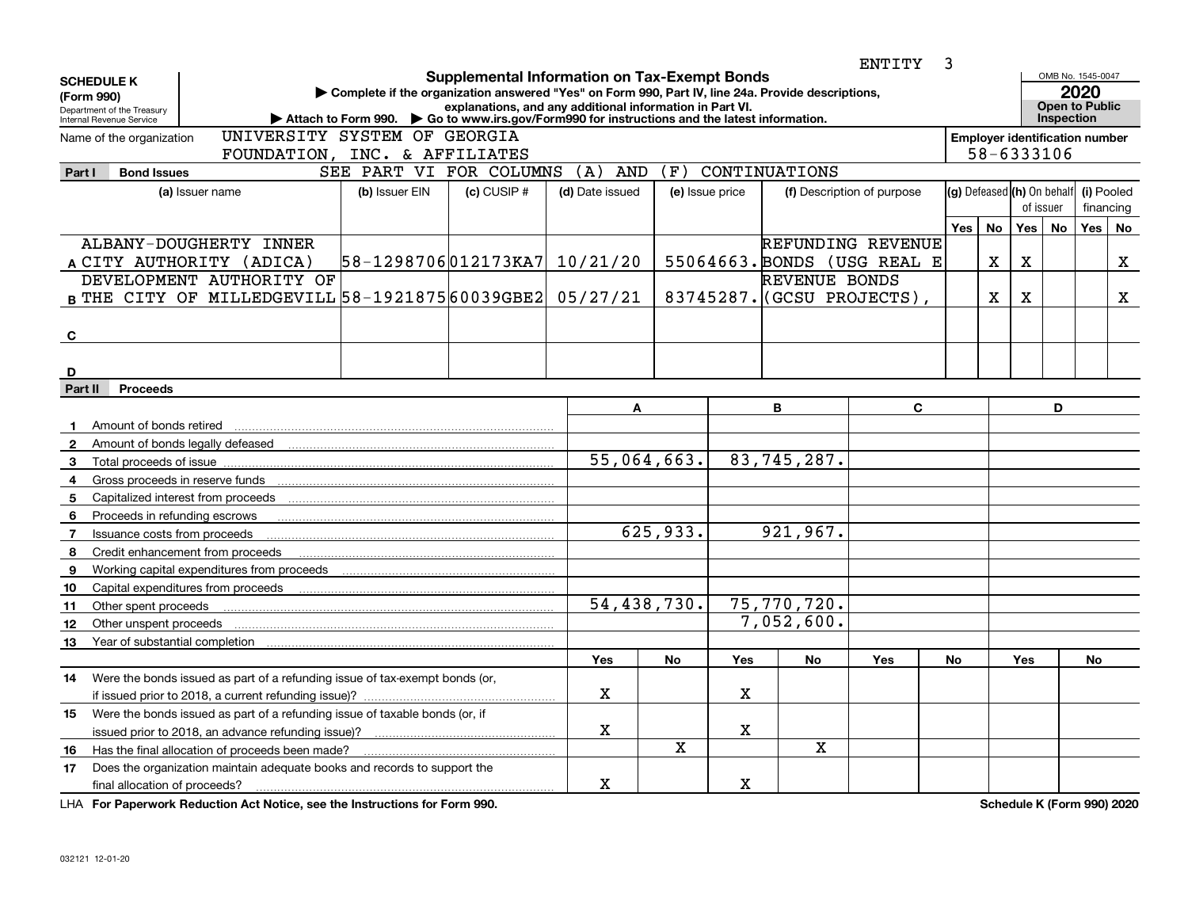ENTITY 3

**SCHEDULE K (Form 990)**

Department of the Treasury
Internal Revenue Service

# Supplemental Information on Tax-Exempt Bonds

▶ Complete if the organization answered "Yes" on Form 990, Part IV, line 24a. Provide descriptions, explanations, and any additional information in Part VI.

▶ Attach to Form 990. ▶ Go to www.irs.gov/Form990 for instructions and the latest information.

OMB No. 1545-0047

**2020**

**Open to Public Inspection**

Name of the organization: UNIVERSITY SYSTEM OF GEORGIA FOUNDATION, INC. & AFFILIATES

Employer identification number: 58-6333106

**Part I Bond Issues** SEE PART VI FOR COLUMNS (A) AND (F) CONTINUATIONS

| | (a) Issuer name | (b) Issuer EIN | (c) CUSIP # | (d) Date issued | (e) Issue price | (f) Description of purpose | (g) Defeased Yes | (g) Defeased No | (h) On behalf of issuer Yes | (h) On behalf of issuer No | (i) Pooled financing Yes | (i) Pooled financing No |
|---|---|---|---|---|---|---|---|---|---|---|---|---|
| A | ALBANY-DOUGHERTY INNER CITY AUTHORITY (ADICA) | 58-1298706 | 012173KA7 | 10/21/20 | 55064663. | REFUNDING REVENUE BONDS (USG REAL E | | X | X | | | X |
| B | DEVELOPMENT AUTHORITY OF THE CITY OF MILLEDGEVILL | 58-1921875 | 60039GBE2 | 05/27/21 | 83745287. | REVENUE BONDS (GCSU PROJECTS), | | X | X | | | X |
| C | | | | | | | | | | | | |
| D | | | | | | | | | | | | |

**Part II Proceeds**

| | | A | B | C | D |
|---|---|---|---|---|---|
| 1 | Amount of bonds retired | | | | |
| 2 | Amount of bonds legally defeased | | | | |
| 3 | Total proceeds of issue | 55,064,663. | 83,745,287. | | |
| 4 | Gross proceeds in reserve funds | | | | |
| 5 | Capitalized interest from proceeds | | | | |
| 6 | Proceeds in refunding escrows | | | | |
| 7 | Issuance costs from proceeds | 625,933. | 921,967. | | |
| 8 | Credit enhancement from proceeds | | | | |
| 9 | Working capital expenditures from proceeds | | | | |
| 10 | Capital expenditures from proceeds | | | | |
| 11 | Other spent proceeds | 54,438,730. | 75,770,720. | | |
| 12 | Other unspent proceeds | | 7,052,600. | | |
| 13 | Year of substantial completion | | | | |

| | | A Yes | A No | B Yes | B No | C Yes | C No | D Yes | D No |
|---|---|---|---|---|---|---|---|---|---|
| 14 | Were the bonds issued as part of a refunding issue of tax-exempt bonds (or, if issued prior to 2018, a current refunding issue)? | X | | X | | | | | |
| 15 | Were the bonds issued as part of a refunding issue of taxable bonds (or, if issued prior to 2018, an advance refunding issue)? | X | | X | | | | | |
| 16 | Has the final allocation of proceeds been made? | | X | | X | | | | |
| 17 | Does the organization maintain adequate books and records to support the final allocation of proceeds? | X | | X | | | | | |

LHA **For Paperwork Reduction Act Notice, see the Instructions for Form 990.** **Schedule K (Form 990) 2020**

032121 12-01-20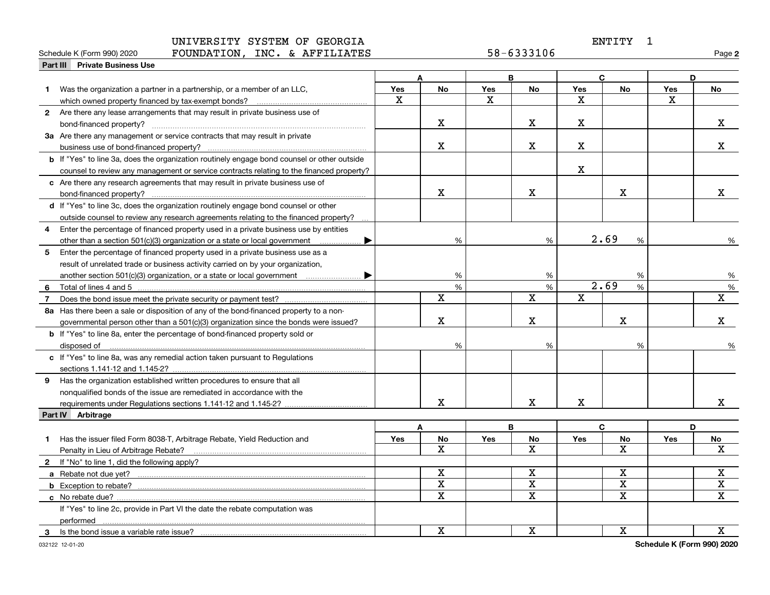UNIVERSITY SYSTEM OF GEORGIA FOUNDATION, INC. & AFFILIATES — ENTITY 1

Schedule K (Form 990) 2020 — 58-6333106 — Page **2**

## Part III Private Business Use

| | A Yes | A No | B Yes | B No | C Yes | C No | D Yes | D No |
|---|---|---|---|---|---|---|---|---|
| **1** Was the organization a partner in a partnership, or a member of an LLC, which owned property financed by tax-exempt bonds? | X | | X | | X | | X | |
| **2** Are there any lease arrangements that may result in private business use of bond-financed property? | | X | | X | X | | | X |
| **3a** Are there any management or service contracts that may result in private business use of bond-financed property? | | X | | X | X | | | X |
| **b** If "Yes" to line 3a, does the organization routinely engage bond counsel or other outside counsel to review any management or service contracts relating to the financed property? | | | | | X | | | |
| **c** Are there any research agreements that may result in private business use of bond-financed property? | | X | | X | | X | | X |
| **d** If "Yes" to line 3c, does the organization routinely engage bond counsel or other outside counsel to review any research agreements relating to the financed property? | | | | | | | | |
| **4** Enter the percentage of financed property used in a private business use by entities other than a section 501(c)(3) organization or a state or local government ▶ | | % | | % | 2.69 | % | | % |
| **5** Enter the percentage of financed property used in a private business use as a result of unrelated trade or business activity carried on by your organization, another section 501(c)(3) organization, or a state or local government ▶ | | % | | % | | % | | % |
| **6** Total of lines 4 and 5 | | % | | % | 2.69 | % | | % |
| **7** Does the bond issue meet the private security or payment test? | | X | | X | X | | | X |
| **8a** Has there been a sale or disposition of any of the bond-financed property to a non-governmental person other than a 501(c)(3) organization since the bonds were issued? | | X | | X | | X | | X |
| **b** If "Yes" to line 8a, enter the percentage of bond-financed property sold or disposed of | | % | | % | | % | | % |
| **c** If "Yes" to line 8a, was any remedial action taken pursuant to Regulations sections 1.141-12 and 1.145-2? | | | | | | | | |
| **9** Has the organization established written procedures to ensure that all nonqualified bonds of the issue are remediated in accordance with the requirements under Regulations sections 1.141-12 and 1.145-2? | | X | | X | X | | | X |

## Part IV Arbitrage

| | A Yes | A No | B Yes | B No | C Yes | C No | D Yes | D No |
|---|---|---|---|---|---|---|---|---|
| **1** Has the issuer filed Form 8038-T, Arbitrage Rebate, Yield Reduction and Penalty in Lieu of Arbitrage Rebate? | | X | | X | | X | | X |
| **2** If "No" to line 1, did the following apply? | | | | | | | | |
| **a** Rebate not due yet? | | X | | X | | X | | X |
| **b** Exception to rebate? | | X | | X | | X | | X |
| **c** No rebate due? | | X | | X | | X | | X |
| If "Yes" to line 2c, provide in Part VI the date the rebate computation was performed | | | | | | | | |
| **3** Is the bond issue a variable rate issue? | | X | | X | | X | | X |

032122 12-01-20 — Schedule K (Form 990) 2020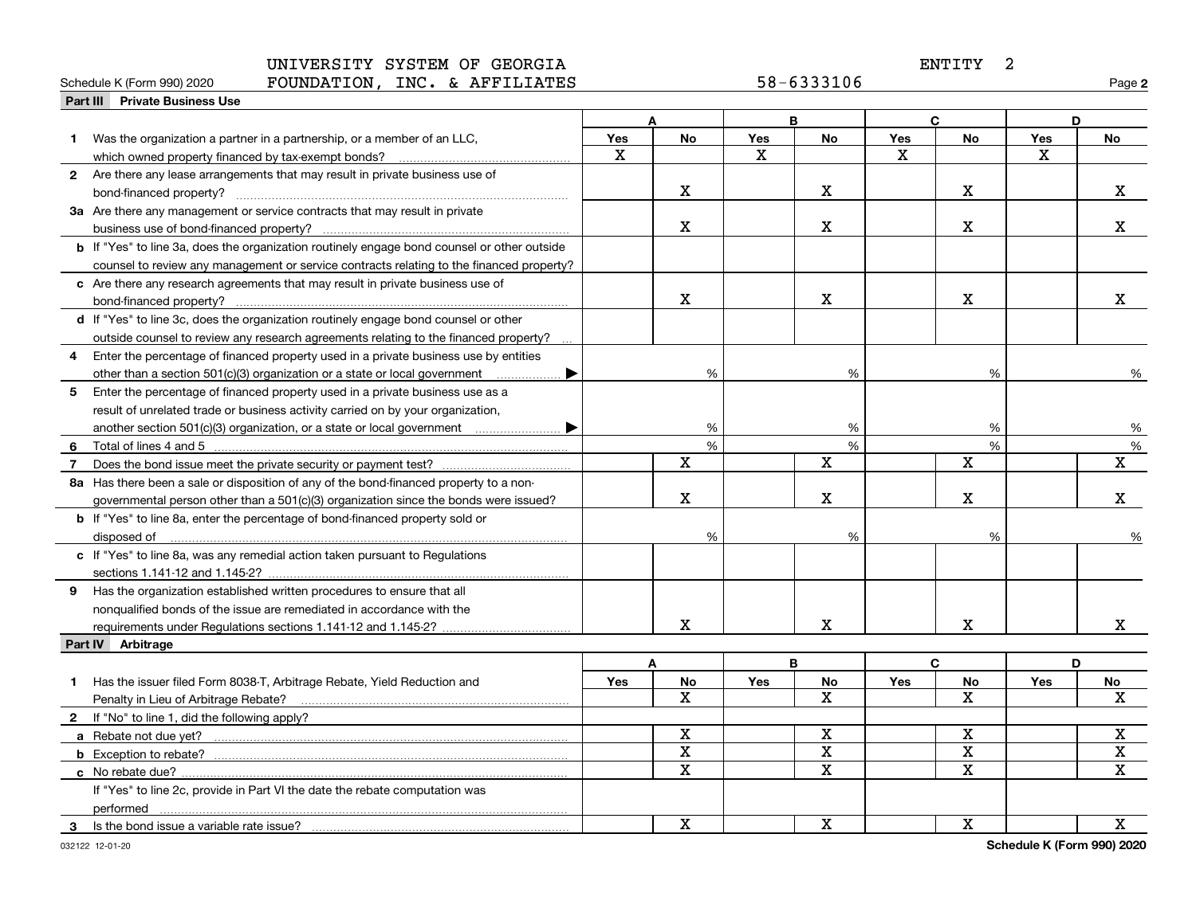Schedule K (Form 990) 2020 UNIVERSITY SYSTEM OF GEORGIA FOUNDATION, INC. & AFFILIATES 58-6333106 ENTITY 2 Page 2

## Part III Private Business Use

| | A | | B | | C | | D | |
|---|---|---|---|---|---|---|---|---|
| | Yes | No | Yes | No | Yes | No | Yes | No |
| **1** Was the organization a partner in a partnership, or a member of an LLC, which owned property financed by tax-exempt bonds? | X | | X | | X | | X | |
| **2** Are there any lease arrangements that may result in private business use of bond-financed property? | | X | | X | | X | | X |
| **3a** Are there any management or service contracts that may result in private business use of bond-financed property? | | X | | X | | X | | X |
| **b** If "Yes" to line 3a, does the organization routinely engage bond counsel or other outside counsel to review any management or service contracts relating to the financed property? | | | | | | | | |
| **c** Are there any research agreements that may result in private business use of bond-financed property? | | X | | X | | X | | X |
| **d** If "Yes" to line 3c, does the organization routinely engage bond counsel or other outside counsel to review any research agreements relating to the financed property? | | | | | | | | |
| **4** Enter the percentage of financed property used in a private business use by entities other than a section 501(c)(3) organization or a state or local government ▶ | | % | | % | | % | | % |
| **5** Enter the percentage of financed property used in a private business use as a result of unrelated trade or business activity carried on by your organization, another section 501(c)(3) organization, or a state or local government ▶ | | % | | % | | % | | % |
| **6** Total of lines 4 and 5 | | % | | % | | % | | % |
| **7** Does the bond issue meet the private security or payment test? | | X | | X | | X | | X |
| **8a** Has there been a sale or disposition of any of the bond-financed property to a nongovernmental person other than a 501(c)(3) organization since the bonds were issued? | | X | | X | | X | | X |
| **b** If "Yes" to line 8a, enter the percentage of bond-financed property sold or disposed of | | % | | % | | % | | % |
| **c** If "Yes" to line 8a, was any remedial action taken pursuant to Regulations sections 1.141-12 and 1.145-2? | | | | | | | | |
| **9** Has the organization established written procedures to ensure that all nonqualified bonds of the issue are remediated in accordance with the requirements under Regulations sections 1.141-12 and 1.145-2? | | X | | X | | X | | X |

## Part IV Arbitrage

| | A | | B | | C | | D | |
|---|---|---|---|---|---|---|---|---|
| | Yes | No | Yes | No | Yes | No | Yes | No |
| **1** Has the issuer filed Form 8038-T, Arbitrage Rebate, Yield Reduction and Penalty in Lieu of Arbitrage Rebate? | | X | | X | | X | | X |
| **2** If "No" to line 1, did the following apply? | | | | | | | | |
| **a** Rebate not due yet? | | X | | X | | X | | X |
| **b** Exception to rebate? | | X | | X | | X | | X |
| **c** No rebate due? | | X | | X | | X | | X |
| If "Yes" to line 2c, provide in Part VI the date the rebate computation was performed | | | | | | | | |
| **3** Is the bond issue a variable rate issue? | | X | | X | | X | | X |

032122 12-01-20 Schedule K (Form 990) 2020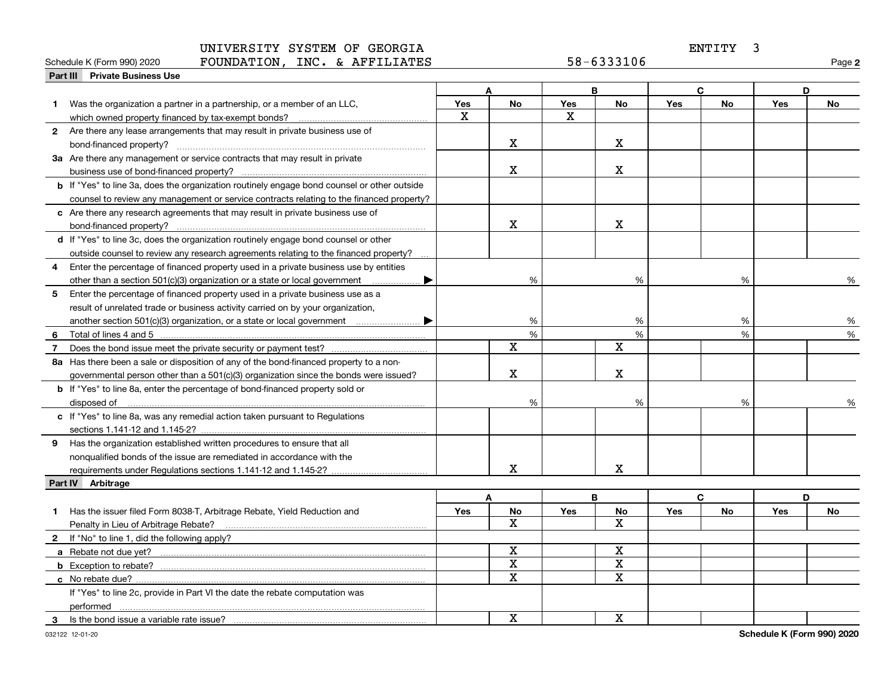UNIVERSITY SYSTEM OF GEORGIA FOUNDATION, INC. & AFFILIATES — ENTITY 3 — 58-6333106

Schedule K (Form 990) 2020 — Page **2**

## Part III Private Business Use

| | A | | B | | C | | D | |
|---|---|---|---|---|---|---|---|---|
| | Yes | No | Yes | No | Yes | No | Yes | No |
| **1** Was the organization a partner in a partnership, or a member of an LLC, which owned property financed by tax-exempt bonds? | X | | X | | | | | |
| **2** Are there any lease arrangements that may result in private business use of bond-financed property? | | X | | X | | | | |
| **3a** Are there any management or service contracts that may result in private business use of bond-financed property? | | X | | X | | | | |
| **b** If "Yes" to line 3a, does the organization routinely engage bond counsel or other outside counsel to review any management or service contracts relating to the financed property? | | | | | | | | |
| **c** Are there any research agreements that may result in private business use of bond-financed property? | | X | | X | | | | |
| **d** If "Yes" to line 3c, does the organization routinely engage bond counsel or other outside counsel to review any research agreements relating to the financed property? | | | | | | | | |
| **4** Enter the percentage of financed property used in a private business use by entities other than a section 501(c)(3) organization or a state or local government ▶ | | % | | % | | % | | % |
| **5** Enter the percentage of financed property used in a private business use as a result of unrelated trade or business activity carried on by your organization, another section 501(c)(3) organization, or a state or local government ▶ | | % | | % | | % | | % |
| **6** Total of lines 4 and 5 | | % | | % | | % | | % |
| **7** Does the bond issue meet the private security or payment test? | | X | | X | | | | |
| **8a** Has there been a sale or disposition of any of the bond-financed property to a nongovernmental person other than a 501(c)(3) organization since the bonds were issued? | | X | | X | | | | |
| **b** If "Yes" to line 8a, enter the percentage of bond-financed property sold or disposed of | | % | | % | | % | | % |
| **c** If "Yes" to line 8a, was any remedial action taken pursuant to Regulations sections 1.141-12 and 1.145-2? | | | | | | | | |
| **9** Has the organization established written procedures to ensure that all nonqualified bonds of the issue are remediated in accordance with the requirements under Regulations sections 1.141-12 and 1.145-2? | | X | | X | | | | |

## Part IV Arbitrage

| | A | | B | | C | | D | |
|---|---|---|---|---|---|---|---|---|
| | Yes | No | Yes | No | Yes | No | Yes | No |
| **1** Has the issuer filed Form 8038-T, Arbitrage Rebate, Yield Reduction and Penalty in Lieu of Arbitrage Rebate? | | X | | X | | | | |
| **2** If "No" to line 1, did the following apply? | | | | | | | | |
| **a** Rebate not due yet? | | X | | X | | | | |
| **b** Exception to rebate? | | X | | X | | | | |
| **c** No rebate due? | | X | | X | | | | |
| If "Yes" to line 2c, provide in Part VI the date the rebate computation was performed | | | | | | | | |
| **3** Is the bond issue a variable rate issue? | | X | | X | | | | |

032122 12-01-20

**Schedule K (Form 990) 2020**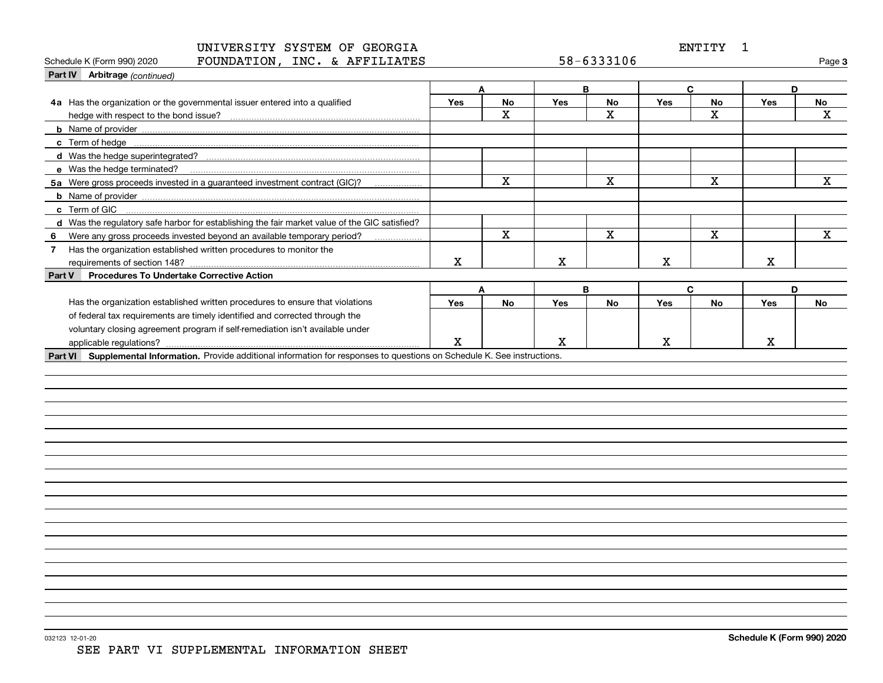UNIVERSITY SYSTEM OF GEORGIA FOUNDATION, INC. & AFFILIATES — 58-6333106 — ENTITY 1

Schedule K (Form 990) 2020

## Part IV Arbitrage *(continued)*

| | A | | B | | C | | D | |
|---|---|---|---|---|---|---|---|---|
| | Yes | No | Yes | No | Yes | No | Yes | No |
| **4a** Has the organization or the governmental issuer entered into a qualified hedge with respect to the bond issue? | | X | | X | | X | | X |
| **b** Name of provider | | | | | | | | |
| **c** Term of hedge | | | | | | | | |
| **d** Was the hedge superintegrated? | | | | | | | | |
| **e** Was the hedge terminated? | | | | | | | | |
| **5a** Were gross proceeds invested in a guaranteed investment contract (GIC)? | | X | | X | | X | | X |
| **b** Name of provider | | | | | | | | |
| **c** Term of GIC | | | | | | | | |
| **d** Was the regulatory safe harbor for establishing the fair market value of the GIC satisfied? | | | | | | | | |
| **6** Were any gross proceeds invested beyond an available temporary period? | | X | | X | | X | | X |
| **7** Has the organization established written procedures to monitor the requirements of section 148? | X | | X | | X | | X | |

## Part V Procedures To Undertake Corrective Action

| | A | | B | | C | | D | |
|---|---|---|---|---|---|---|---|---|
| | Yes | No | Yes | No | Yes | No | Yes | No |
| Has the organization established written procedures to ensure that violations of federal tax requirements are timely identified and corrected through the voluntary closing agreement program if self-remediation isn't available under applicable regulations? | X | | X | | X | | X | |

## Part VI Supplemental Information.

Provide additional information for responses to questions on Schedule K. See instructions.

032123 12-01-20

Schedule K (Form 990) 2020

SEE PART VI SUPPLEMENTAL INFORMATION SHEET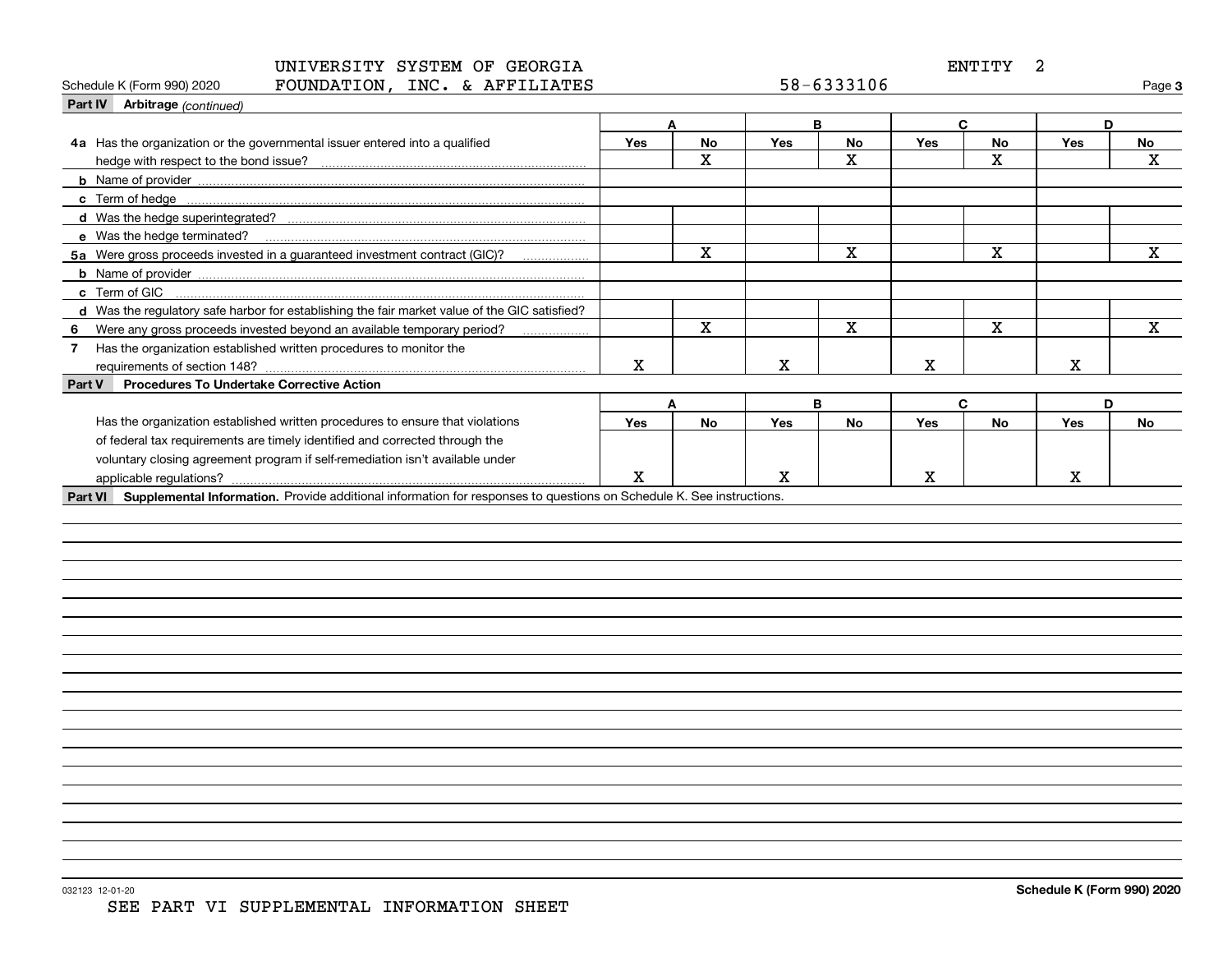UNIVERSITY SYSTEM OF GEORGIA FOUNDATION, INC. & AFFILIATES

ENTITY 2

Schedule K (Form 990) 2020

58-6333106

Page 3

**Part IV Arbitrage** *(continued)*

| | A | | B | | C | | D | |
|---|---|---|---|---|---|---|---|---|
| | Yes | No | Yes | No | Yes | No | Yes | No |
| **4a** Has the organization or the governmental issuer entered into a qualified hedge with respect to the bond issue? | | X | | X | | X | | X |
| **b** Name of provider | | | | | | | | |
| **c** Term of hedge | | | | | | | | |
| **d** Was the hedge superintegrated? | | | | | | | | |
| **e** Was the hedge terminated? | | | | | | | | |
| **5a** Were gross proceeds invested in a guaranteed investment contract (GIC)? | | X | | X | | X | | X |
| **b** Name of provider | | | | | | | | |
| **c** Term of GIC | | | | | | | | |
| **d** Was the regulatory safe harbor for establishing the fair market value of the GIC satisfied? | | | | | | | | |
| **6** Were any gross proceeds invested beyond an available temporary period? | | X | | X | | X | | X |
| **7** Has the organization established written procedures to monitor the requirements of section 148? | X | | X | | X | | X | |

**Part V Procedures To Undertake Corrective Action**

| | A | | B | | C | | D | |
|---|---|---|---|---|---|---|---|---|
| | Yes | No | Yes | No | Yes | No | Yes | No |
| Has the organization established written procedures to ensure that violations of federal tax requirements are timely identified and corrected through the voluntary closing agreement program if self-remediation isn't available under applicable regulations? | X | | X | | X | | X | |

**Part VI Supplemental Information.** Provide additional information for responses to questions on Schedule K. See instructions.

032123 12-01-20

**Schedule K (Form 990) 2020**

SEE PART VI SUPPLEMENTAL INFORMATION SHEET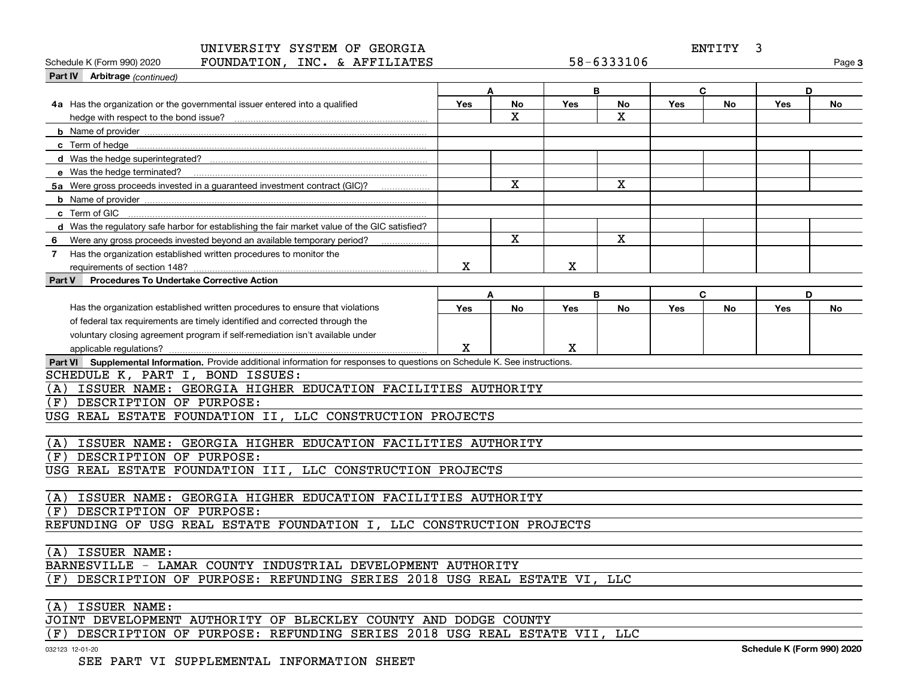UNIVERSITY SYSTEM OF GEORGIA FOUNDATION, INC. & AFFILIATES    58-6333106    ENTITY 3

Schedule K (Form 990) 2020    Page **3**

**Part IV Arbitrage** *(continued)*

| | A | | B | | C | | D | |
|---|---|---|---|---|---|---|---|---|
| | Yes | No | Yes | No | Yes | No | Yes | No |
| **4a** Has the organization or the governmental issuer entered into a qualified hedge with respect to the bond issue? | | X | | X | | | | |
| **b** Name of provider | | | | | | | | |
| **c** Term of hedge | | | | | | | | |
| **d** Was the hedge superintegrated? | | | | | | | | |
| **e** Was the hedge terminated? | | | | | | | | |
| **5a** Were gross proceeds invested in a guaranteed investment contract (GIC)? | | X | | X | | | | |
| **b** Name of provider | | | | | | | | |
| **c** Term of GIC | | | | | | | | |
| **d** Was the regulatory safe harbor for establishing the fair market value of the GIC satisfied? | | | | | | | | |
| **6** Were any gross proceeds invested beyond an available temporary period? | | X | | X | | | | |
| **7** Has the organization established written procedures to monitor the requirements of section 148? | X | | X | | | | | |

**Part V Procedures To Undertake Corrective Action**

| | A | | B | | C | | D | |
|---|---|---|---|---|---|---|---|---|
| | Yes | No | Yes | No | Yes | No | Yes | No |
| Has the organization established written procedures to ensure that violations of federal tax requirements are timely identified and corrected through the voluntary closing agreement program if self-remediation isn't available under applicable regulations? | X | | X | | | | | |

**Part VI Supplemental Information.** Provide additional information for responses to questions on Schedule K. See instructions.

SCHEDULE K, PART I, BOND ISSUES:

(A) ISSUER NAME: GEORGIA HIGHER EDUCATION FACILITIES AUTHORITY
(F) DESCRIPTION OF PURPOSE:
USG REAL ESTATE FOUNDATION II, LLC CONSTRUCTION PROJECTS

(A) ISSUER NAME: GEORGIA HIGHER EDUCATION FACILITIES AUTHORITY
(F) DESCRIPTION OF PURPOSE:
USG REAL ESTATE FOUNDATION III, LLC CONSTRUCTION PROJECTS

(A) ISSUER NAME: GEORGIA HIGHER EDUCATION FACILITIES AUTHORITY
(F) DESCRIPTION OF PURPOSE:
REFUNDING OF USG REAL ESTATE FOUNDATION I, LLC CONSTRUCTION PROJECTS

(A) ISSUER NAME:
BARNESVILLE - LAMAR COUNTY INDUSTRIAL DEVELOPMENT AUTHORITY
(F) DESCRIPTION OF PURPOSE: REFUNDING SERIES 2018 USG REAL ESTATE VI, LLC

(A) ISSUER NAME:
JOINT DEVELOPMENT AUTHORITY OF BLECKLEY COUNTY AND DODGE COUNTY
(F) DESCRIPTION OF PURPOSE: REFUNDING SERIES 2018 USG REAL ESTATE VII, LLC

032123 12-01-20    **Schedule K (Form 990) 2020**

SEE PART VI SUPPLEMENTAL INFORMATION SHEET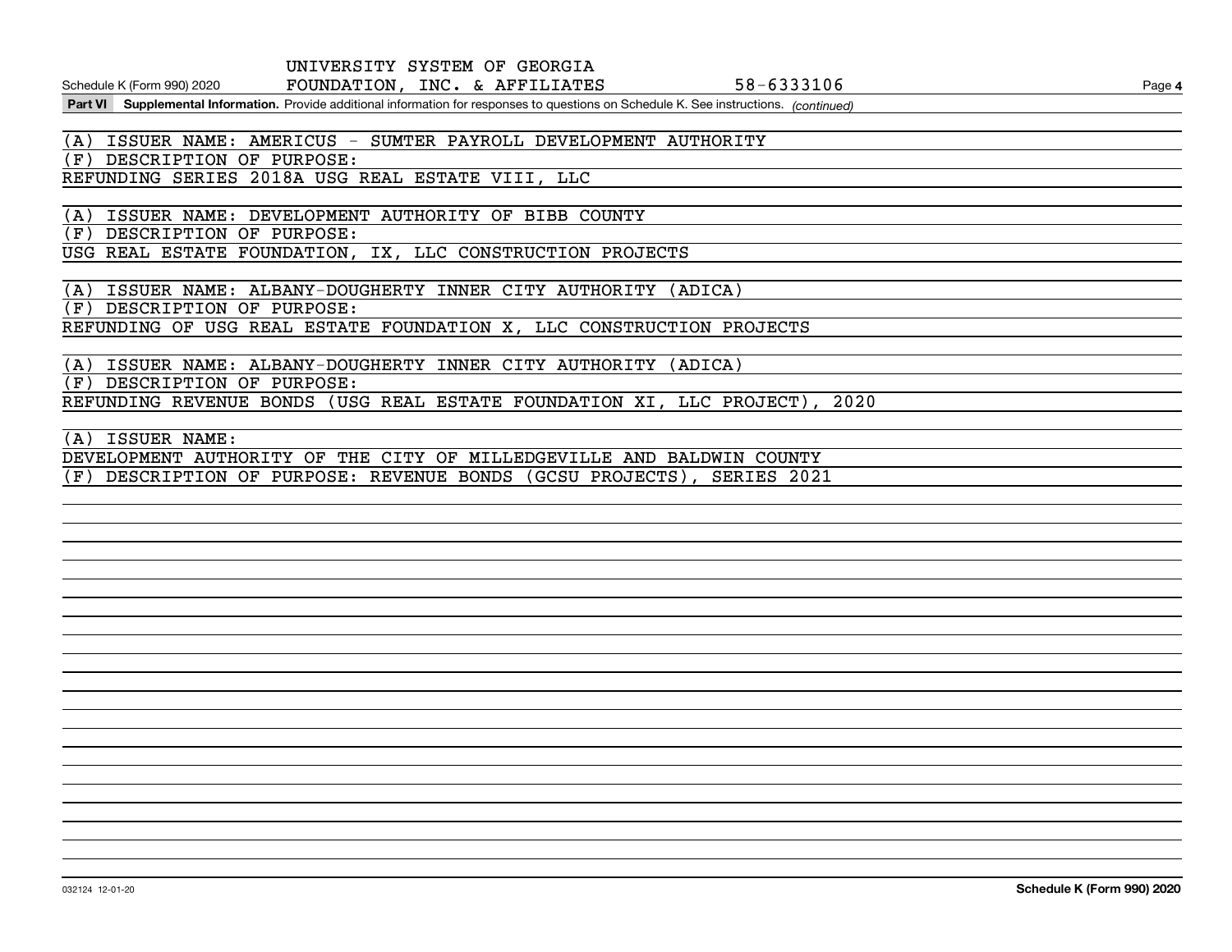**Part VI Supplemental Information.** Provide additional information for responses to questions on Schedule K. See instructions. *(continued)*

(A) ISSUER NAME: AMERICUS - SUMTER PAYROLL DEVELOPMENT AUTHORITY

(F) DESCRIPTION OF PURPOSE:

REFUNDING SERIES 2018A USG REAL ESTATE VIII, LLC

(A) ISSUER NAME: DEVELOPMENT AUTHORITY OF BIBB COUNTY

(F) DESCRIPTION OF PURPOSE:

USG REAL ESTATE FOUNDATION, IX, LLC CONSTRUCTION PROJECTS

(A) ISSUER NAME: ALBANY-DOUGHERTY INNER CITY AUTHORITY (ADICA)

(F) DESCRIPTION OF PURPOSE:

REFUNDING OF USG REAL ESTATE FOUNDATION X, LLC CONSTRUCTION PROJECTS

(A) ISSUER NAME: ALBANY-DOUGHERTY INNER CITY AUTHORITY (ADICA)

(F) DESCRIPTION OF PURPOSE:

REFUNDING REVENUE BONDS (USG REAL ESTATE FOUNDATION XI, LLC PROJECT), 2020

(A) ISSUER NAME:

DEVELOPMENT AUTHORITY OF THE CITY OF MILLEDGEVILLE AND BALDWIN COUNTY

(F) DESCRIPTION OF PURPOSE: REVENUE BONDS (GCSU PROJECTS), SERIES 2021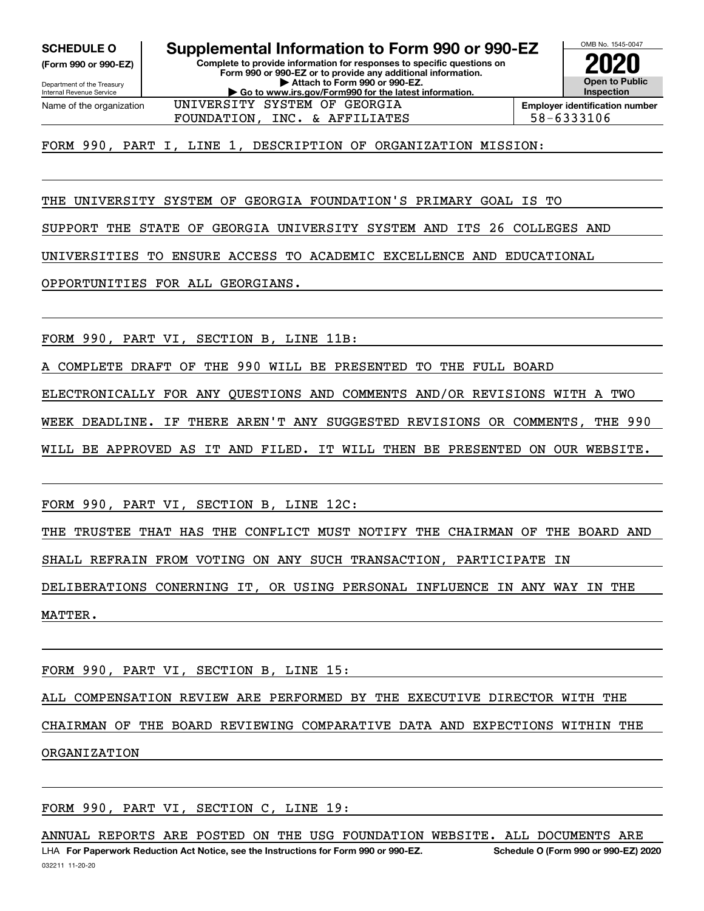**SCHEDULE O**
**(Form 990 or 990-EZ)**

Department of the Treasury
Internal Revenue Service

# Supplemental Information to Form 990 or 990-EZ

**Complete to provide information for responses to specific questions on Form 990 or 990-EZ or to provide any additional information.**
**▶ Attach to Form 990 or 990-EZ.**
**▶ Go to www.irs.gov/Form990 for the latest information.**

OMB No. 1545-0047
**2020**
**Open to Public Inspection**

| Name of the organization | Employer identification number |
|---|---|
| UNIVERSITY SYSTEM OF GEORGIA FOUNDATION, INC. & AFFILIATES | 58-6333106 |

FORM 990, PART I, LINE 1, DESCRIPTION OF ORGANIZATION MISSION:

THE UNIVERSITY SYSTEM OF GEORGIA FOUNDATION'S PRIMARY GOAL IS TO SUPPORT THE STATE OF GEORGIA UNIVERSITY SYSTEM AND ITS 26 COLLEGES AND UNIVERSITIES TO ENSURE ACCESS TO ACADEMIC EXCELLENCE AND EDUCATIONAL OPPORTUNITIES FOR ALL GEORGIANS.

FORM 990, PART VI, SECTION B, LINE 11B:

A COMPLETE DRAFT OF THE 990 WILL BE PRESENTED TO THE FULL BOARD ELECTRONICALLY FOR ANY QUESTIONS AND COMMENTS AND/OR REVISIONS WITH A TWO WEEK DEADLINE. IF THERE AREN'T ANY SUGGESTED REVISIONS OR COMMENTS, THE 990 WILL BE APPROVED AS IT AND FILED. IT WILL THEN BE PRESENTED ON OUR WEBSITE.

FORM 990, PART VI, SECTION B, LINE 12C:

THE TRUSTEE THAT HAS THE CONFLICT MUST NOTIFY THE CHAIRMAN OF THE BOARD AND SHALL REFRAIN FROM VOTING ON ANY SUCH TRANSACTION, PARTICIPATE IN DELIBERATIONS CONERNING IT, OR USING PERSONAL INFLUENCE IN ANY WAY IN THE MATTER.

FORM 990, PART VI, SECTION B, LINE 15:

ALL COMPENSATION REVIEW ARE PERFORMED BY THE EXECUTIVE DIRECTOR WITH THE CHAIRMAN OF THE BOARD REVIEWING COMPARATIVE DATA AND EXPECTIONS WITHIN THE ORGANIZATION

FORM 990, PART VI, SECTION C, LINE 19:

ANNUAL REPORTS ARE POSTED ON THE USG FOUNDATION WEBSITE. ALL DOCUMENTS ARE

LHA **For Paperwork Reduction Act Notice, see the Instructions for Form 990 or 990-EZ.** **Schedule O (Form 990 or 990-EZ) 2020**
032211 11-20-20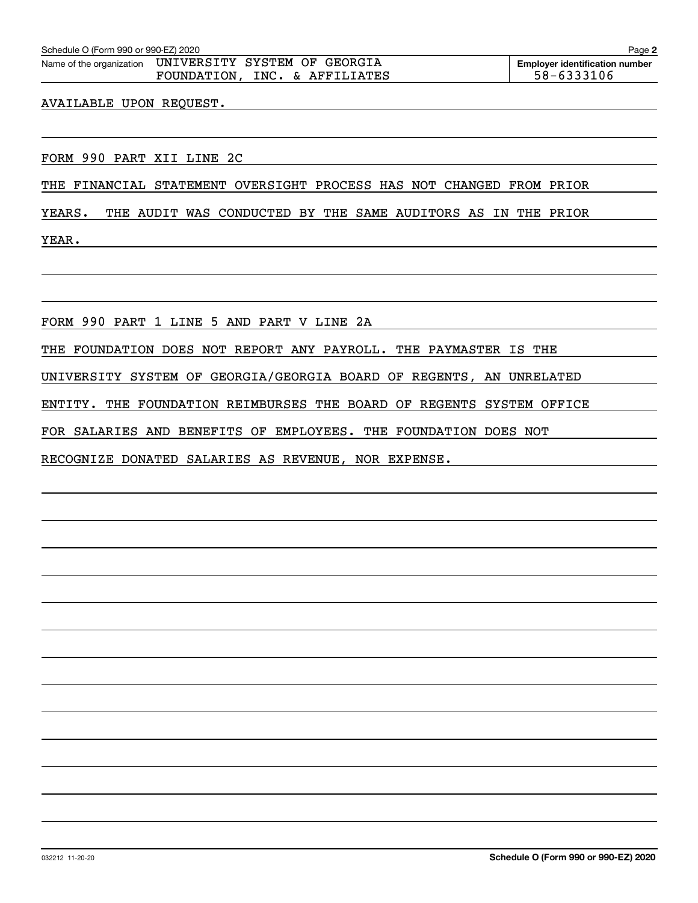Name of the organization UNIVERSITY SYSTEM OF GEORGIA FOUNDATION, INC. & AFFILIATES

Employer identification number 58-6333106

AVAILABLE UPON REQUEST.

FORM 990 PART XII LINE 2C

THE FINANCIAL STATEMENT OVERSIGHT PROCESS HAS NOT CHANGED FROM PRIOR YEARS. THE AUDIT WAS CONDUCTED BY THE SAME AUDITORS AS IN THE PRIOR YEAR.

FORM 990 PART 1 LINE 5 AND PART V LINE 2A

THE FOUNDATION DOES NOT REPORT ANY PAYROLL. THE PAYMASTER IS THE UNIVERSITY SYSTEM OF GEORGIA/GEORGIA BOARD OF REGENTS, AN UNRELATED ENTITY. THE FOUNDATION REIMBURSES THE BOARD OF REGENTS SYSTEM OFFICE FOR SALARIES AND BENEFITS OF EMPLOYEES. THE FOUNDATION DOES NOT RECOGNIZE DONATED SALARIES AS REVENUE, NOR EXPENSE.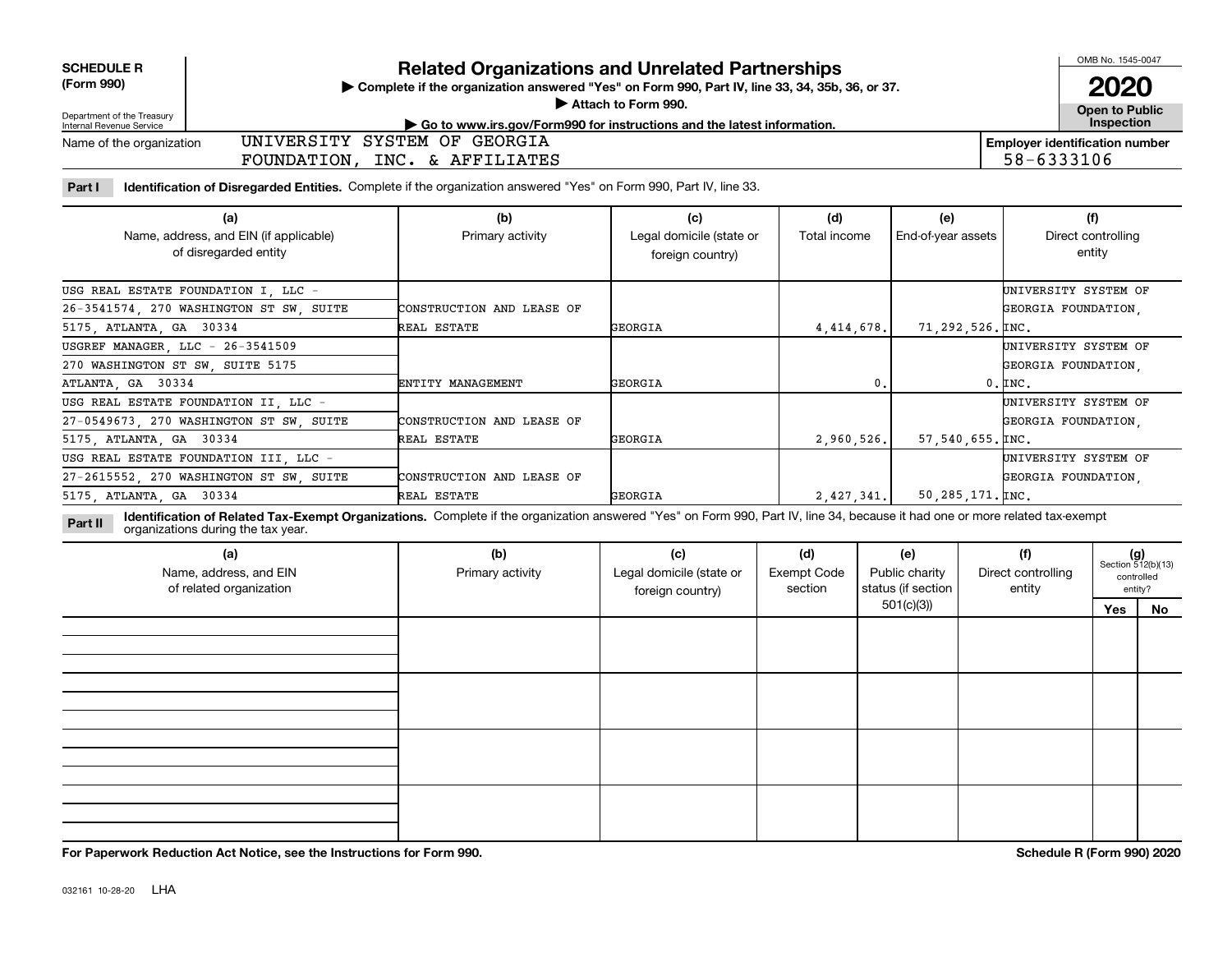**SCHEDULE R (Form 990)**

Department of the Treasury
Internal Revenue Service

# Related Organizations and Unrelated Partnerships

▶ Complete if the organization answered "Yes" on Form 990, Part IV, line 33, 34, 35b, 36, or 37.
▶ Attach to Form 990.
▶ Go to www.irs.gov/Form990 for instructions and the latest information.

OMB No. 1545-0047

**2020**

**Open to Public Inspection**

Name of the organization: UNIVERSITY SYSTEM OF GEORGIA FOUNDATION, INC. & AFFILIATES

Employer identification number: 58-6333106

**Part I** **Identification of Disregarded Entities.** Complete if the organization answered "Yes" on Form 990, Part IV, line 33.

| (a) Name, address, and EIN (if applicable) of disregarded entity | (b) Primary activity | (c) Legal domicile (state or foreign country) | (d) Total income | (e) End-of-year assets | (f) Direct controlling entity |
|---|---|---|---|---|---|
| USG REAL ESTATE FOUNDATION I, LLC - 26-3541574, 270 WASHINGTON ST SW, SUITE 5175, ATLANTA, GA 30334 | CONSTRUCTION AND LEASE OF REAL ESTATE | GEORGIA | 4,414,678. | 71,292,526. | UNIVERSITY SYSTEM OF GEORGIA FOUNDATION, INC. |
| USGREF MANAGER, LLC - 26-3541509 270 WASHINGTON ST SW, SUITE 5175 ATLANTA, GA 30334 | ENTITY MANAGEMENT | GEORGIA | 0. | 0. | UNIVERSITY SYSTEM OF GEORGIA FOUNDATION, INC. |
| USG REAL ESTATE FOUNDATION II, LLC - 27-0549673, 270 WASHINGTON ST SW, SUITE 5175, ATLANTA, GA 30334 | CONSTRUCTION AND LEASE OF REAL ESTATE | GEORGIA | 2,960,526. | 57,540,655. | UNIVERSITY SYSTEM OF GEORGIA FOUNDATION, INC. |
| USG REAL ESTATE FOUNDATION III, LLC - 27-2615552, 270 WASHINGTON ST SW, SUITE 5175, ATLANTA, GA 30334 | CONSTRUCTION AND LEASE OF REAL ESTATE | GEORGIA | 2,427,341. | 50,285,171. | UNIVERSITY SYSTEM OF GEORGIA FOUNDATION, INC. |

**Part II** **Identification of Related Tax-Exempt Organizations.** Complete if the organization answered "Yes" on Form 990, Part IV, line 34, because it had one or more related tax-exempt organizations during the tax year.

| (a) Name, address, and EIN of related organization | (b) Primary activity | (c) Legal domicile (state or foreign country) | (d) Exempt Code section | (e) Public charity status (if section 501(c)(3)) | (f) Direct controlling entity | (g) Section 512(b)(13) controlled entity? Yes | No |
|---|---|---|---|---|---|---|---|
| | | | | | | | |
| | | | | | | | |
| | | | | | | | |
| | | | | | | | |

**For Paperwork Reduction Act Notice, see the Instructions for Form 990.**

**Schedule R (Form 990) 2020**

032161 10-28-20 LHA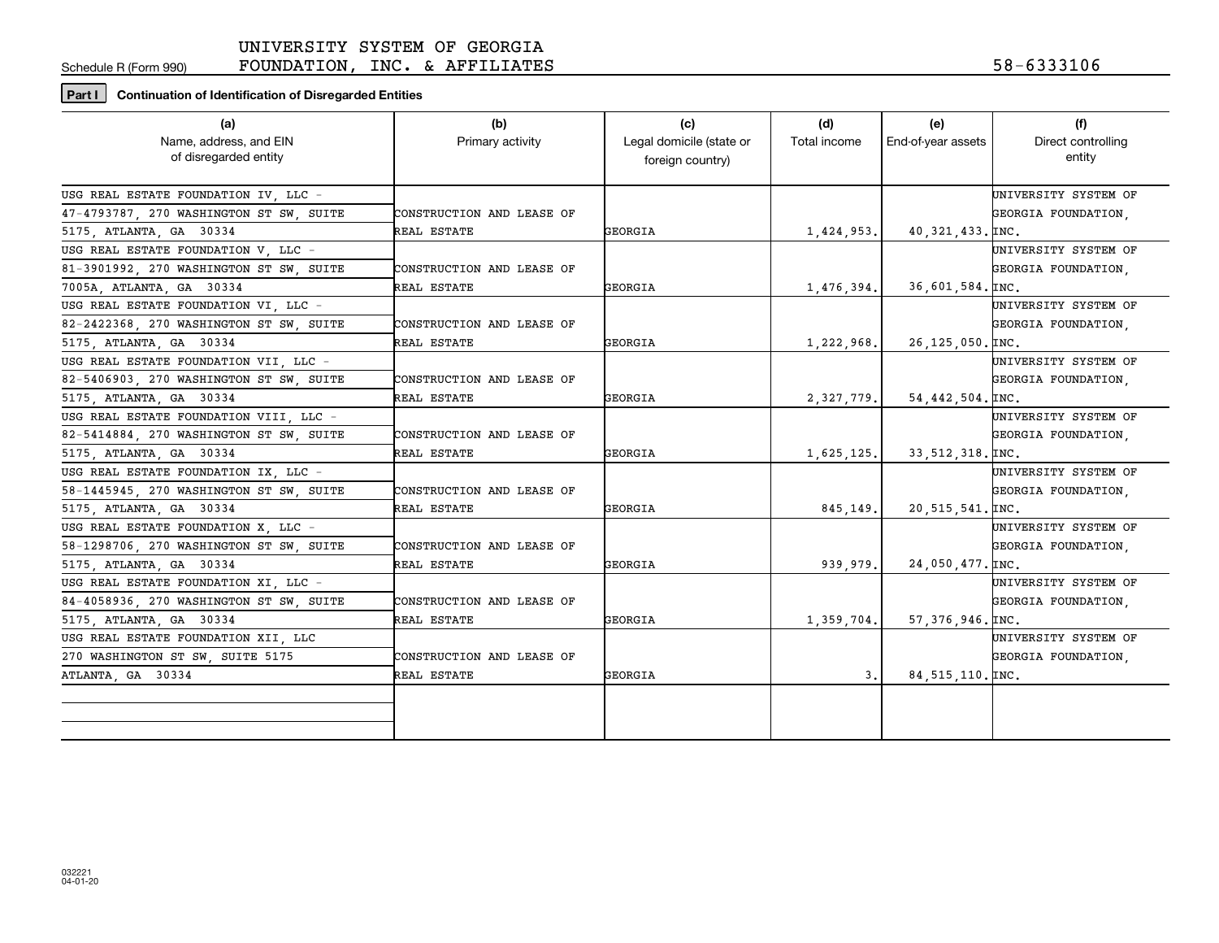Schedule R (Form 990) UNIVERSITY SYSTEM OF GEORGIA FOUNDATION, INC. & AFFILIATES 58-6333106

**Part I** **Continuation of Identification of Disregarded Entities**

| (a) Name, address, and EIN of disregarded entity | (b) Primary activity | (c) Legal domicile (state or foreign country) | (d) Total income | (e) End-of-year assets | (f) Direct controlling entity |
|---|---|---|---|---|---|
| USG REAL ESTATE FOUNDATION IV, LLC - 47-4793787, 270 WASHINGTON ST SW, SUITE 5175, ATLANTA, GA 30334 | CONSTRUCTION AND LEASE OF REAL ESTATE | GEORGIA | 1,424,953. | 40,321,433. | UNIVERSITY SYSTEM OF GEORGIA FOUNDATION, INC. |
| USG REAL ESTATE FOUNDATION V, LLC - 81-3901992, 270 WASHINGTON ST SW, SUITE 7005A, ATLANTA, GA 30334 | CONSTRUCTION AND LEASE OF REAL ESTATE | GEORGIA | 1,476,394. | 36,601,584. | UNIVERSITY SYSTEM OF GEORGIA FOUNDATION, INC. |
| USG REAL ESTATE FOUNDATION VI, LLC - 82-2422368, 270 WASHINGTON ST SW, SUITE 5175, ATLANTA, GA 30334 | CONSTRUCTION AND LEASE OF REAL ESTATE | GEORGIA | 1,222,968. | 26,125,050. | UNIVERSITY SYSTEM OF GEORGIA FOUNDATION, INC. |
| USG REAL ESTATE FOUNDATION VII, LLC - 82-5406903, 270 WASHINGTON ST SW, SUITE 5175, ATLANTA, GA 30334 | CONSTRUCTION AND LEASE OF REAL ESTATE | GEORGIA | 2,327,779. | 54,442,504. | UNIVERSITY SYSTEM OF GEORGIA FOUNDATION, INC. |
| USG REAL ESTATE FOUNDATION VIII, LLC - 82-5414884, 270 WASHINGTON ST SW, SUITE 5175, ATLANTA, GA 30334 | CONSTRUCTION AND LEASE OF REAL ESTATE | GEORGIA | 1,625,125. | 33,512,318. | UNIVERSITY SYSTEM OF GEORGIA FOUNDATION, INC. |
| USG REAL ESTATE FOUNDATION IX, LLC - 58-1445945, 270 WASHINGTON ST SW, SUITE 5175, ATLANTA, GA 30334 | CONSTRUCTION AND LEASE OF REAL ESTATE | GEORGIA | 845,149. | 20,515,541. | UNIVERSITY SYSTEM OF GEORGIA FOUNDATION, INC. |
| USG REAL ESTATE FOUNDATION X, LLC - 58-1298706, 270 WASHINGTON ST SW, SUITE 5175, ATLANTA, GA 30334 | CONSTRUCTION AND LEASE OF REAL ESTATE | GEORGIA | 939,979. | 24,050,477. | UNIVERSITY SYSTEM OF GEORGIA FOUNDATION, INC. |
| USG REAL ESTATE FOUNDATION XI, LLC - 84-4058936, 270 WASHINGTON ST SW, SUITE 5175, ATLANTA, GA 30334 | CONSTRUCTION AND LEASE OF REAL ESTATE | GEORGIA | 1,359,704. | 57,376,946. | UNIVERSITY SYSTEM OF GEORGIA FOUNDATION, INC. |
| USG REAL ESTATE FOUNDATION XII, LLC 270 WASHINGTON ST SW, SUITE 5175 ATLANTA, GA 30334 | CONSTRUCTION AND LEASE OF REAL ESTATE | GEORGIA | 3. | 84,515,110. | UNIVERSITY SYSTEM OF GEORGIA FOUNDATION, INC. |
| | | | | | |

032221 04-01-20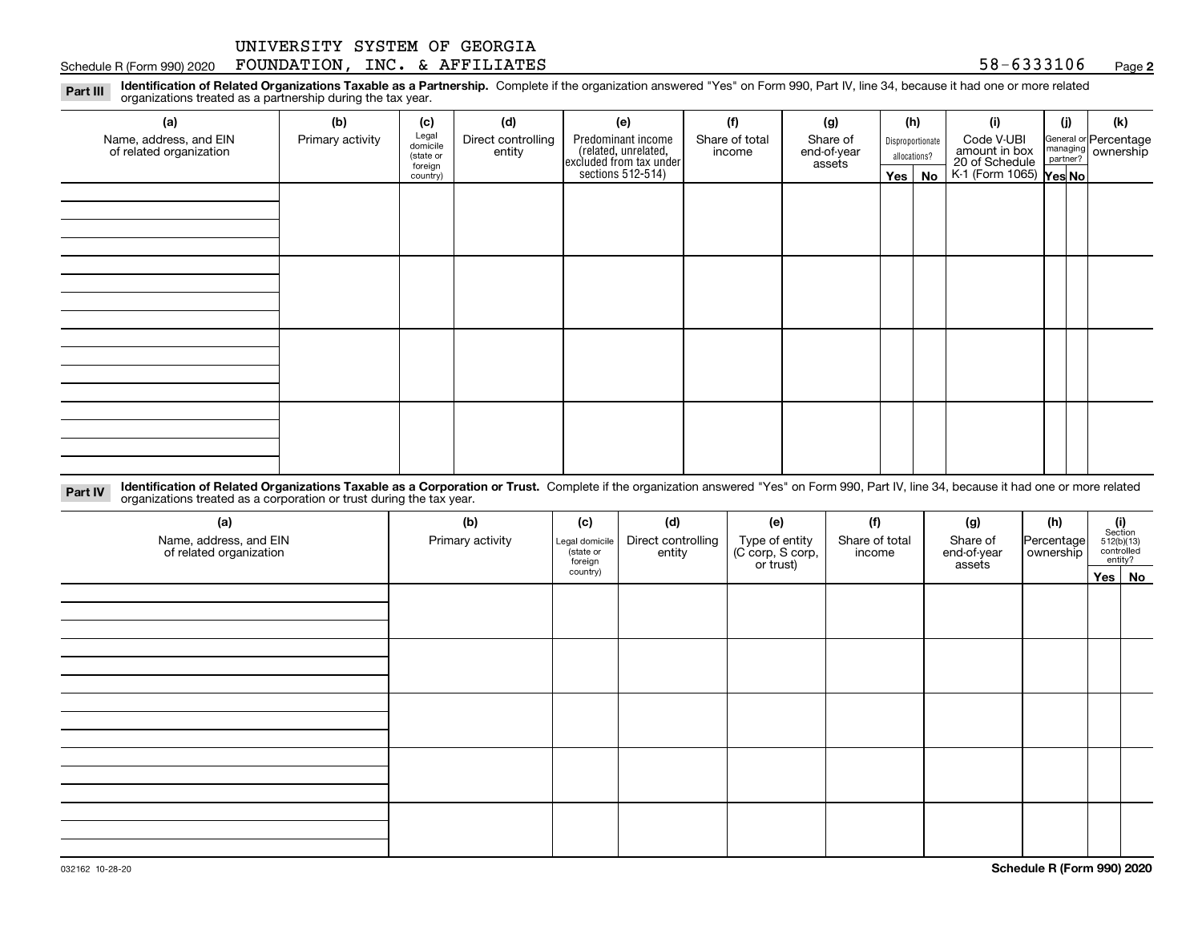UNIVERSITY SYSTEM OF GEORGIA FOUNDATION, INC. & AFFILIATES — 58-6333106

**Part III** **Identification of Related Organizations Taxable as a Partnership.** Complete if the organization answered "Yes" on Form 990, Part IV, line 34, because it had one or more related organizations treated as a partnership during the tax year.

| (a) Name, address, and EIN of related organization | (b) Primary activity | (c) Legal domicile (state or foreign country) | (d) Direct controlling entity | (e) Predominant income (related, unrelated, excluded from tax under sections 512-514) | (f) Share of total income | (g) Share of end-of-year assets | (h) Disproportionate allocations? | | (i) Code V-UBI amount in box 20 of Schedule K-1 (Form 1065) | (j) General or managing partner? | | (k) Percentage ownership |
|---|---|---|---|---|---|---|---|---|---|---|---|---|
| | | | | | | | Yes | No | | Yes | No | |
| | | | | | | | | | | | | |
| | | | | | | | | | | | | |
| | | | | | | | | | | | | |
| | | | | | | | | | | | | |

**Part IV** **Identification of Related Organizations Taxable as a Corporation or Trust.** Complete if the organization answered "Yes" on Form 990, Part IV, line 34, because it had one or more related organizations treated as a corporation or trust during the tax year.

| (a) Name, address, and EIN of related organization | (b) Primary activity | (c) Legal domicile (state or foreign country) | (d) Direct controlling entity | (e) Type of entity (C corp, S corp, or trust) | (f) Share of total income | (g) Share of end-of-year assets | (h) Percentage ownership | (i) Section 512(b)(13) controlled entity? | |
|---|---|---|---|---|---|---|---|---|---|
| | | | | | | | | Yes | No |
| | | | | | | | | | |
| | | | | | | | | | |
| | | | | | | | | | |
| | | | | | | | | | |
| | | | | | | | | | |

032162 10-28-20

**Schedule R (Form 990) 2020**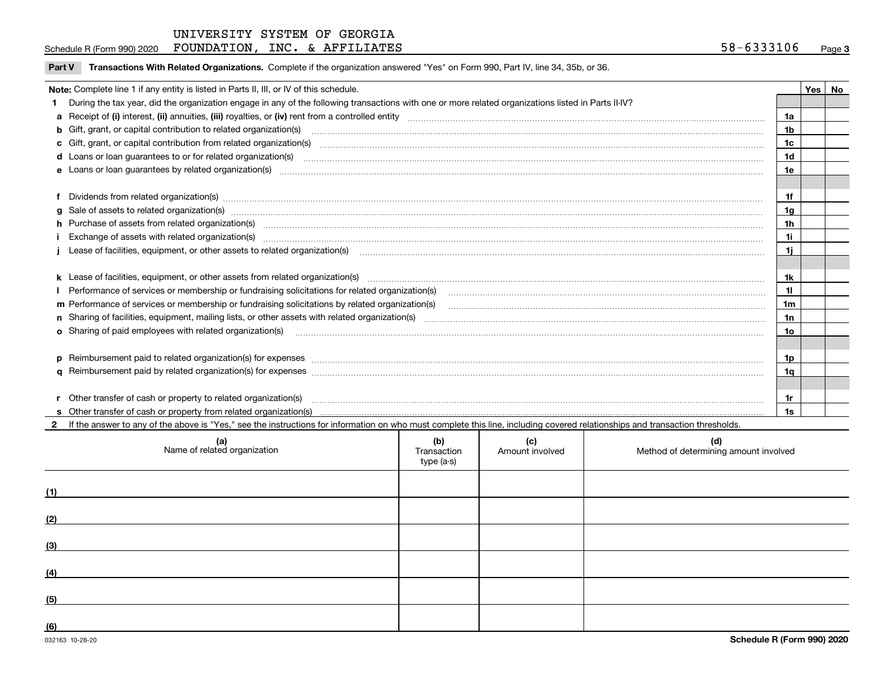UNIVERSITY SYSTEM OF GEORGIA FOUNDATION, INC. & AFFILIATES — 58-6333106

Schedule R (Form 990) 2020 — Page 3

## Part V Transactions With Related Organizations. Complete if the organization answered "Yes" on Form 990, Part IV, line 34, 35b, or 36.

**Note:** Complete line 1 if any entity is listed in Parts II, III, or IV of this schedule.

| | | Line | Yes | No |
|---|---|---|---|---|
| **1** | During the tax year, did the organization engage in any of the following transactions with one or more related organizations listed in Parts II-IV? | | | |
| **a** | Receipt of **(i)** interest, **(ii)** annuities, **(iii)** royalties, or **(iv)** rent from a controlled entity | 1a | | |
| **b** | Gift, grant, or capital contribution to related organization(s) | 1b | | |
| **c** | Gift, grant, or capital contribution from related organization(s) | 1c | | |
| **d** | Loans or loan guarantees to or for related organization(s) | 1d | | |
| **e** | Loans or loan guarantees by related organization(s) | 1e | | |
| **f** | Dividends from related organization(s) | 1f | | |
| **g** | Sale of assets to related organization(s) | 1g | | |
| **h** | Purchase of assets from related organization(s) | 1h | | |
| **i** | Exchange of assets with related organization(s) | 1i | | |
| **j** | Lease of facilities, equipment, or other assets to related organization(s) | 1j | | |
| **k** | Lease of facilities, equipment, or other assets from related organization(s) | 1k | | |
| **l** | Performance of services or membership or fundraising solicitations for related organization(s) | 1l | | |
| **m** | Performance of services or membership or fundraising solicitations by related organization(s) | 1m | | |
| **n** | Sharing of facilities, equipment, mailing lists, or other assets with related organization(s) | 1n | | |
| **o** | Sharing of paid employees with related organization(s) | 1o | | |
| **p** | Reimbursement paid to related organization(s) for expenses | 1p | | |
| **q** | Reimbursement paid by related organization(s) for expenses | 1q | | |
| **r** | Other transfer of cash or property to related organization(s) | 1r | | |
| **s** | Other transfer of cash or property from related organization(s) | 1s | | |

**2** If the answer to any of the above is "Yes," see the instructions for information on who must complete this line, including covered relationships and transaction thresholds.

| | (a) Name of related organization | (b) Transaction type (a-s) | (c) Amount involved | (d) Method of determining amount involved |
|---|---|---|---|---|
| (1) | | | | |
| (2) | | | | |
| (3) | | | | |
| (4) | | | | |
| (5) | | | | |
| (6) | | | | |

032163 10-28-20 — Schedule R (Form 990) 2020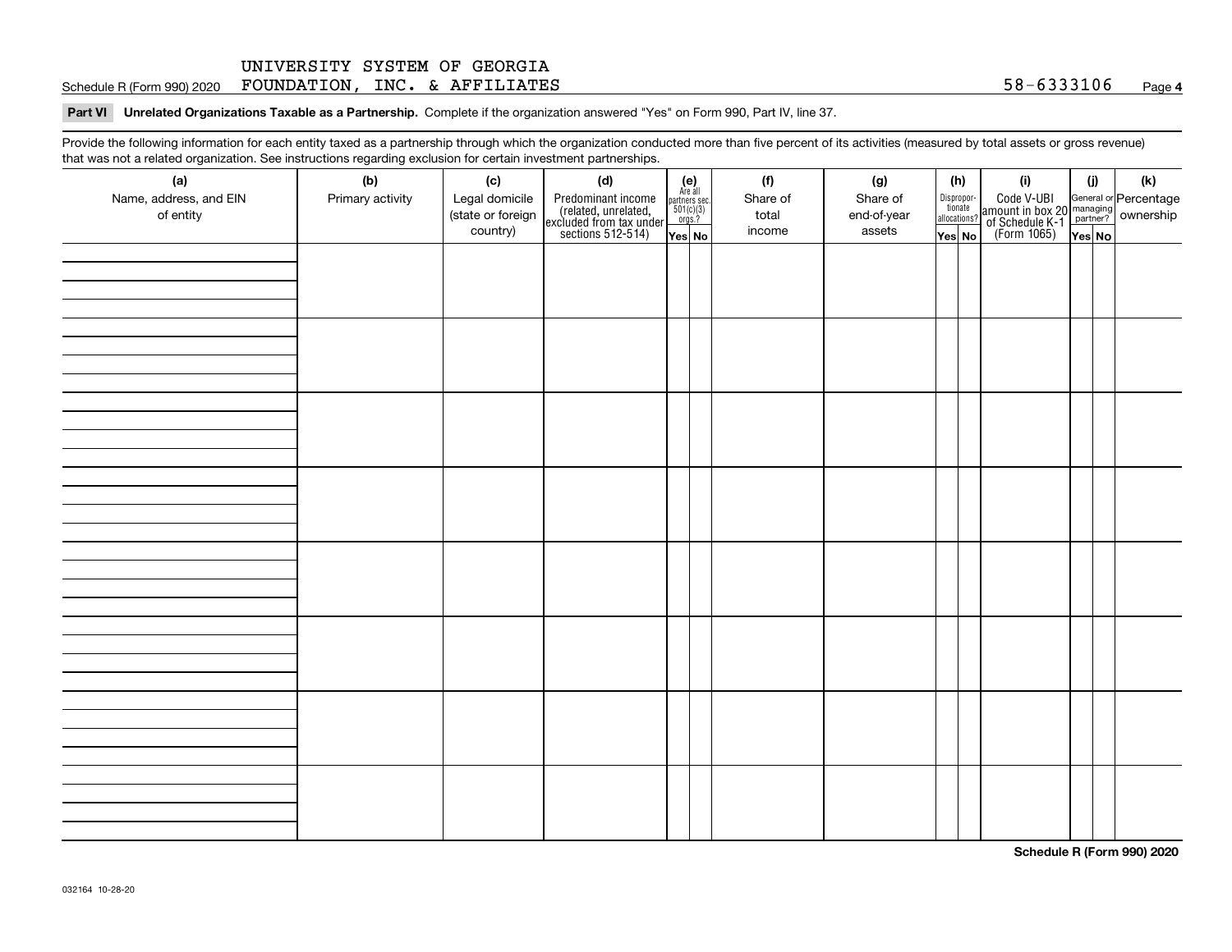UNIVERSITY SYSTEM OF GEORGIA
Schedule R (Form 990) 2020 FOUNDATION, INC. & AFFILIATES 58-6333106 Page **4**

**Part VI Unrelated Organizations Taxable as a Partnership.** Complete if the organization answered "Yes" on Form 990, Part IV, line 37.

Provide the following information for each entity taxed as a partnership through which the organization conducted more than five percent of its activities (measured by total assets or gross revenue) that was not a related organization. See instructions regarding exclusion for certain investment partnerships.

| (a) Name, address, and EIN of entity | (b) Primary activity | (c) Legal domicile (state or foreign country) | (d) Predominant income (related, unrelated, excluded from tax under sections 512-514) | (e) Are all partners sec. 501(c)(3) orgs.? | | (f) Share of total income | (g) Share of end-of-year assets | (h) Disproportionate allocations? | | (i) Code V-UBI amount in box 20 of Schedule K-1 (Form 1065) | (j) General or managing partner? | | (k) Percentage ownership |
|---|---|---|---|---|---|---|---|---|---|---|---|---|---|
| | | | | Yes | No | | | Yes | No | | Yes | No | |
| | | | | | | | | | | | | | |
| | | | | | | | | | | | | | |
| | | | | | | | | | | | | | |
| | | | | | | | | | | | | | |
| | | | | | | | | | | | | | |
| | | | | | | | | | | | | | |
| | | | | | | | | | | | | | |
| | | | | | | | | | | | | | |

**Schedule R (Form 990) 2020**

032164 10-28-20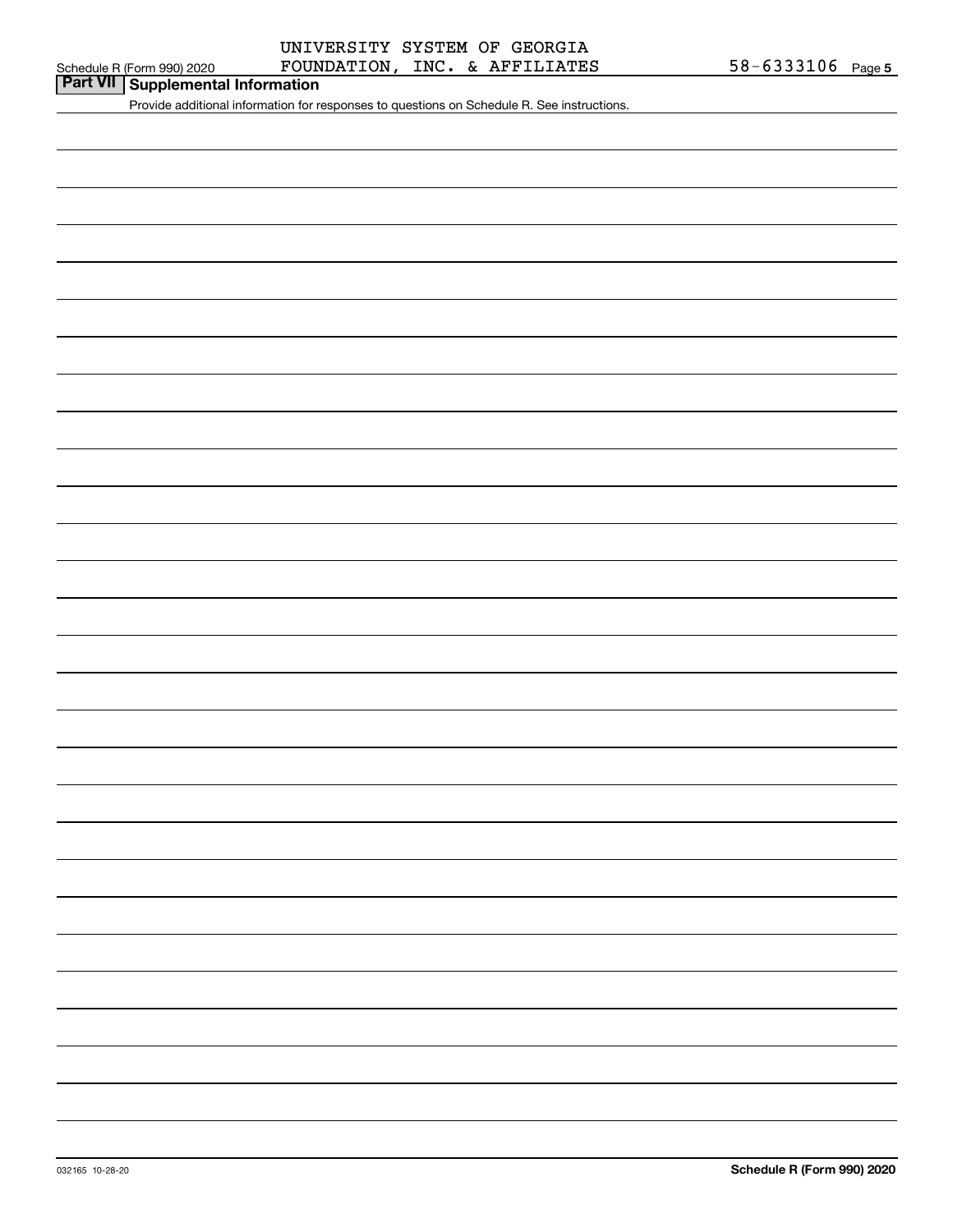UNIVERSITY SYSTEM OF GEORGIA FOUNDATION, INC. & AFFILIATES

58-6333106

## Part VII Supplemental Information

Provide additional information for responses to questions on Schedule R. See instructions.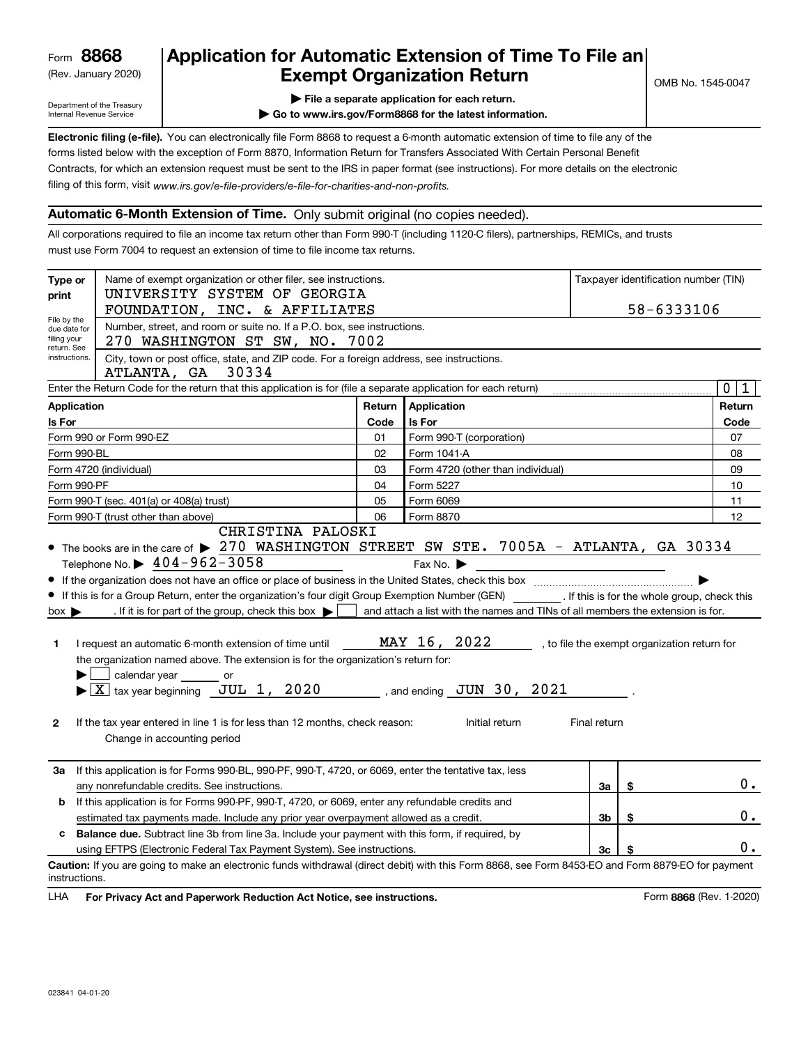Form **8868**
(Rev. January 2020)

Department of the Treasury
Internal Revenue Service

# Application for Automatic Extension of Time To File an Exempt Organization Return

OMB No. 1545-0047

▶ **File a separate application for each return.**

▶ **Go to www.irs.gov/Form8868 for the latest information.**

**Electronic filing (e-file).** You can electronically file Form 8868 to request a 6-month automatic extension of time to file any of the forms listed below with the exception of Form 8870, Information Return for Transfers Associated With Certain Personal Benefit Contracts, for which an extension request must be sent to the IRS in paper format (see instructions). For more details on the electronic filing of this form, visit *www.irs.gov/e-file-providers/e-file-for-charities-and-non-profits.*

## Automatic 6-Month Extension of Time. Only submit original (no copies needed).

All corporations required to file an income tax return other than Form 990-T (including 1120-C filers), partnerships, REMICs, and trusts must use Form 7004 to request an extension of time to file income tax returns.

| | | |
|---|---|---|
| **Type or print** | Name of exempt organization or other filer, see instructions. UNIVERSITY SYSTEM OF GEORGIA FOUNDATION, INC. & AFFILIATES | Taxpayer identification number (TIN) 58-6333106 |
| File by the due date for filing your return. See instructions. | Number, street, and room or suite no. If a P.O. box, see instructions. 270 WASHINGTON ST SW, NO. 7002 | |
| | City, town or post office, state, and ZIP code. For a foreign address, see instructions. ATLANTA, GA 30334 | |

Enter the Return Code for the return that this application is for (file a separate application for each return) ..... 0 1

| **Application Is For** | **Return Code** | **Application Is For** | **Return Code** |
|---|---|---|---|
| Form 990 or Form 990-EZ | 01 | Form 990-T (corporation) | 07 |
| Form 990-BL | 02 | Form 1041-A | 08 |
| Form 4720 (individual) | 03 | Form 4720 (other than individual) | 09 |
| Form 990-PF | 04 | Form 5227 | 10 |
| Form 990-T (sec. 401(a) or 408(a) trust) | 05 | Form 6069 | 11 |
| Form 990-T (trust other than above) | 06 | Form 8870 | 12 |

- The books are in the care of ▶ CHRISTINA PALOSKI 270 WASHINGTON STREET SW STE. 7005A - ATLANTA, GA 30334
  Telephone No. ▶ 404-962-3058 Fax No. ▶
- If the organization does not have an office or place of business in the United States, check this box ..... ▶
- If this is for a Group Return, enter the organization's four digit Group Exemption Number (GEN) ______ . If this is for the whole group, check this box ▶ . If it is for part of the group, check this box ▶ ☐ and attach a list with the names and TINs of all members the extension is for.

**1** I request an automatic 6-month extension of time until MAY 16, 2022 , to file the exempt organization return for the organization named above. The extension is for the organization's return for:
▶ ☐ calendar year ______ or
▶ ☒ tax year beginning JUL 1, 2020 , and ending JUN 30, 2021 .

**2** If the tax year entered in line 1 is for less than 12 months, check reason: Initial return Final return
Change in accounting period

| | | | |
|---|---|---|---|
| **3a** If this application is for Forms 990-BL, 990-PF, 990-T, 4720, or 6069, enter the tentative tax, less any nonrefundable credits. See instructions. | **3a** | $ | 0. |
| **b** If this application is for Forms 990-PF, 990-T, 4720, or 6069, enter any refundable credits and estimated tax payments made. Include any prior year overpayment allowed as a credit. | **3b** | $ | 0. |
| **c** **Balance due.** Subtract line 3b from line 3a. Include your payment with this form, if required, by using EFTPS (Electronic Federal Tax Payment System). See instructions. | **3c** | $ | 0. |

**Caution:** If you are going to make an electronic funds withdrawal (direct debit) with this Form 8868, see Form 8453-EO and Form 8879-EO for payment instructions.

LHA **For Privacy Act and Paperwork Reduction Act Notice, see instructions.** Form **8868** (Rev. 1-2020)

023841 04-01-20